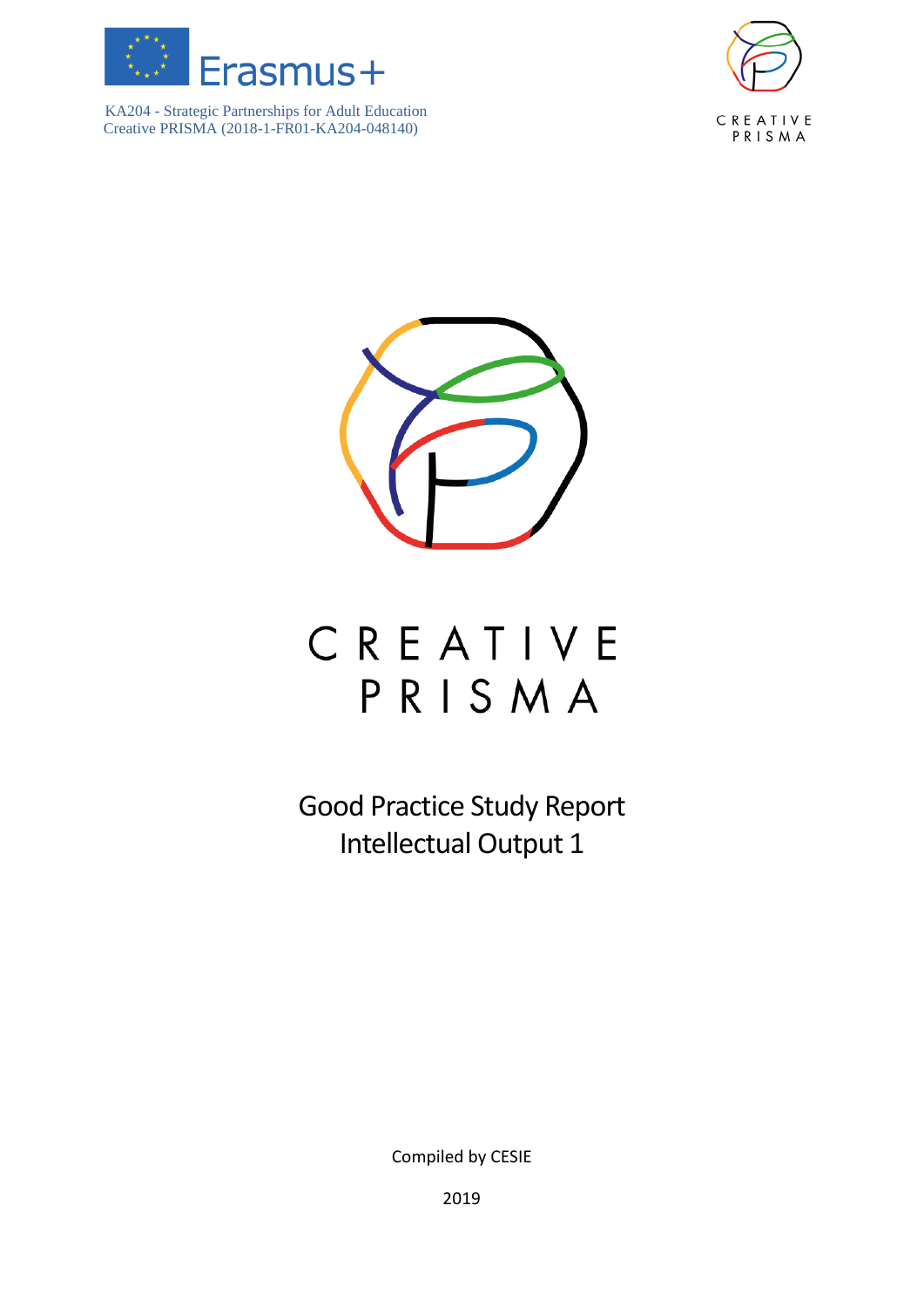Erasmus+

KA204 - Strategic Partnerships for Adult Education
Creative PRISMA (2018-1-FR01-KA204-048140)

CREATIVE PRISMA

# CREATIVE PRISMA

## Good Practice Study Report
## Intellectual Output 1

Compiled by CESIE

2019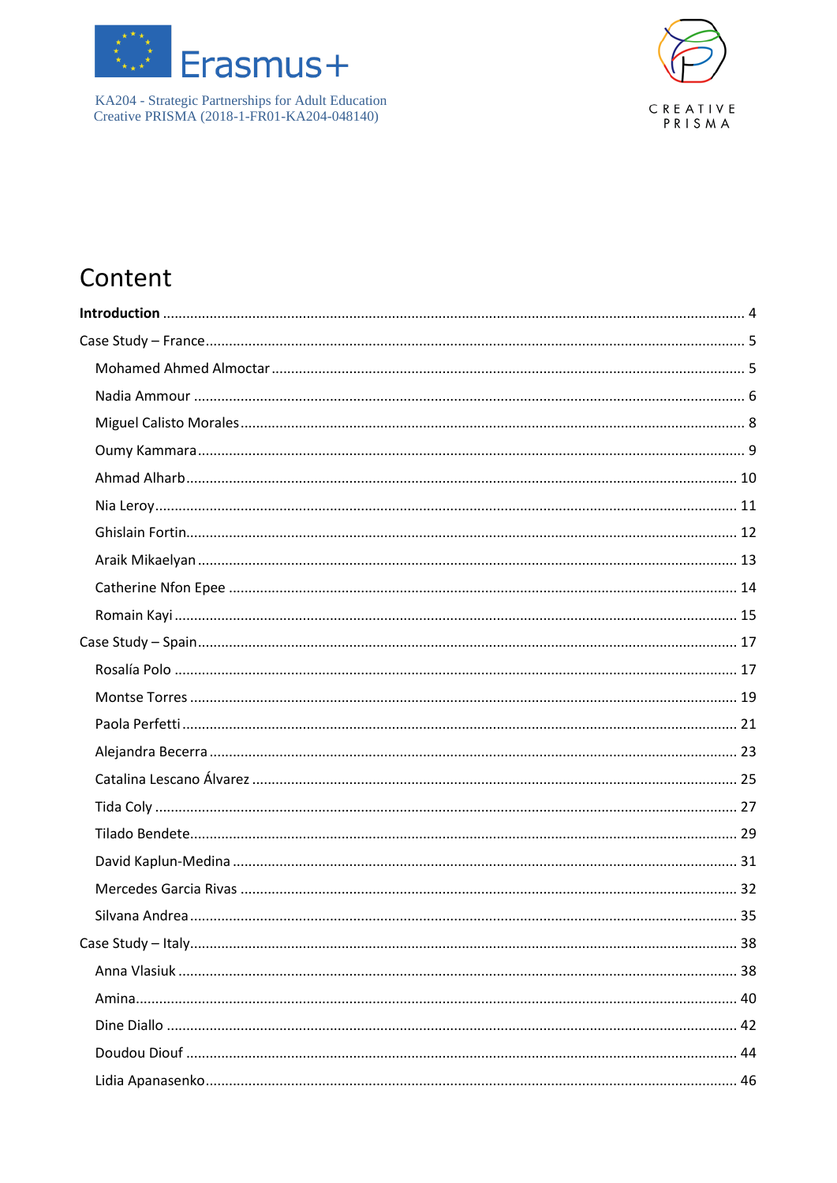KA204 - Strategic Partnerships for Adult Education
Creative PRISMA (2018-1-FR01-KA204-048140)

# Content

**Introduction** ..... 4

Case Study – France ..... 5

- Mohamed Ahmed Almoctar ..... 5
- Nadia Ammour ..... 6
- Miguel Calisto Morales ..... 8
- Oumy Kammara ..... 9
- Ahmad Alharb ..... 10
- Nia Leroy ..... 11
- Ghislain Fortin ..... 12
- Araik Mikaelyan ..... 13
- Catherine Nfon Epee ..... 14
- Romain Kayi ..... 15

Case Study – Spain ..... 17

- Rosalía Polo ..... 17
- Montse Torres ..... 19
- Paola Perfetti ..... 21
- Alejandra Becerra ..... 23
- Catalina Lescano Álvarez ..... 25
- Tida Coly ..... 27
- Tilado Bendete ..... 29
- David Kaplun-Medina ..... 31
- Mercedes Garcia Rivas ..... 32
- Silvana Andrea ..... 35

Case Study – Italy ..... 38

- Anna Vlasiuk ..... 38
- Amina ..... 40
- Dine Diallo ..... 42
- Doudou Diouf ..... 44
- Lidia Apanasenko ..... 46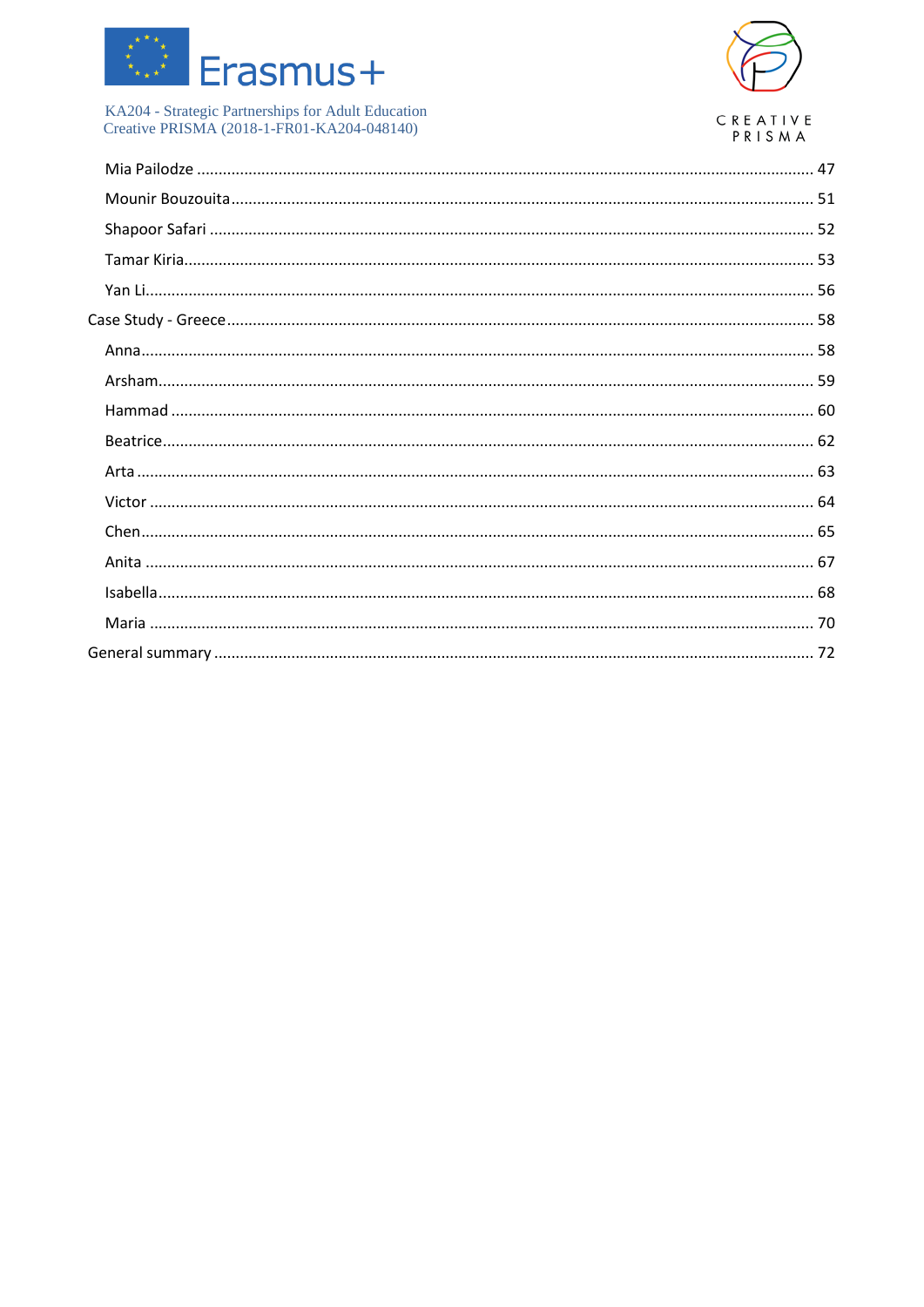Mia Pailodze ........................................................................................................................................ 47

Mounir Bouzouita................................................................................................................................ 51

Shapoor Safari ..................................................................................................................................... 52

Tamar Kiria........................................................................................................................................... 53

Yan Li.................................................................................................................................................... 56

Case Study - Greece ................................................................................................................................ 58

Anna..................................................................................................................................................... 58

Arsham................................................................................................................................................. 59

Hammad .............................................................................................................................................. 60

Beatrice................................................................................................................................................ 62

Arta ...................................................................................................................................................... 63

Victor ................................................................................................................................................... 64

Chen..................................................................................................................................................... 65

Anita .................................................................................................................................................... 67

Isabella................................................................................................................................................. 68

Maria ................................................................................................................................................... 70

General summary ................................................................................................................................... 72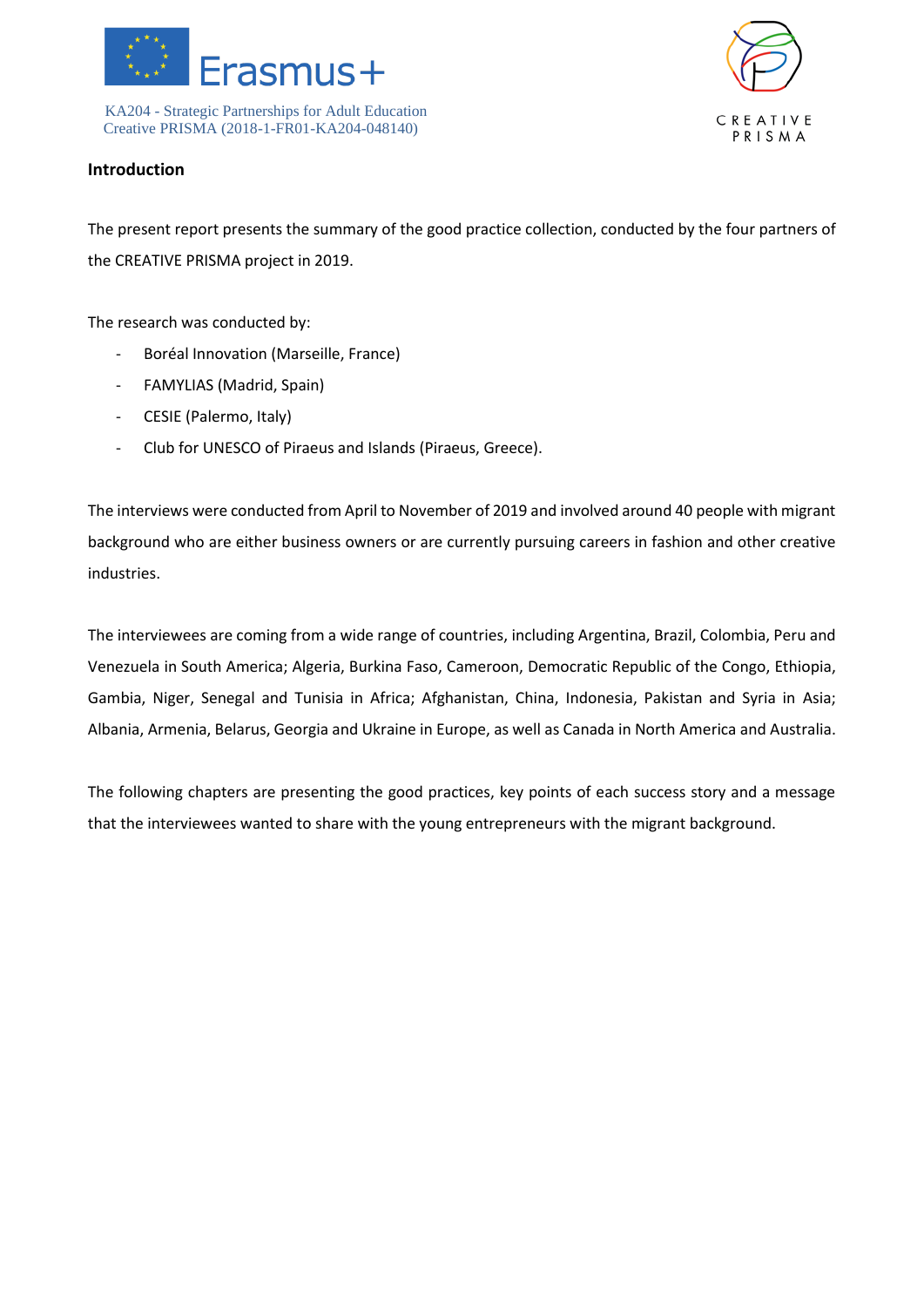## Introduction

The present report presents the summary of the good practice collection, conducted by the four partners of the CREATIVE PRISMA project in 2019.

The research was conducted by:

- Boréal Innovation (Marseille, France)
- FAMYLIAS (Madrid, Spain)
- CESIE (Palermo, Italy)
- Club for UNESCO of Piraeus and Islands (Piraeus, Greece).

The interviews were conducted from April to November of 2019 and involved around 40 people with migrant background who are either business owners or are currently pursuing careers in fashion and other creative industries.

The interviewees are coming from a wide range of countries, including Argentina, Brazil, Colombia, Peru and Venezuela in South America; Algeria, Burkina Faso, Cameroon, Democratic Republic of the Congo, Ethiopia, Gambia, Niger, Senegal and Tunisia in Africa; Afghanistan, China, Indonesia, Pakistan and Syria in Asia; Albania, Armenia, Belarus, Georgia and Ukraine in Europe, as well as Canada in North America and Australia.

The following chapters are presenting the good practices, key points of each success story and a message that the interviewees wanted to share with the young entrepreneurs with the migrant background.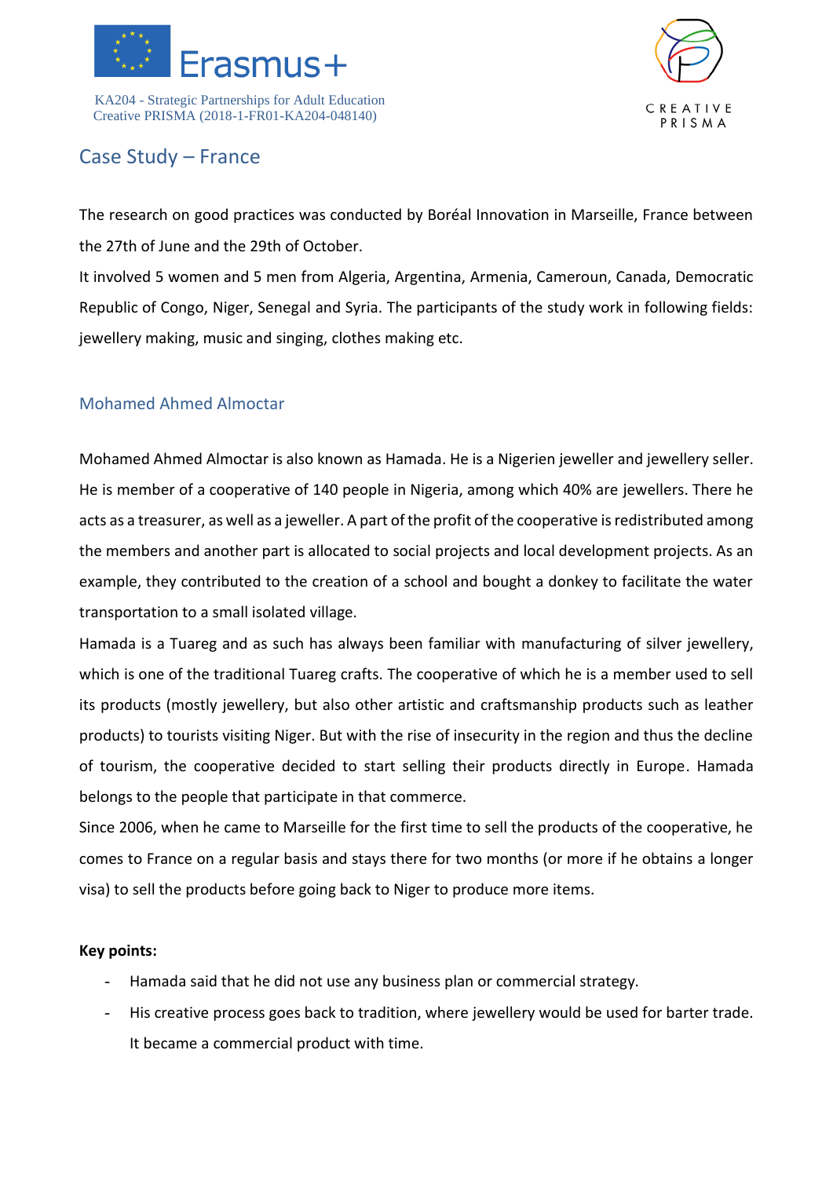## Case Study – France

The research on good practices was conducted by Boréal Innovation in Marseille, France between the 27th of June and the 29th of October.

It involved 5 women and 5 men from Algeria, Argentina, Armenia, Cameroun, Canada, Democratic Republic of Congo, Niger, Senegal and Syria. The participants of the study work in following fields: jewellery making, music and singing, clothes making etc.

### Mohamed Ahmed Almoctar

Mohamed Ahmed Almoctar is also known as Hamada. He is a Nigerien jeweller and jewellery seller. He is member of a cooperative of 140 people in Nigeria, among which 40% are jewellers. There he acts as a treasurer, as well as a jeweller. A part of the profit of the cooperative is redistributed among the members and another part is allocated to social projects and local development projects. As an example, they contributed to the creation of a school and bought a donkey to facilitate the water transportation to a small isolated village.

Hamada is a Tuareg and as such has always been familiar with manufacturing of silver jewellery, which is one of the traditional Tuareg crafts. The cooperative of which he is a member used to sell its products (mostly jewellery, but also other artistic and craftsmanship products such as leather products) to tourists visiting Niger. But with the rise of insecurity in the region and thus the decline of tourism, the cooperative decided to start selling their products directly in Europe. Hamada belongs to the people that participate in that commerce.

Since 2006, when he came to Marseille for the first time to sell the products of the cooperative, he comes to France on a regular basis and stays there for two months (or more if he obtains a longer visa) to sell the products before going back to Niger to produce more items.

**Key points:**

- Hamada said that he did not use any business plan or commercial strategy.
- His creative process goes back to tradition, where jewellery would be used for barter trade. It became a commercial product with time.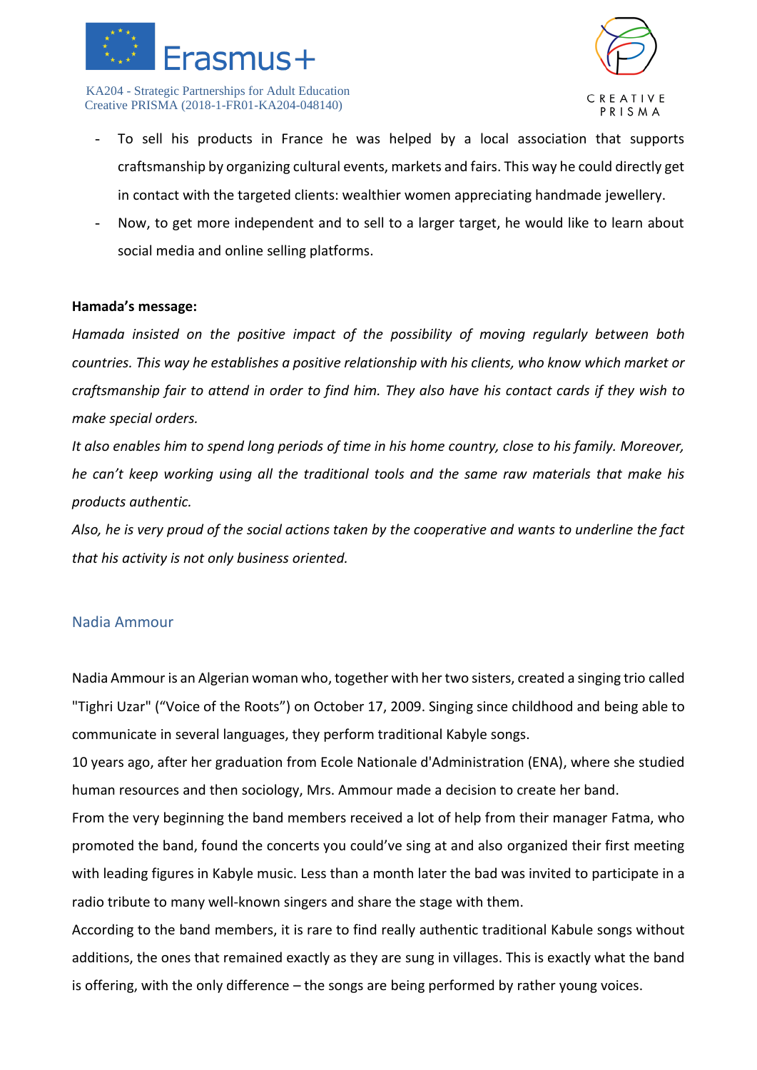- To sell his products in France he was helped by a local association that supports craftsmanship by organizing cultural events, markets and fairs. This way he could directly get in contact with the targeted clients: wealthier women appreciating handmade jewellery.
- Now, to get more independent and to sell to a larger target, he would like to learn about social media and online selling platforms.

**Hamada's message:**

*Hamada insisted on the positive impact of the possibility of moving regularly between both countries. This way he establishes a positive relationship with his clients, who know which market or craftsmanship fair to attend in order to find him. They also have his contact cards if they wish to make special orders.*

*It also enables him to spend long periods of time in his home country, close to his family. Moreover, he can't keep working using all the traditional tools and the same raw materials that make his products authentic.*

*Also, he is very proud of the social actions taken by the cooperative and wants to underline the fact that his activity is not only business oriented.*

## Nadia Ammour

Nadia Ammour is an Algerian woman who, together with her two sisters, created a singing trio called "Tighri Uzar" ("Voice of the Roots") on October 17, 2009. Singing since childhood and being able to communicate in several languages, they perform traditional Kabyle songs.

10 years ago, after her graduation from Ecole Nationale d'Administration (ENA), where she studied human resources and then sociology, Mrs. Ammour made a decision to create her band.

From the very beginning the band members received a lot of help from their manager Fatma, who promoted the band, found the concerts you could've sing at and also organized their first meeting with leading figures in Kabyle music. Less than a month later the bad was invited to participate in a radio tribute to many well-known singers and share the stage with them.

According to the band members, it is rare to find really authentic traditional Kabule songs without additions, the ones that remained exactly as they are sung in villages. This is exactly what the band is offering, with the only difference – the songs are being performed by rather young voices.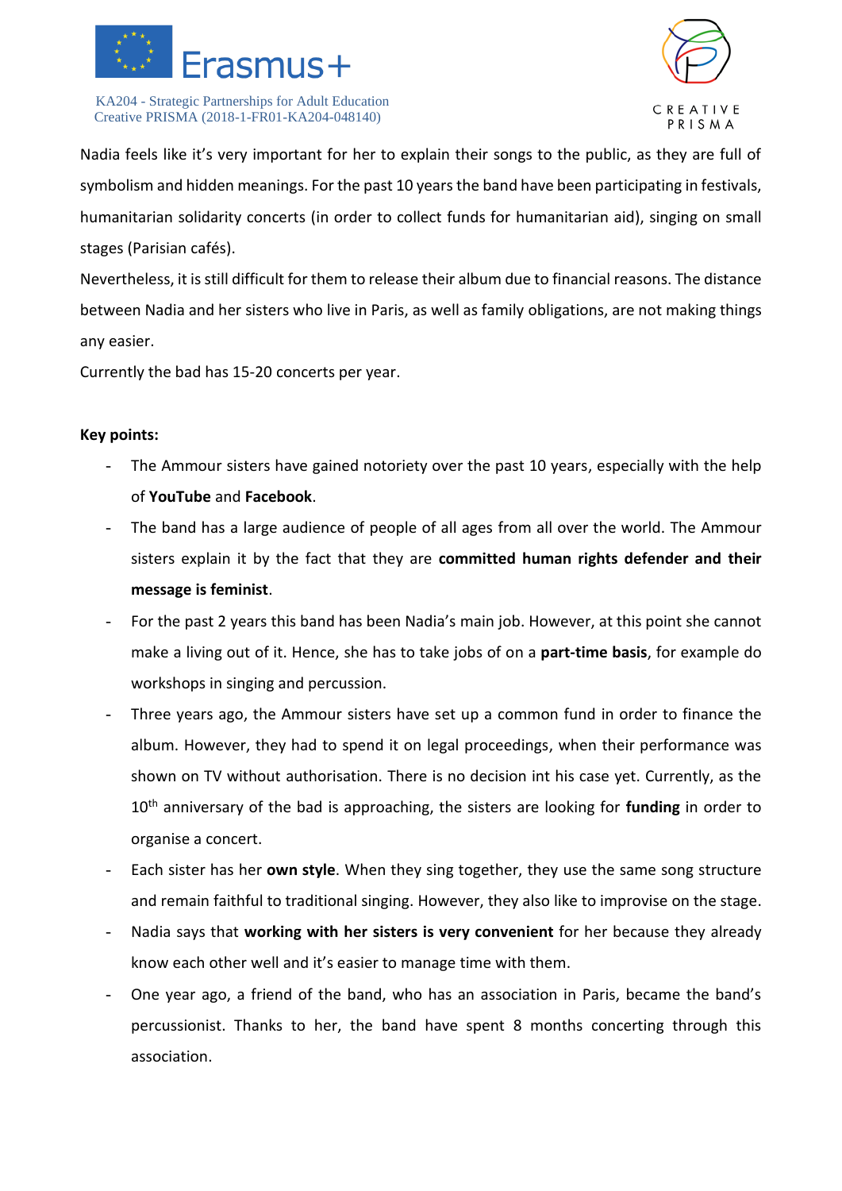Nadia feels like it's very important for her to explain their songs to the public, as they are full of symbolism and hidden meanings. For the past 10 years the band have been participating in festivals, humanitarian solidarity concerts (in order to collect funds for humanitarian aid), singing on small stages (Parisian cafés).

Nevertheless, it is still difficult for them to release their album due to financial reasons. The distance between Nadia and her sisters who live in Paris, as well as family obligations, are not making things any easier.

Currently the bad has 15-20 concerts per year.

**Key points:**

- The Ammour sisters have gained notoriety over the past 10 years, especially with the help of **YouTube** and **Facebook**.
- The band has a large audience of people of all ages from all over the world. The Ammour sisters explain it by the fact that they are **committed human rights defender and their message is feminist**.
- For the past 2 years this band has been Nadia's main job. However, at this point she cannot make a living out of it. Hence, she has to take jobs of on a **part-time basis**, for example do workshops in singing and percussion.
- Three years ago, the Ammour sisters have set up a common fund in order to finance the album. However, they had to spend it on legal proceedings, when their performance was shown on TV without authorisation. There is no decision int his case yet. Currently, as the 10th anniversary of the bad is approaching, the sisters are looking for **funding** in order to organise a concert.
- Each sister has her **own style**. When they sing together, they use the same song structure and remain faithful to traditional singing. However, they also like to improvise on the stage.
- Nadia says that **working with her sisters is very convenient** for her because they already know each other well and it's easier to manage time with them.
- One year ago, a friend of the band, who has an association in Paris, became the band's percussionist. Thanks to her, the band have spent 8 months concerting through this association.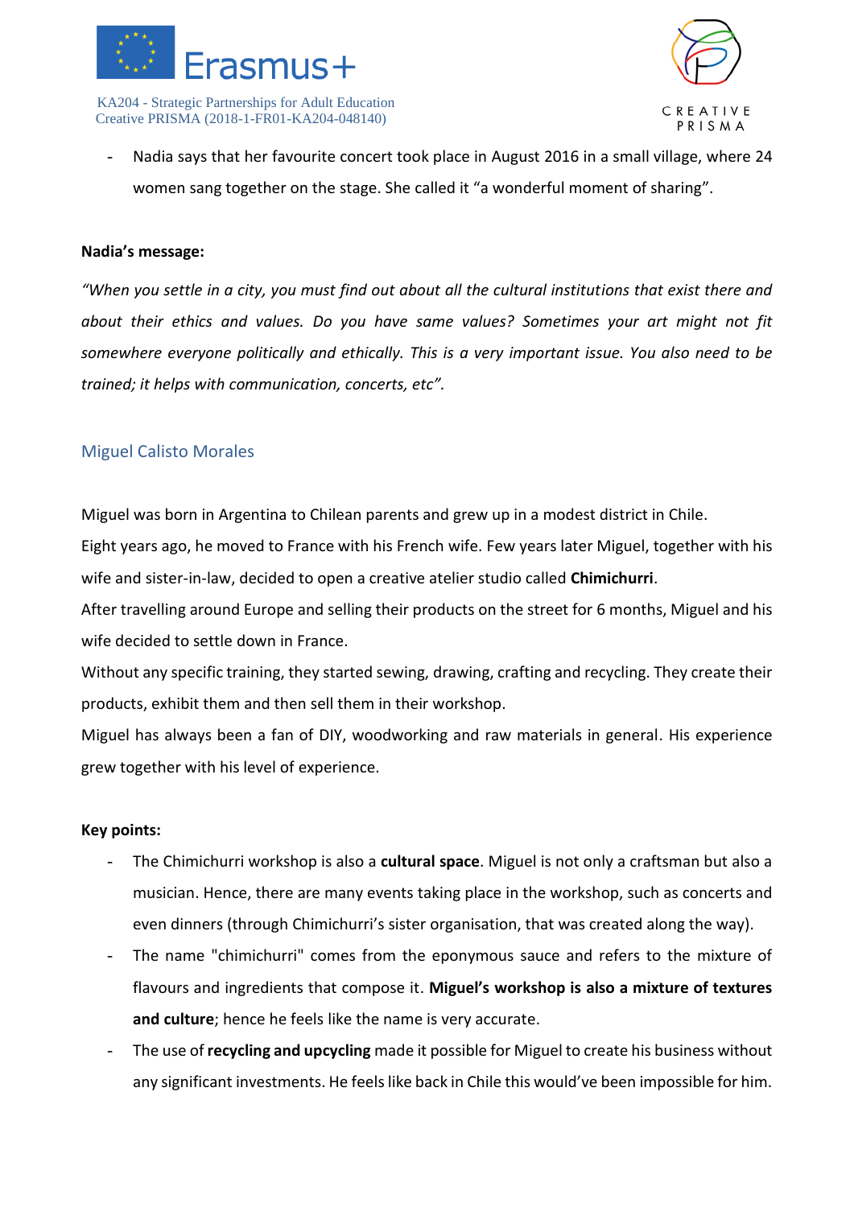- Nadia says that her favourite concert took place in August 2016 in a small village, where 24 women sang together on the stage. She called it “a wonderful moment of sharing”.

**Nadia’s message:**

*“When you settle in a city, you must find out about all the cultural institutions that exist there and about their ethics and values. Do you have same values? Sometimes your art might not fit somewhere everyone politically and ethically. This is a very important issue. You also need to be trained; it helps with communication, concerts, etc”.*

## Miguel Calisto Morales

Miguel was born in Argentina to Chilean parents and grew up in a modest district in Chile.
Eight years ago, he moved to France with his French wife. Few years later Miguel, together with his wife and sister-in-law, decided to open a creative atelier studio called **Chimichurri**.
After travelling around Europe and selling their products on the street for 6 months, Miguel and his wife decided to settle down in France.
Without any specific training, they started sewing, drawing, crafting and recycling. They create their products, exhibit them and then sell them in their workshop.
Miguel has always been a fan of DIY, woodworking and raw materials in general. His experience grew together with his level of experience.

**Key points:**

- The Chimichurri workshop is also a **cultural space**. Miguel is not only a craftsman but also a musician. Hence, there are many events taking place in the workshop, such as concerts and even dinners (through Chimichurri’s sister organisation, that was created along the way).
- The name "chimichurri" comes from the eponymous sauce and refers to the mixture of flavours and ingredients that compose it. **Miguel’s workshop is also a mixture of textures and culture**; hence he feels like the name is very accurate.
- The use of **recycling and upcycling** made it possible for Miguel to create his business without any significant investments. He feels like back in Chile this would’ve been impossible for him.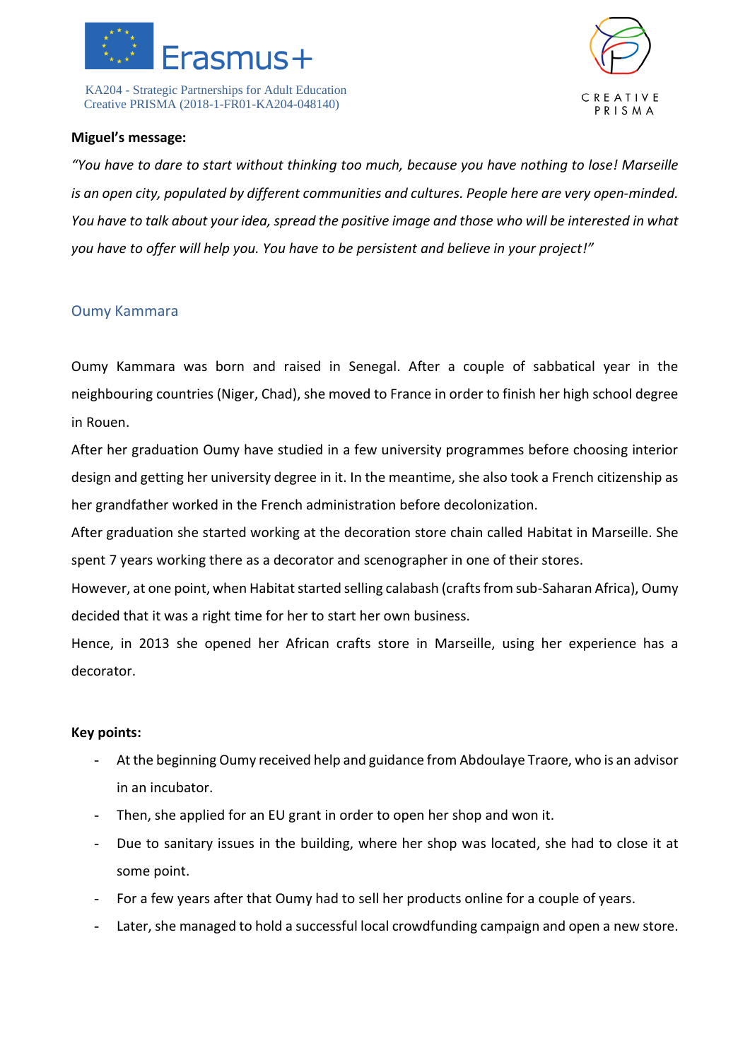**Miguel's message:**

*"You have to dare to start without thinking too much, because you have nothing to lose! Marseille is an open city, populated by different communities and cultures. People here are very open-minded. You have to talk about your idea, spread the positive image and those who will be interested in what you have to offer will help you. You have to be persistent and believe in your project!"*

## Oumy Kammara

Oumy Kammara was born and raised in Senegal. After a couple of sabbatical year in the neighbouring countries (Niger, Chad), she moved to France in order to finish her high school degree in Rouen.

After her graduation Oumy have studied in a few university programmes before choosing interior design and getting her university degree in it. In the meantime, she also took a French citizenship as her grandfather worked in the French administration before decolonization.

After graduation she started working at the decoration store chain called Habitat in Marseille. She spent 7 years working there as a decorator and scenographer in one of their stores.

However, at one point, when Habitat started selling calabash (crafts from sub-Saharan Africa), Oumy decided that it was a right time for her to start her own business.

Hence, in 2013 she opened her African crafts store in Marseille, using her experience has a decorator.

**Key points:**

- At the beginning Oumy received help and guidance from Abdoulaye Traore, who is an advisor in an incubator.
- Then, she applied for an EU grant in order to open her shop and won it.
- Due to sanitary issues in the building, where her shop was located, she had to close it at some point.
- For a few years after that Oumy had to sell her products online for a couple of years.
- Later, she managed to hold a successful local crowdfunding campaign and open a new store.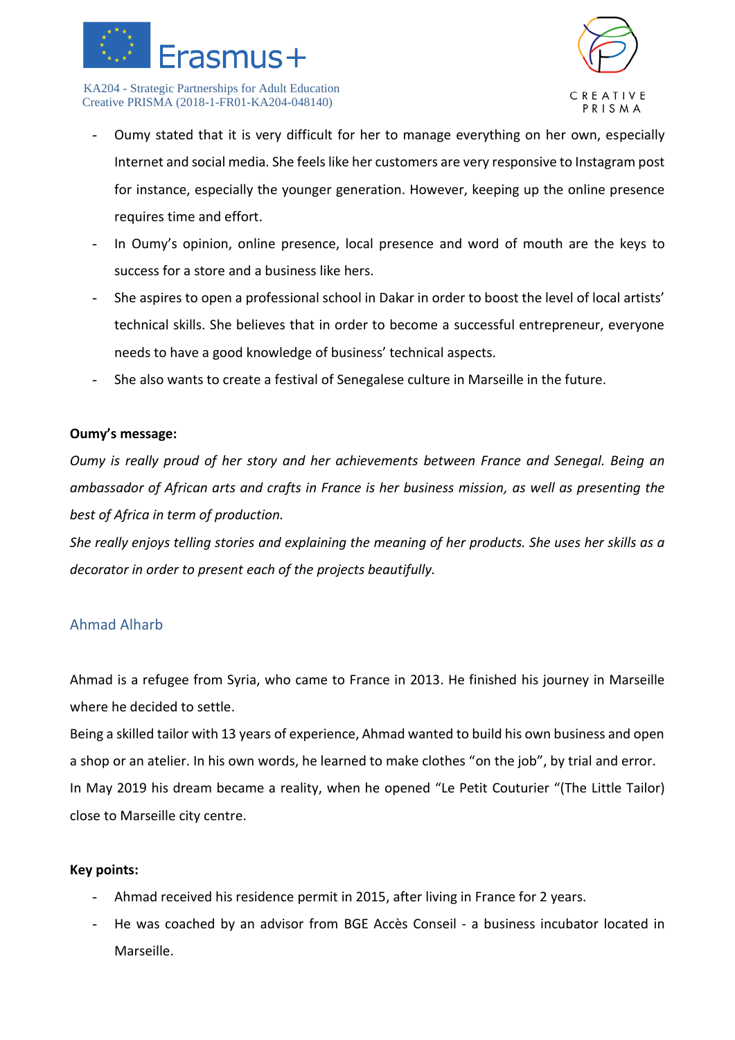- Oumy stated that it is very difficult for her to manage everything on her own, especially Internet and social media. She feels like her customers are very responsive to Instagram post for instance, especially the younger generation. However, keeping up the online presence requires time and effort.
- In Oumy's opinion, online presence, local presence and word of mouth are the keys to success for a store and a business like hers.
- She aspires to open a professional school in Dakar in order to boost the level of local artists' technical skills. She believes that in order to become a successful entrepreneur, everyone needs to have a good knowledge of business' technical aspects.
- She also wants to create a festival of Senegalese culture in Marseille in the future.

**Oumy's message:**

*Oumy is really proud of her story and her achievements between France and Senegal. Being an ambassador of African arts and crafts in France is her business mission, as well as presenting the best of Africa in term of production.*

*She really enjoys telling stories and explaining the meaning of her products. She uses her skills as a decorator in order to present each of the projects beautifully.*

## Ahmad Alharb

Ahmad is a refugee from Syria, who came to France in 2013. He finished his journey in Marseille where he decided to settle.

Being a skilled tailor with 13 years of experience, Ahmad wanted to build his own business and open a shop or an atelier. In his own words, he learned to make clothes "on the job", by trial and error.

In May 2019 his dream became a reality, when he opened "Le Petit Couturier "(The Little Tailor) close to Marseille city centre.

**Key points:**

- Ahmad received his residence permit in 2015, after living in France for 2 years.
- He was coached by an advisor from BGE Accès Conseil - a business incubator located in Marseille.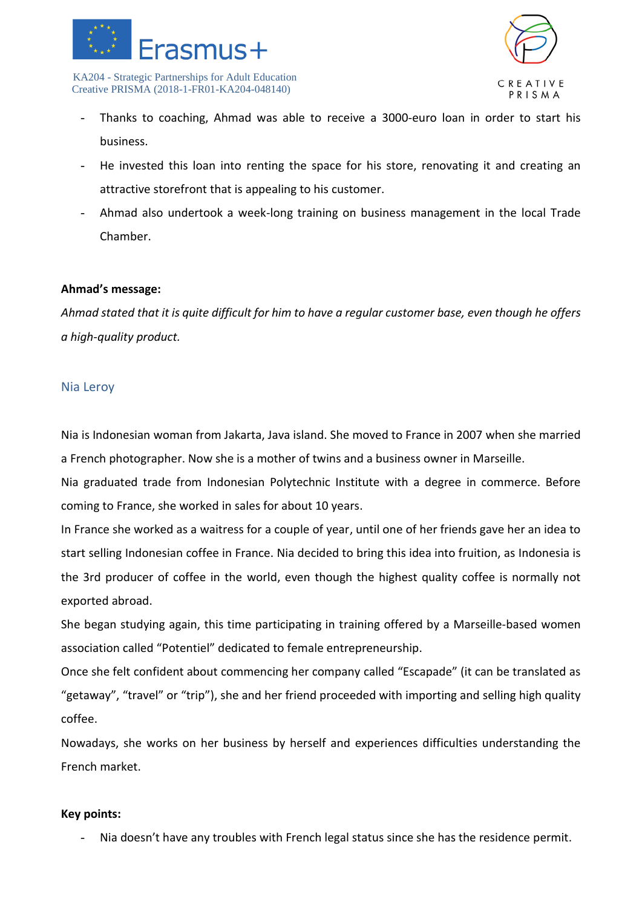- Thanks to coaching, Ahmad was able to receive a 3000-euro loan in order to start his business.
- He invested this loan into renting the space for his store, renovating it and creating an attractive storefront that is appealing to his customer.
- Ahmad also undertook a week-long training on business management in the local Trade Chamber.

**Ahmad's message:**

*Ahmad stated that it is quite difficult for him to have a regular customer base, even though he offers a high-quality product.*

## Nia Leroy

Nia is Indonesian woman from Jakarta, Java island. She moved to France in 2007 when she married a French photographer. Now she is a mother of twins and a business owner in Marseille.

Nia graduated trade from Indonesian Polytechnic Institute with a degree in commerce. Before coming to France, she worked in sales for about 10 years.

In France she worked as a waitress for a couple of year, until one of her friends gave her an idea to start selling Indonesian coffee in France. Nia decided to bring this idea into fruition, as Indonesia is the 3rd producer of coffee in the world, even though the highest quality coffee is normally not exported abroad.

She began studying again, this time participating in training offered by a Marseille-based women association called "Potentiel" dedicated to female entrepreneurship.

Once she felt confident about commencing her company called "Escapade" (it can be translated as "getaway", "travel" or "trip"), she and her friend proceeded with importing and selling high quality coffee.

Nowadays, she works on her business by herself and experiences difficulties understanding the French market.

**Key points:**

- Nia doesn't have any troubles with French legal status since she has the residence permit.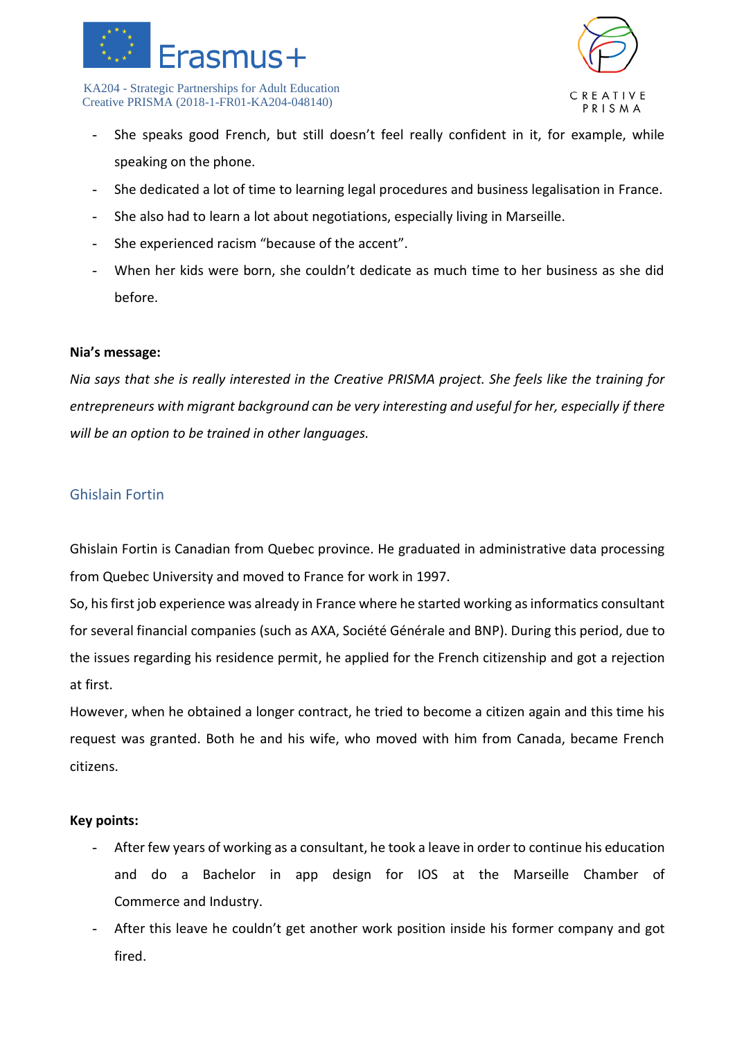- She speaks good French, but still doesn't feel really confident in it, for example, while speaking on the phone.
- She dedicated a lot of time to learning legal procedures and business legalisation in France.
- She also had to learn a lot about negotiations, especially living in Marseille.
- She experienced racism "because of the accent".
- When her kids were born, she couldn't dedicate as much time to her business as she did before.

**Nia's message:**

*Nia says that she is really interested in the Creative PRISMA project. She feels like the training for entrepreneurs with migrant background can be very interesting and useful for her, especially if there will be an option to be trained in other languages.*

## Ghislain Fortin

Ghislain Fortin is Canadian from Quebec province. He graduated in administrative data processing from Quebec University and moved to France for work in 1997.

So, his first job experience was already in France where he started working as informatics consultant for several financial companies (such as AXA, Société Générale and BNP). During this period, due to the issues regarding his residence permit, he applied for the French citizenship and got a rejection at first.

However, when he obtained a longer contract, he tried to become a citizen again and this time his request was granted. Both he and his wife, who moved with him from Canada, became French citizens.

**Key points:**

- After few years of working as a consultant, he took a leave in order to continue his education and do a Bachelor in app design for IOS at the Marseille Chamber of Commerce and Industry.
- After this leave he couldn't get another work position inside his former company and got fired.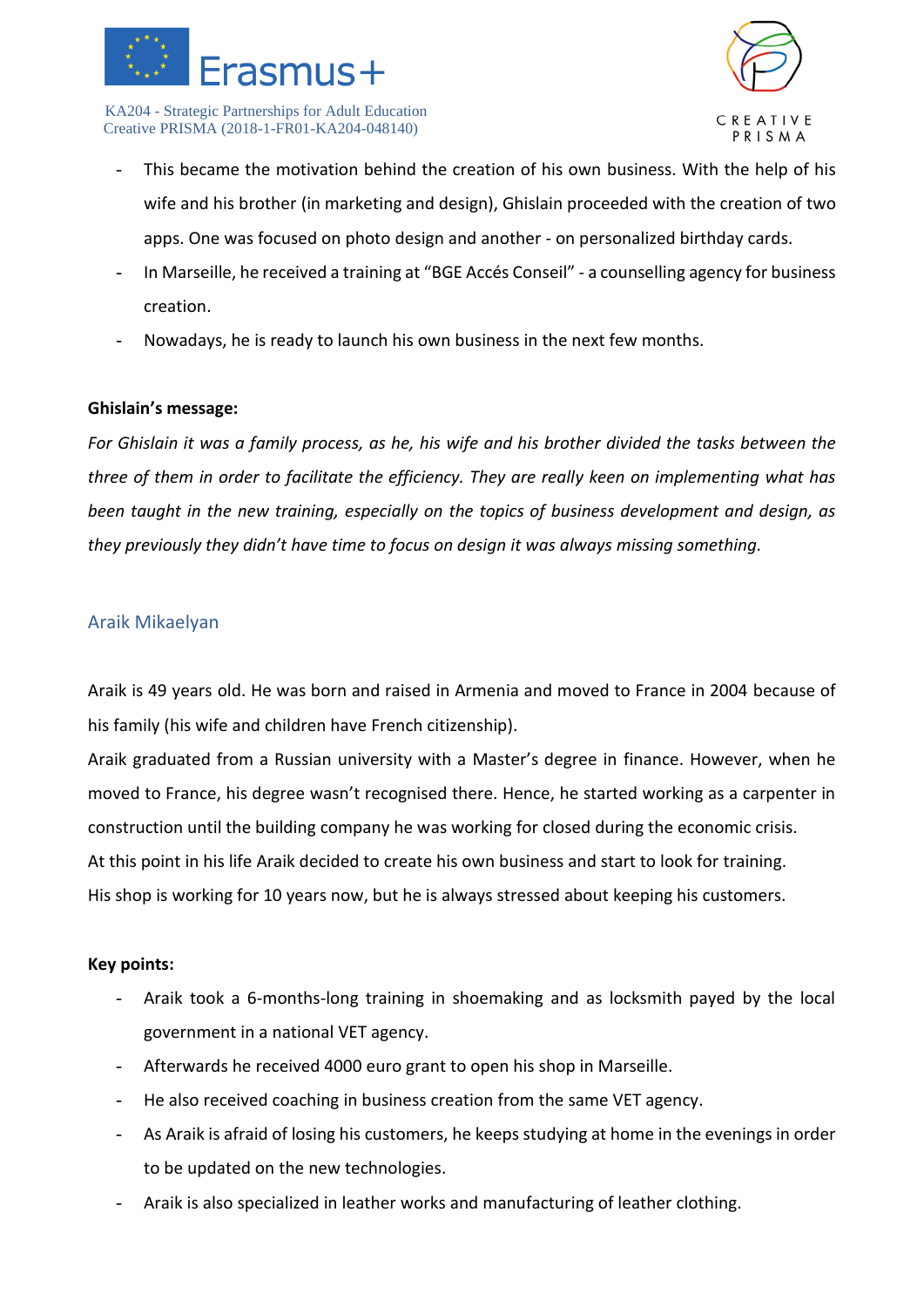- This became the motivation behind the creation of his own business. With the help of his wife and his brother (in marketing and design), Ghislain proceeded with the creation of two apps. One was focused on photo design and another - on personalized birthday cards.
- In Marseille, he received a training at "BGE Accés Conseil" - a counselling agency for business creation.
- Nowadays, he is ready to launch his own business in the next few months.

**Ghislain's message:**

*For Ghislain it was a family process, as he, his wife and his brother divided the tasks between the three of them in order to facilitate the efficiency. They are really keen on implementing what has been taught in the new training, especially on the topics of business development and design, as they previously they didn't have time to focus on design it was always missing something.*

## Araik Mikaelyan

Araik is 49 years old. He was born and raised in Armenia and moved to France in 2004 because of his family (his wife and children have French citizenship).

Araik graduated from a Russian university with a Master's degree in finance. However, when he moved to France, his degree wasn't recognised there. Hence, he started working as a carpenter in construction until the building company he was working for closed during the economic crisis.

At this point in his life Araik decided to create his own business and start to look for training.

His shop is working for 10 years now, but he is always stressed about keeping his customers.

**Key points:**

- Araik took a 6-months-long training in shoemaking and as locksmith payed by the local government in a national VET agency.
- Afterwards he received 4000 euro grant to open his shop in Marseille.
- He also received coaching in business creation from the same VET agency.
- As Araik is afraid of losing his customers, he keeps studying at home in the evenings in order to be updated on the new technologies.
- Araik is also specialized in leather works and manufacturing of leather clothing.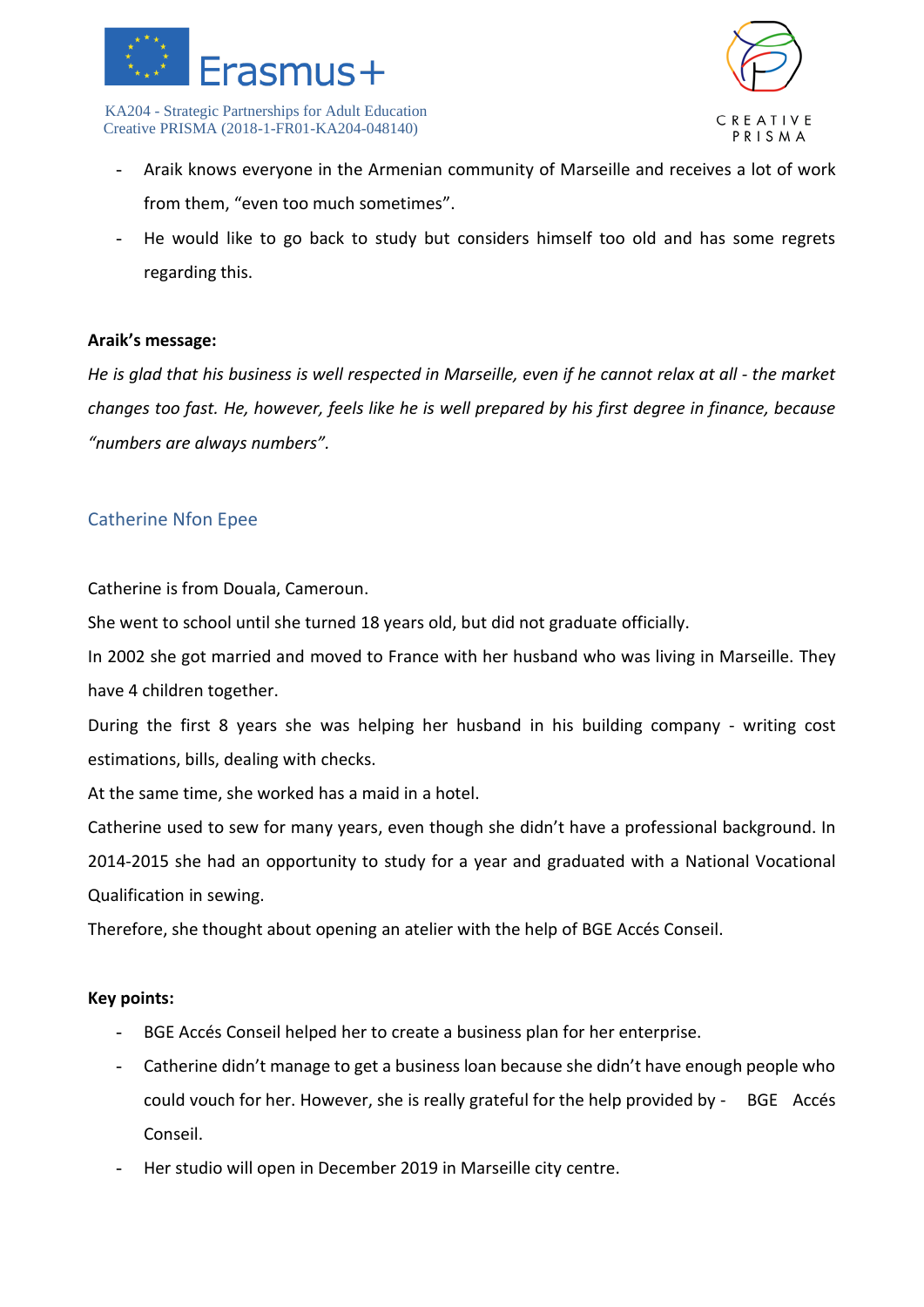- Araik knows everyone in the Armenian community of Marseille and receives a lot of work from them, "even too much sometimes".
- He would like to go back to study but considers himself too old and has some regrets regarding this.

**Araik's message:**

*He is glad that his business is well respected in Marseille, even if he cannot relax at all - the market changes too fast. He, however, feels like he is well prepared by his first degree in finance, because "numbers are always numbers".*

## Catherine Nfon Epee

Catherine is from Douala, Cameroun.

She went to school until she turned 18 years old, but did not graduate officially.

In 2002 she got married and moved to France with her husband who was living in Marseille. They have 4 children together.

During the first 8 years she was helping her husband in his building company - writing cost estimations, bills, dealing with checks.

At the same time, she worked has a maid in a hotel.

Catherine used to sew for many years, even though she didn't have a professional background. In 2014-2015 she had an opportunity to study for a year and graduated with a National Vocational Qualification in sewing.

Therefore, she thought about opening an atelier with the help of BGE Accés Conseil.

**Key points:**

- BGE Accés Conseil helped her to create a business plan for her enterprise.
- Catherine didn't manage to get a business loan because she didn't have enough people who could vouch for her. However, she is really grateful for the help provided by - BGE Accés Conseil.
- Her studio will open in December 2019 in Marseille city centre.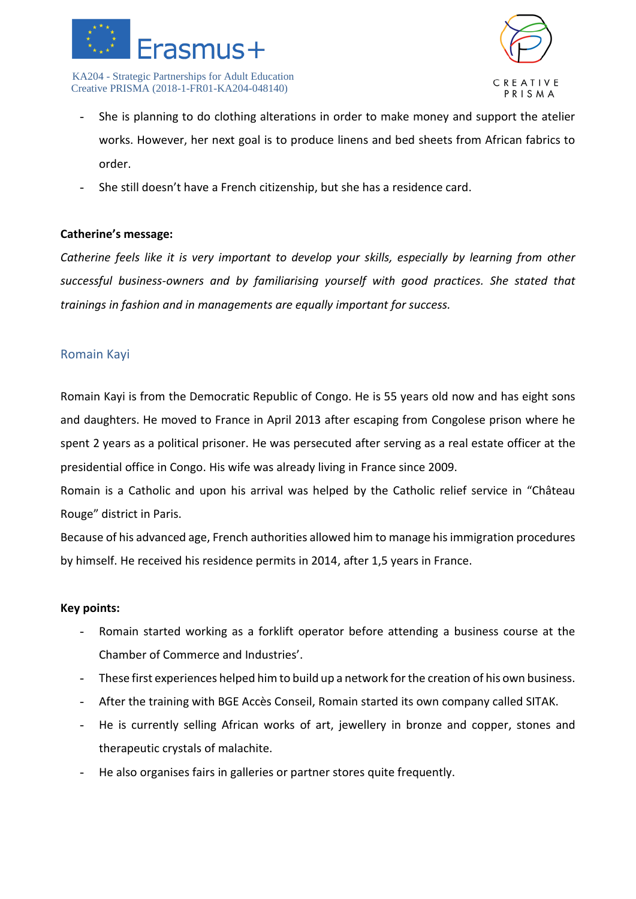- She is planning to do clothing alterations in order to make money and support the atelier works. However, her next goal is to produce linens and bed sheets from African fabrics to order.
- She still doesn't have a French citizenship, but she has a residence card.

**Catherine's message:**

*Catherine feels like it is very important to develop your skills, especially by learning from other successful business-owners and by familiarising yourself with good practices. She stated that trainings in fashion and in managements are equally important for success.*

## Romain Kayi

Romain Kayi is from the Democratic Republic of Congo. He is 55 years old now and has eight sons and daughters. He moved to France in April 2013 after escaping from Congolese prison where he spent 2 years as a political prisoner. He was persecuted after serving as a real estate officer at the presidential office in Congo. His wife was already living in France since 2009.

Romain is a Catholic and upon his arrival was helped by the Catholic relief service in "Château Rouge" district in Paris.

Because of his advanced age, French authorities allowed him to manage his immigration procedures by himself. He received his residence permits in 2014, after 1,5 years in France.

**Key points:**

- Romain started working as a forklift operator before attending a business course at the Chamber of Commerce and Industries'.
- These first experiences helped him to build up a network for the creation of his own business.
- After the training with BGE Accès Conseil, Romain started its own company called SITAK.
- He is currently selling African works of art, jewellery in bronze and copper, stones and therapeutic crystals of malachite.
- He also organises fairs in galleries or partner stores quite frequently.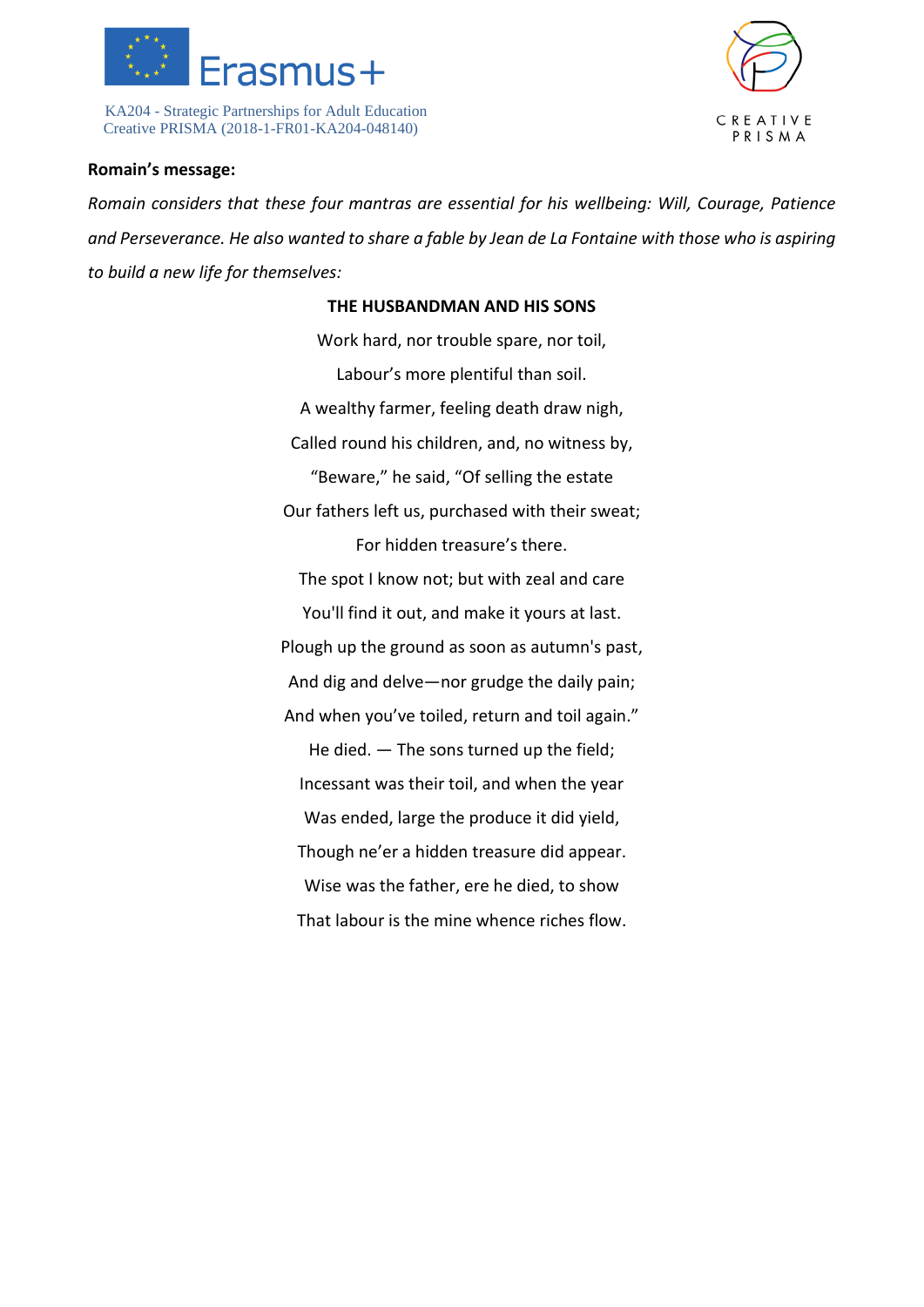**Romain's message:**

*Romain considers that these four mantras are essential for his wellbeing: Will, Courage, Patience and Perseverance. He also wanted to share a fable by Jean de La Fontaine with those who is aspiring to build a new life for themselves:*

**THE HUSBANDMAN AND HIS SONS**

Work hard, nor trouble spare, nor toil,

Labour's more plentiful than soil.

A wealthy farmer, feeling death draw nigh,

Called round his children, and, no witness by,

"Beware," he said, "Of selling the estate

Our fathers left us, purchased with their sweat;

For hidden treasure's there.

The spot I know not; but with zeal and care

You'll find it out, and make it yours at last.

Plough up the ground as soon as autumn's past,

And dig and delve—nor grudge the daily pain;

And when you've toiled, return and toil again."

He died. — The sons turned up the field;

Incessant was their toil, and when the year

Was ended, large the produce it did yield,

Though ne'er a hidden treasure did appear.

Wise was the father, ere he died, to show

That labour is the mine whence riches flow.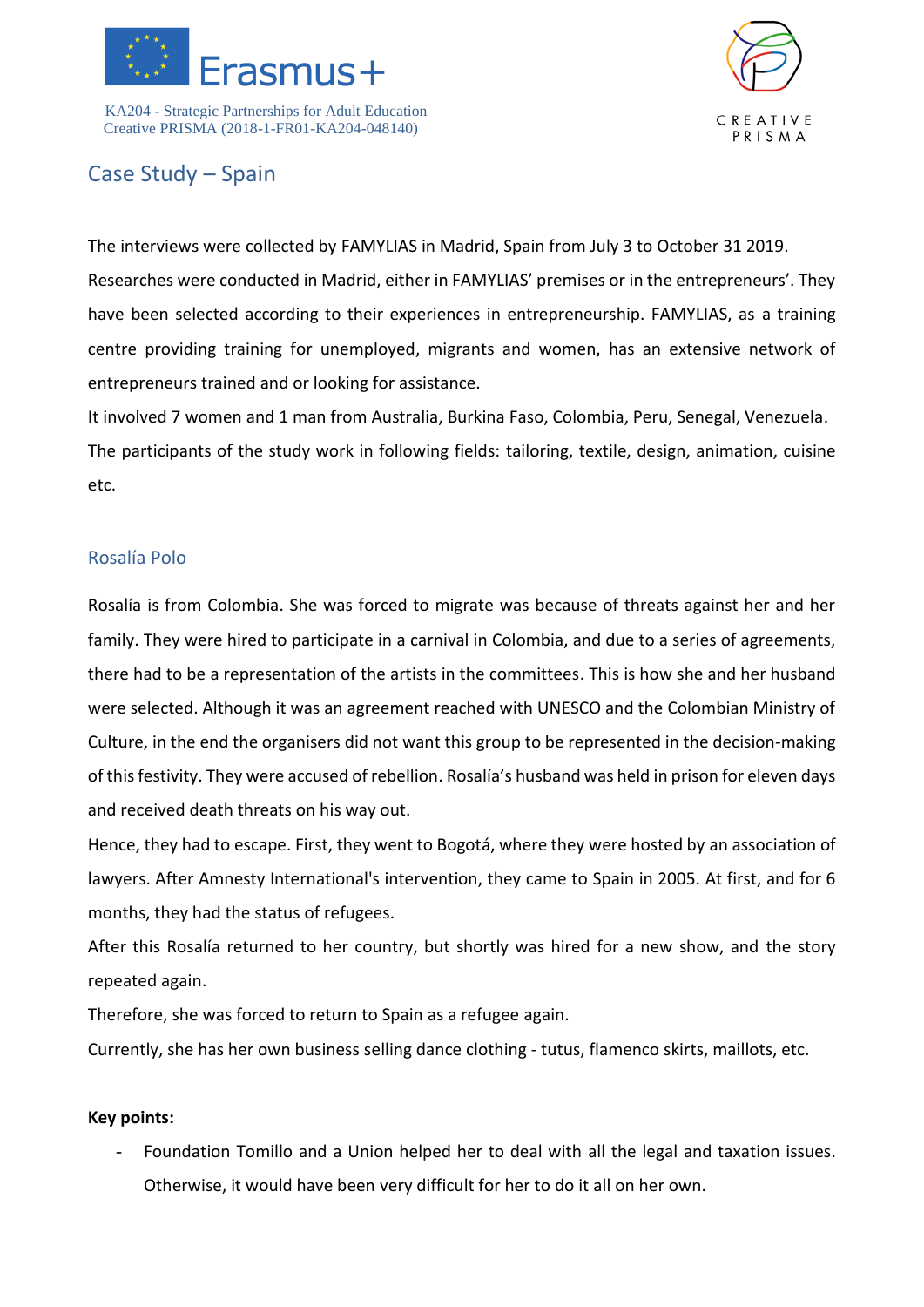## Case Study – Spain

The interviews were collected by FAMYLIAS in Madrid, Spain from July 3 to October 31 2019. Researches were conducted in Madrid, either in FAMYLIAS' premises or in the entrepreneurs'. They have been selected according to their experiences in entrepreneurship. FAMYLIAS, as a training centre providing training for unemployed, migrants and women, has an extensive network of entrepreneurs trained and or looking for assistance.

It involved 7 women and 1 man from Australia, Burkina Faso, Colombia, Peru, Senegal, Venezuela.

The participants of the study work in following fields: tailoring, textile, design, animation, cuisine etc.

### Rosalía Polo

Rosalía is from Colombia. She was forced to migrate was because of threats against her and her family. They were hired to participate in a carnival in Colombia, and due to a series of agreements, there had to be a representation of the artists in the committees. This is how she and her husband were selected. Although it was an agreement reached with UNESCO and the Colombian Ministry of Culture, in the end the organisers did not want this group to be represented in the decision-making of this festivity. They were accused of rebellion. Rosalía's husband was held in prison for eleven days and received death threats on his way out.

Hence, they had to escape. First, they went to Bogotá, where they were hosted by an association of lawyers. After Amnesty International's intervention, they came to Spain in 2005. At first, and for 6 months, they had the status of refugees.

After this Rosalía returned to her country, but shortly was hired for a new show, and the story repeated again.

Therefore, she was forced to return to Spain as a refugee again.

Currently, she has her own business selling dance clothing - tutus, flamenco skirts, maillots, etc.

**Key points:**

- Foundation Tomillo and a Union helped her to deal with all the legal and taxation issues. Otherwise, it would have been very difficult for her to do it all on her own.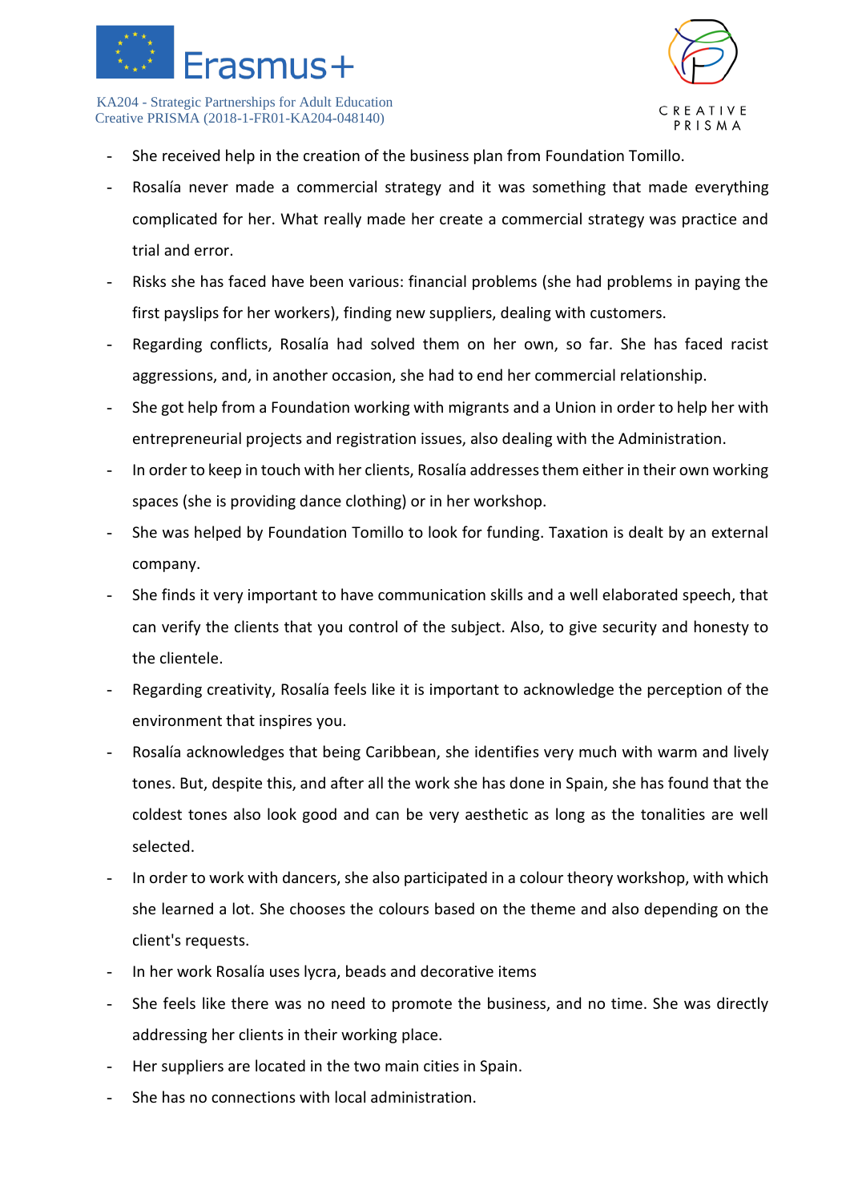- She received help in the creation of the business plan from Foundation Tomillo.
- Rosalía never made a commercial strategy and it was something that made everything complicated for her. What really made her create a commercial strategy was practice and trial and error.
- Risks she has faced have been various: financial problems (she had problems in paying the first payslips for her workers), finding new suppliers, dealing with customers.
- Regarding conflicts, Rosalía had solved them on her own, so far. She has faced racist aggressions, and, in another occasion, she had to end her commercial relationship.
- She got help from a Foundation working with migrants and a Union in order to help her with entrepreneurial projects and registration issues, also dealing with the Administration.
- In order to keep in touch with her clients, Rosalía addresses them either in their own working spaces (she is providing dance clothing) or in her workshop.
- She was helped by Foundation Tomillo to look for funding. Taxation is dealt by an external company.
- She finds it very important to have communication skills and a well elaborated speech, that can verify the clients that you control of the subject. Also, to give security and honesty to the clientele.
- Regarding creativity, Rosalía feels like it is important to acknowledge the perception of the environment that inspires you.
- Rosalía acknowledges that being Caribbean, she identifies very much with warm and lively tones. But, despite this, and after all the work she has done in Spain, she has found that the coldest tones also look good and can be very aesthetic as long as the tonalities are well selected.
- In order to work with dancers, she also participated in a colour theory workshop, with which she learned a lot. She chooses the colours based on the theme and also depending on the client's requests.
- In her work Rosalía uses lycra, beads and decorative items
- She feels like there was no need to promote the business, and no time. She was directly addressing her clients in their working place.
- Her suppliers are located in the two main cities in Spain.
- She has no connections with local administration.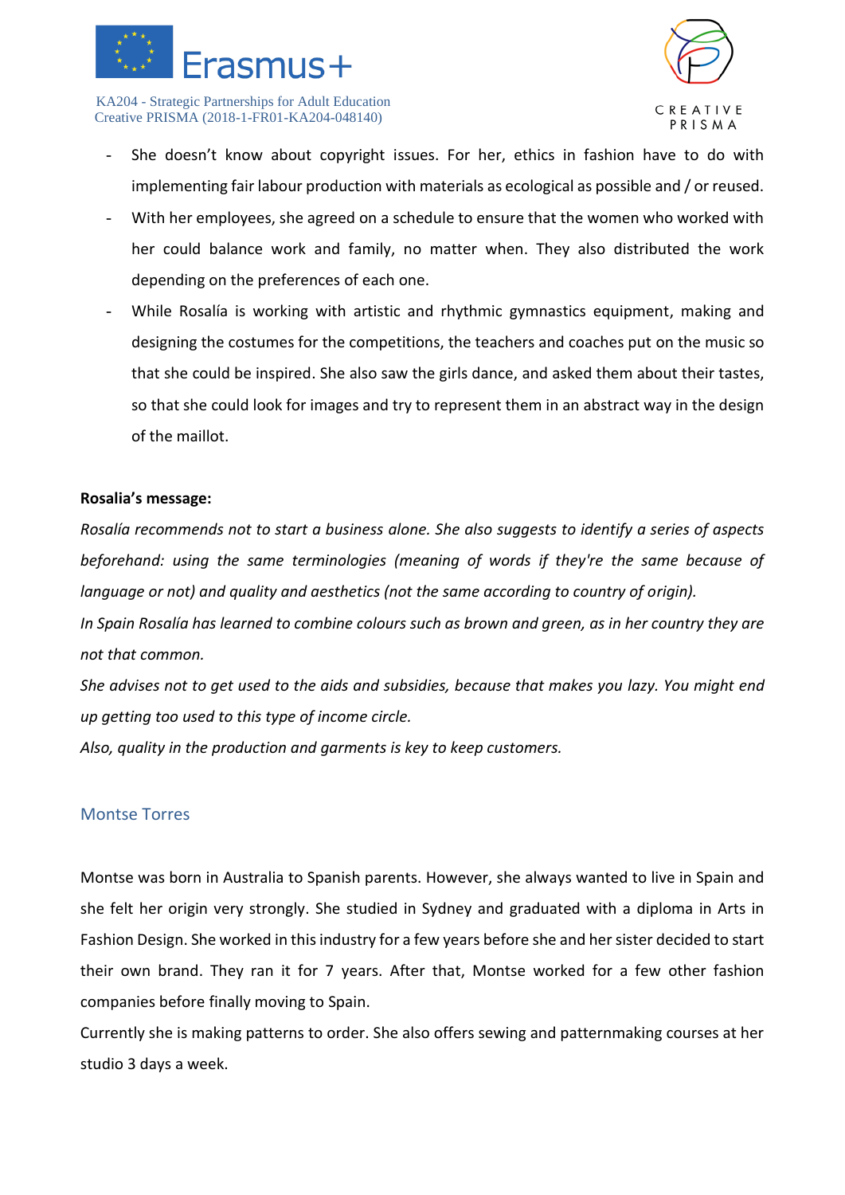- She doesn't know about copyright issues. For her, ethics in fashion have to do with implementing fair labour production with materials as ecological as possible and / or reused.
- With her employees, she agreed on a schedule to ensure that the women who worked with her could balance work and family, no matter when. They also distributed the work depending on the preferences of each one.
- While Rosalía is working with artistic and rhythmic gymnastics equipment, making and designing the costumes for the competitions, the teachers and coaches put on the music so that she could be inspired. She also saw the girls dance, and asked them about their tastes, so that she could look for images and try to represent them in an abstract way in the design of the maillot.

**Rosalia's message:**

*Rosalía recommends not to start a business alone. She also suggests to identify a series of aspects beforehand: using the same terminologies (meaning of words if they're the same because of language or not) and quality and aesthetics (not the same according to country of origin).*

*In Spain Rosalía has learned to combine colours such as brown and green, as in her country they are not that common.*

*She advises not to get used to the aids and subsidies, because that makes you lazy. You might end up getting too used to this type of income circle.*

*Also, quality in the production and garments is key to keep customers.*

## Montse Torres

Montse was born in Australia to Spanish parents. However, she always wanted to live in Spain and she felt her origin very strongly. She studied in Sydney and graduated with a diploma in Arts in Fashion Design. She worked in this industry for a few years before she and her sister decided to start their own brand. They ran it for 7 years. After that, Montse worked for a few other fashion companies before finally moving to Spain.

Currently she is making patterns to order. She also offers sewing and patternmaking courses at her studio 3 days a week.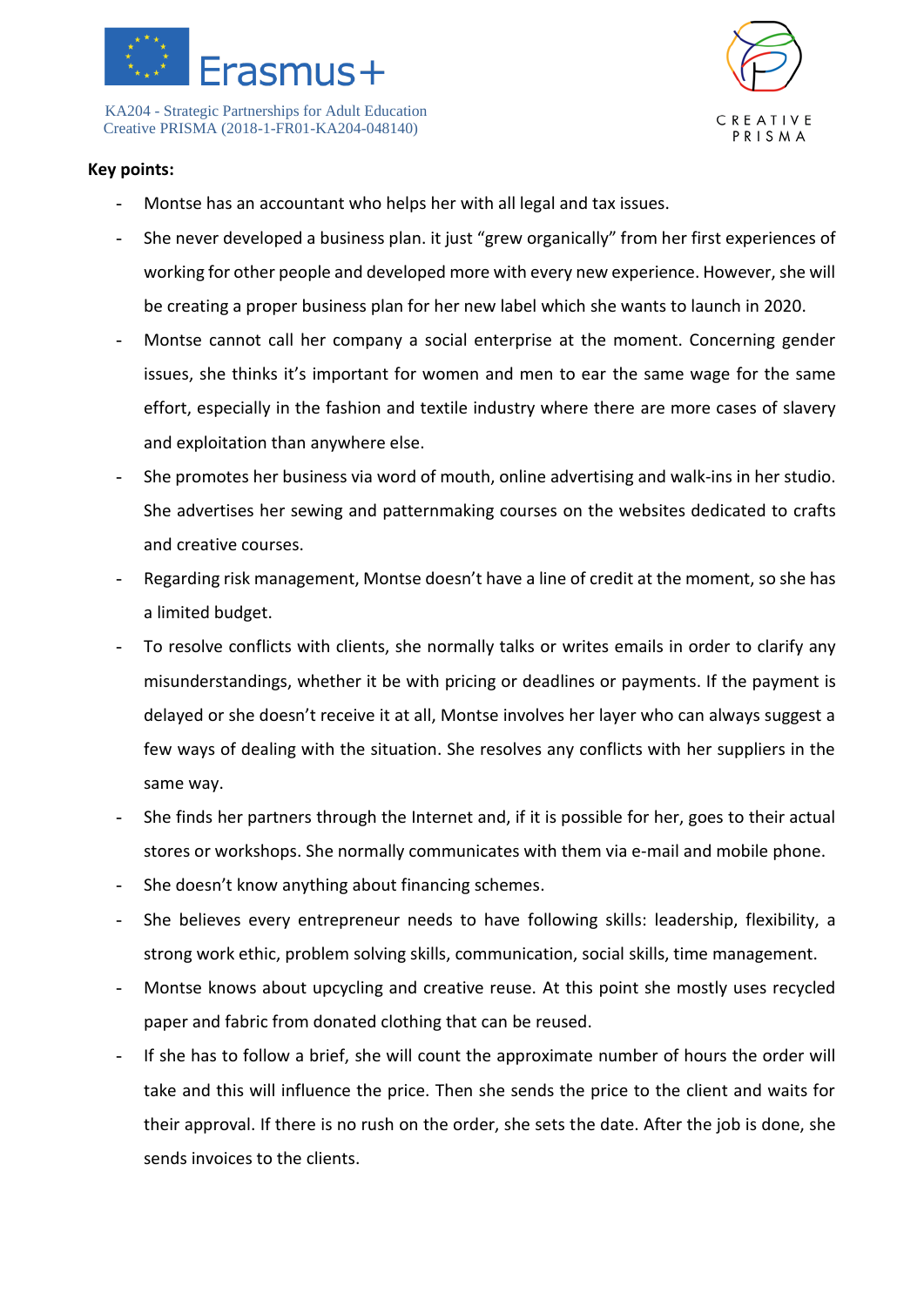**Key points:**

- Montse has an accountant who helps her with all legal and tax issues.
- She never developed a business plan. it just “grew organically” from her first experiences of working for other people and developed more with every new experience. However, she will be creating a proper business plan for her new label which she wants to launch in 2020.
- Montse cannot call her company a social enterprise at the moment. Concerning gender issues, she thinks it’s important for women and men to ear the same wage for the same effort, especially in the fashion and textile industry where there are more cases of slavery and exploitation than anywhere else.
- She promotes her business via word of mouth, online advertising and walk-ins in her studio. She advertises her sewing and patternmaking courses on the websites dedicated to crafts and creative courses.
- Regarding risk management, Montse doesn’t have a line of credit at the moment, so she has a limited budget.
- To resolve conflicts with clients, she normally talks or writes emails in order to clarify any misunderstandings, whether it be with pricing or deadlines or payments. If the payment is delayed or she doesn’t receive it at all, Montse involves her layer who can always suggest a few ways of dealing with the situation. She resolves any conflicts with her suppliers in the same way.
- She finds her partners through the Internet and, if it is possible for her, goes to their actual stores or workshops. She normally communicates with them via e-mail and mobile phone.
- She doesn’t know anything about financing schemes.
- She believes every entrepreneur needs to have following skills: leadership, flexibility, a strong work ethic, problem solving skills, communication, social skills, time management.
- Montse knows about upcycling and creative reuse. At this point she mostly uses recycled paper and fabric from donated clothing that can be reused.
- If she has to follow a brief, she will count the approximate number of hours the order will take and this will influence the price. Then she sends the price to the client and waits for their approval. If there is no rush on the order, she sets the date. After the job is done, she sends invoices to the clients.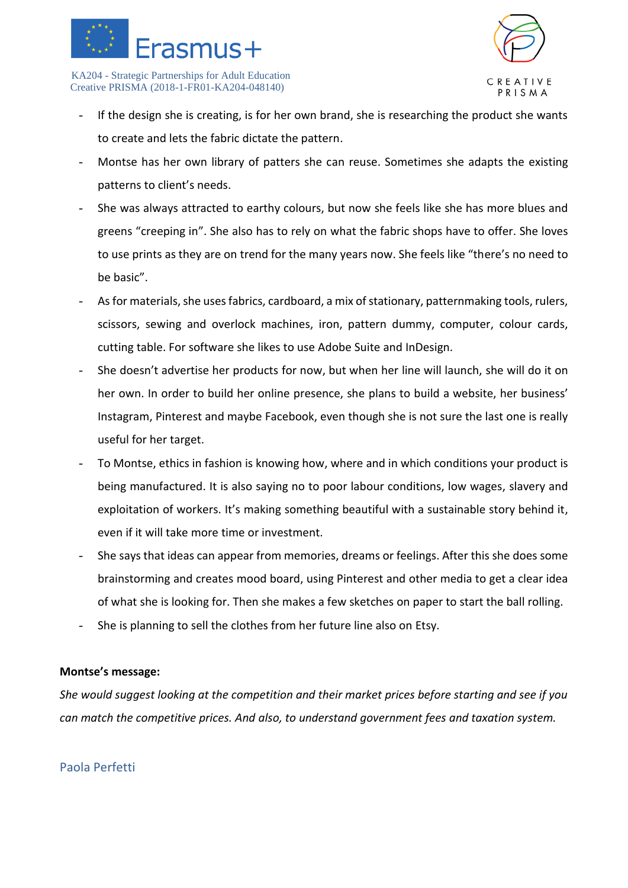- If the design she is creating, is for her own brand, she is researching the product she wants to create and lets the fabric dictate the pattern.
- Montse has her own library of patters she can reuse. Sometimes she adapts the existing patterns to client's needs.
- She was always attracted to earthy colours, but now she feels like she has more blues and greens "creeping in". She also has to rely on what the fabric shops have to offer. She loves to use prints as they are on trend for the many years now. She feels like "there's no need to be basic".
- As for materials, she uses fabrics, cardboard, a mix of stationary, patternmaking tools, rulers, scissors, sewing and overlock machines, iron, pattern dummy, computer, colour cards, cutting table. For software she likes to use Adobe Suite and InDesign.
- She doesn't advertise her products for now, but when her line will launch, she will do it on her own. In order to build her online presence, she plans to build a website, her business' Instagram, Pinterest and maybe Facebook, even though she is not sure the last one is really useful for her target.
- To Montse, ethics in fashion is knowing how, where and in which conditions your product is being manufactured. It is also saying no to poor labour conditions, low wages, slavery and exploitation of workers. It's making something beautiful with a sustainable story behind it, even if it will take more time or investment.
- She says that ideas can appear from memories, dreams or feelings. After this she does some brainstorming and creates mood board, using Pinterest and other media to get a clear idea of what she is looking for. Then she makes a few sketches on paper to start the ball rolling.
- She is planning to sell the clothes from her future line also on Etsy.

**Montse's message:**

*She would suggest looking at the competition and their market prices before starting and see if you can match the competitive prices. And also, to understand government fees and taxation system.*

## Paola Perfetti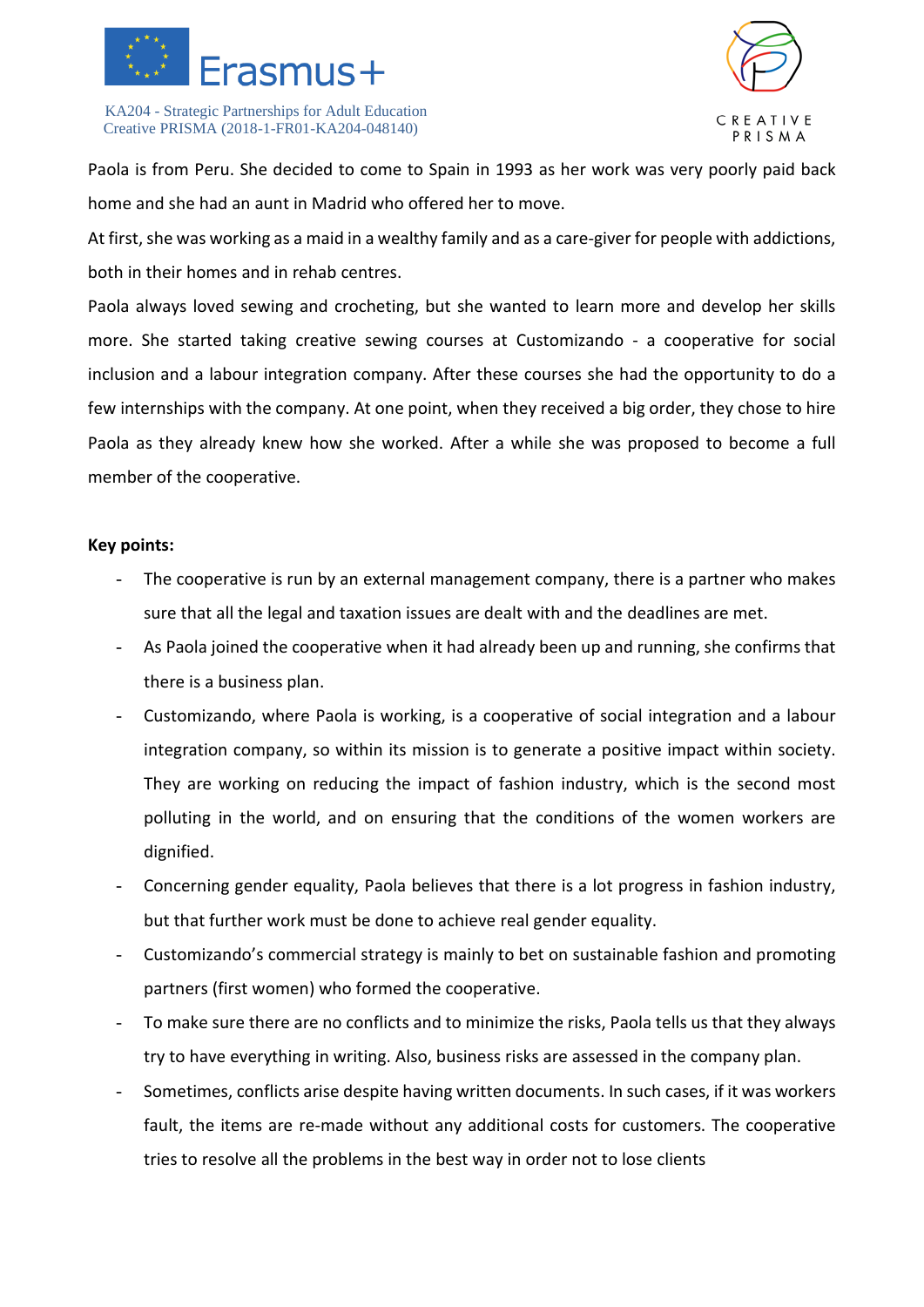Paola is from Peru. She decided to come to Spain in 1993 as her work was very poorly paid back home and she had an aunt in Madrid who offered her to move.

At first, she was working as a maid in a wealthy family and as a care-giver for people with addictions, both in their homes and in rehab centres.

Paola always loved sewing and crocheting, but she wanted to learn more and develop her skills more. She started taking creative sewing courses at Customizando - a cooperative for social inclusion and a labour integration company. After these courses she had the opportunity to do a few internships with the company. At one point, when they received a big order, they chose to hire Paola as they already knew how she worked. After a while she was proposed to become a full member of the cooperative.

**Key points:**

- The cooperative is run by an external management company, there is a partner who makes sure that all the legal and taxation issues are dealt with and the deadlines are met.
- As Paola joined the cooperative when it had already been up and running, she confirms that there is a business plan.
- Customizando, where Paola is working, is a cooperative of social integration and a labour integration company, so within its mission is to generate a positive impact within society. They are working on reducing the impact of fashion industry, which is the second most polluting in the world, and on ensuring that the conditions of the women workers are dignified.
- Concerning gender equality, Paola believes that there is a lot progress in fashion industry, but that further work must be done to achieve real gender equality.
- Customizando's commercial strategy is mainly to bet on sustainable fashion and promoting partners (first women) who formed the cooperative.
- To make sure there are no conflicts and to minimize the risks, Paola tells us that they always try to have everything in writing. Also, business risks are assessed in the company plan.
- Sometimes, conflicts arise despite having written documents. In such cases, if it was workers fault, the items are re-made without any additional costs for customers. The cooperative tries to resolve all the problems in the best way in order not to lose clients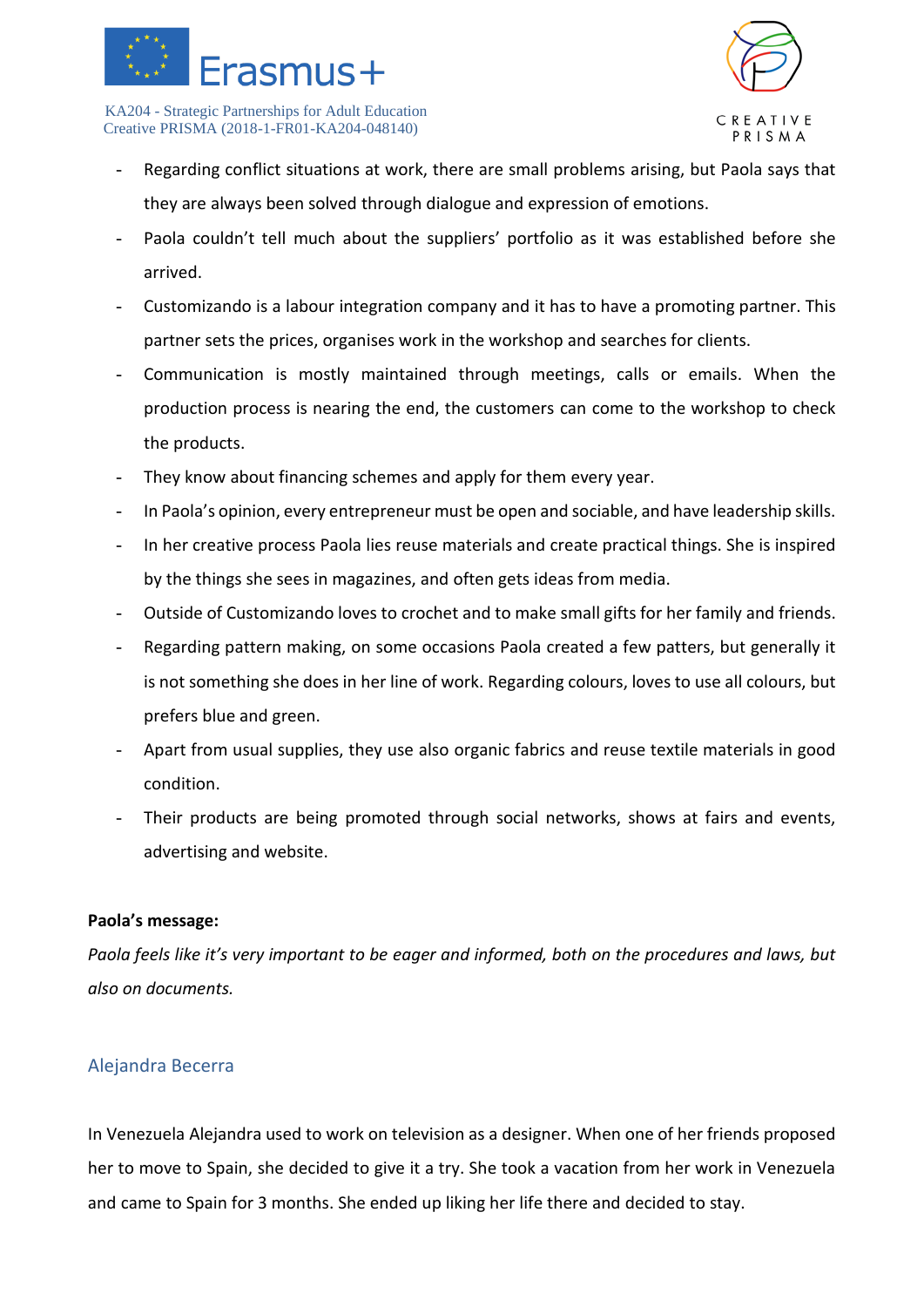- Regarding conflict situations at work, there are small problems arising, but Paola says that they are always been solved through dialogue and expression of emotions.
- Paola couldn't tell much about the suppliers' portfolio as it was established before she arrived.
- Customizando is a labour integration company and it has to have a promoting partner. This partner sets the prices, organises work in the workshop and searches for clients.
- Communication is mostly maintained through meetings, calls or emails. When the production process is nearing the end, the customers can come to the workshop to check the products.
- They know about financing schemes and apply for them every year.
- In Paola's opinion, every entrepreneur must be open and sociable, and have leadership skills.
- In her creative process Paola lies reuse materials and create practical things. She is inspired by the things she sees in magazines, and often gets ideas from media.
- Outside of Customizando loves to crochet and to make small gifts for her family and friends.
- Regarding pattern making, on some occasions Paola created a few patters, but generally it is not something she does in her line of work. Regarding colours, loves to use all colours, but prefers blue and green.
- Apart from usual supplies, they use also organic fabrics and reuse textile materials in good condition.
- Their products are being promoted through social networks, shows at fairs and events, advertising and website.

**Paola's message:**

*Paola feels like it's very important to be eager and informed, both on the procedures and laws, but also on documents.*

## Alejandra Becerra

In Venezuela Alejandra used to work on television as a designer. When one of her friends proposed her to move to Spain, she decided to give it a try. She took a vacation from her work in Venezuela and came to Spain for 3 months. She ended up liking her life there and decided to stay.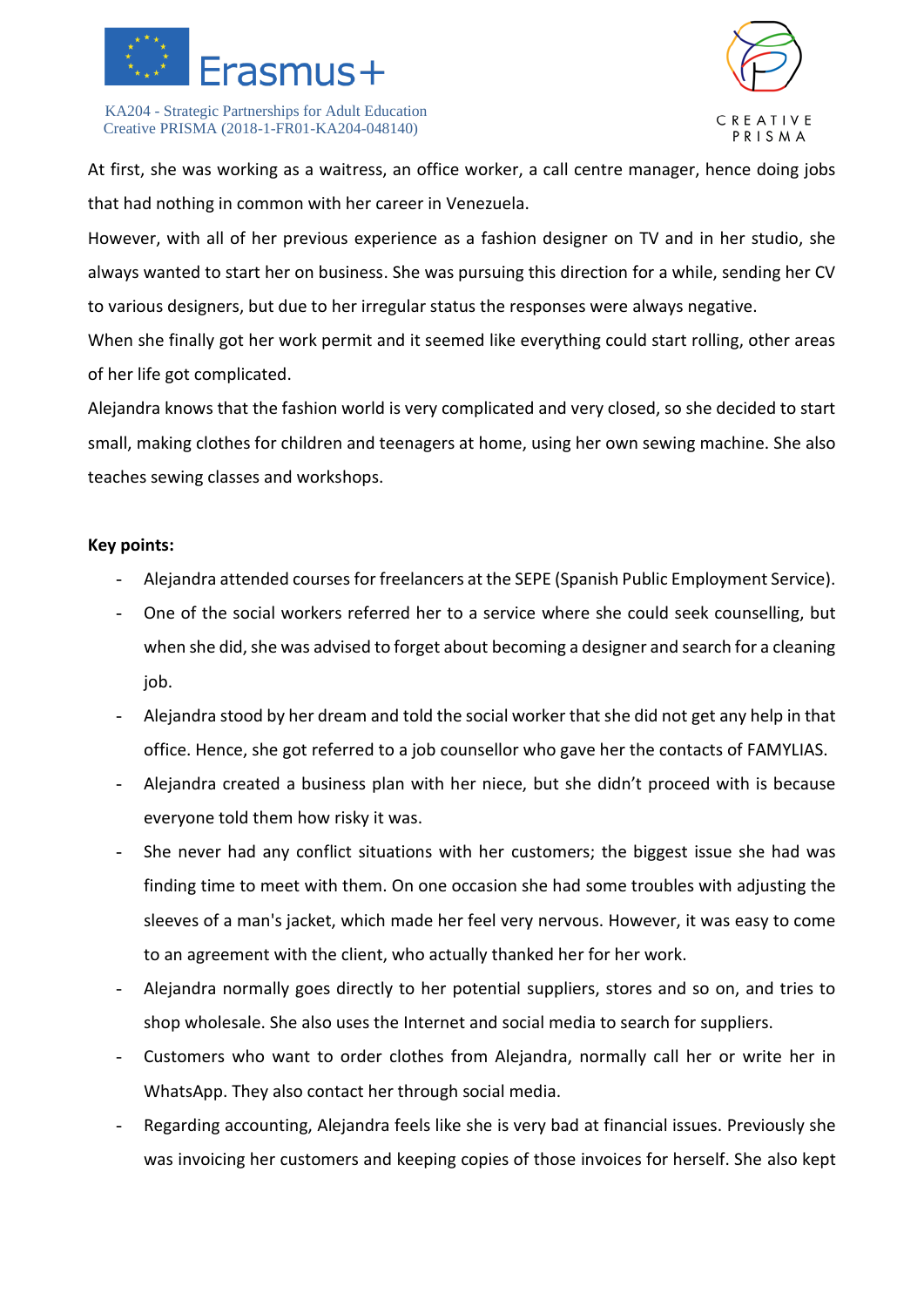At first, she was working as a waitress, an office worker, a call centre manager, hence doing jobs that had nothing in common with her career in Venezuela.

However, with all of her previous experience as a fashion designer on TV and in her studio, she always wanted to start her on business. She was pursuing this direction for a while, sending her CV to various designers, but due to her irregular status the responses were always negative.

When she finally got her work permit and it seemed like everything could start rolling, other areas of her life got complicated.

Alejandra knows that the fashion world is very complicated and very closed, so she decided to start small, making clothes for children and teenagers at home, using her own sewing machine. She also teaches sewing classes and workshops.

**Key points:**

- Alejandra attended courses for freelancers at the SEPE (Spanish Public Employment Service).
- One of the social workers referred her to a service where she could seek counselling, but when she did, she was advised to forget about becoming a designer and search for a cleaning job.
- Alejandra stood by her dream and told the social worker that she did not get any help in that office. Hence, she got referred to a job counsellor who gave her the contacts of FAMYLIAS.
- Alejandra created a business plan with her niece, but she didn't proceed with is because everyone told them how risky it was.
- She never had any conflict situations with her customers; the biggest issue she had was finding time to meet with them. On one occasion she had some troubles with adjusting the sleeves of a man's jacket, which made her feel very nervous. However, it was easy to come to an agreement with the client, who actually thanked her for her work.
- Alejandra normally goes directly to her potential suppliers, stores and so on, and tries to shop wholesale. She also uses the Internet and social media to search for suppliers.
- Customers who want to order clothes from Alejandra, normally call her or write her in WhatsApp. They also contact her through social media.
- Regarding accounting, Alejandra feels like she is very bad at financial issues. Previously she was invoicing her customers and keeping copies of those invoices for herself. She also kept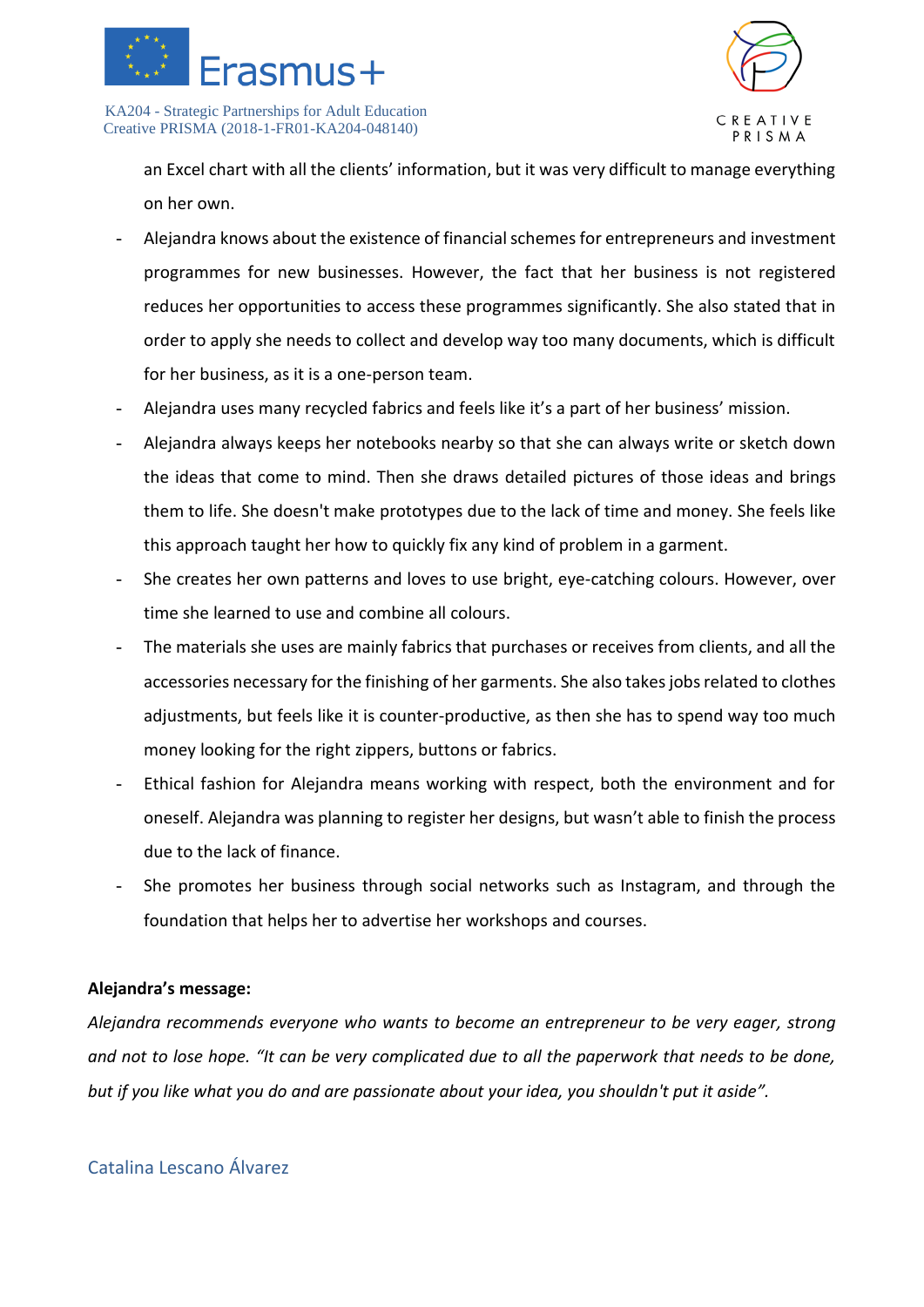an Excel chart with all the clients' information, but it was very difficult to manage everything on her own.

- Alejandra knows about the existence of financial schemes for entrepreneurs and investment programmes for new businesses. However, the fact that her business is not registered reduces her opportunities to access these programmes significantly. She also stated that in order to apply she needs to collect and develop way too many documents, which is difficult for her business, as it is a one-person team.
- Alejandra uses many recycled fabrics and feels like it's a part of her business' mission.
- Alejandra always keeps her notebooks nearby so that she can always write or sketch down the ideas that come to mind. Then she draws detailed pictures of those ideas and brings them to life. She doesn't make prototypes due to the lack of time and money. She feels like this approach taught her how to quickly fix any kind of problem in a garment.
- She creates her own patterns and loves to use bright, eye-catching colours. However, over time she learned to use and combine all colours.
- The materials she uses are mainly fabrics that purchases or receives from clients, and all the accessories necessary for the finishing of her garments. She also takes jobs related to clothes adjustments, but feels like it is counter-productive, as then she has to spend way too much money looking for the right zippers, buttons or fabrics.
- Ethical fashion for Alejandra means working with respect, both the environment and for oneself. Alejandra was planning to register her designs, but wasn't able to finish the process due to the lack of finance.
- She promotes her business through social networks such as Instagram, and through the foundation that helps her to advertise her workshops and courses.

**Alejandra's message:**

*Alejandra recommends everyone who wants to become an entrepreneur to be very eager, strong and not to lose hope. "It can be very complicated due to all the paperwork that needs to be done, but if you like what you do and are passionate about your idea, you shouldn't put it aside".*

## Catalina Lescano Álvarez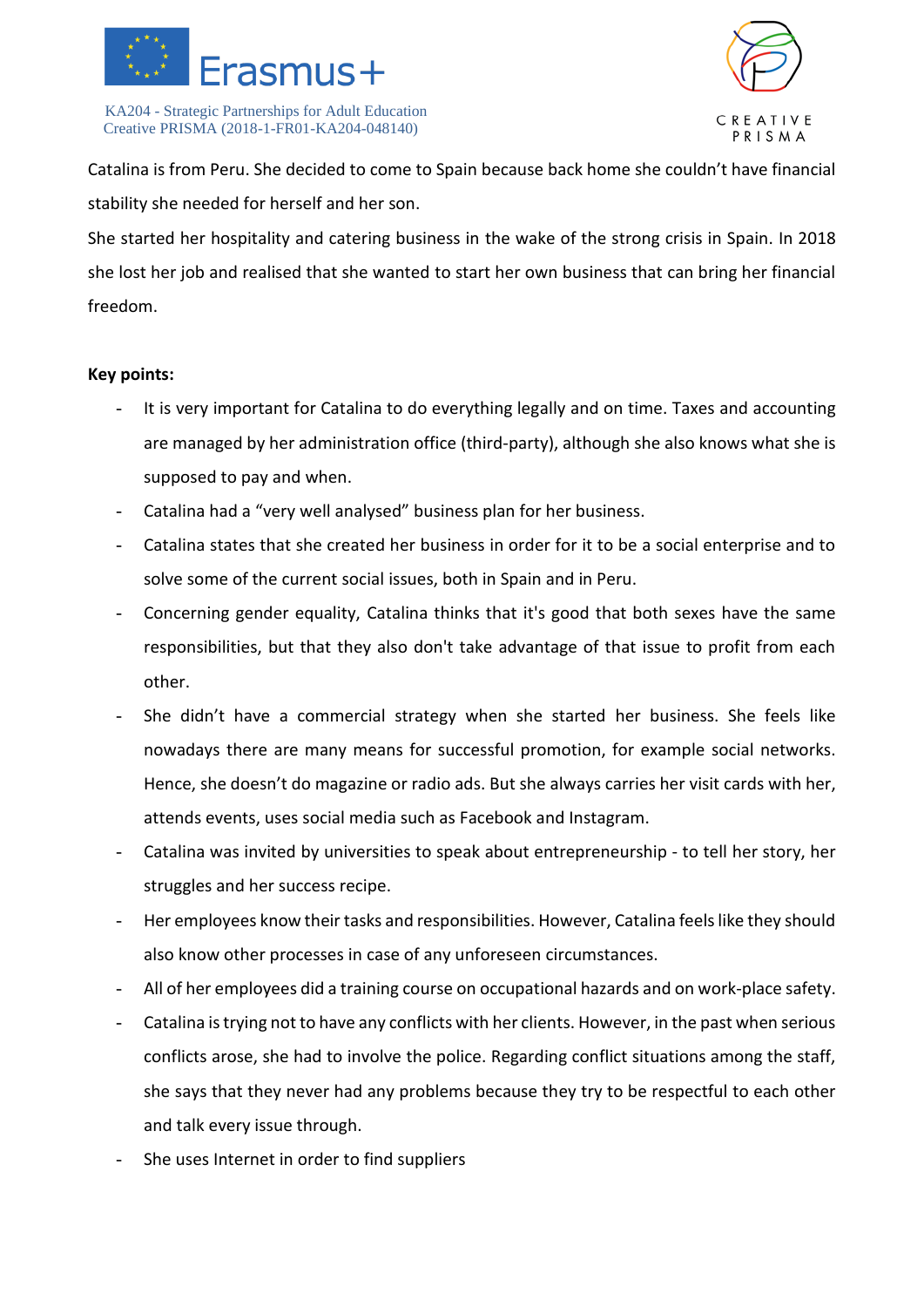Catalina is from Peru. She decided to come to Spain because back home she couldn't have financial stability she needed for herself and her son.

She started her hospitality and catering business in the wake of the strong crisis in Spain. In 2018 she lost her job and realised that she wanted to start her own business that can bring her financial freedom.

**Key points:**

- It is very important for Catalina to do everything legally and on time. Taxes and accounting are managed by her administration office (third-party), although she also knows what she is supposed to pay and when.
- Catalina had a "very well analysed" business plan for her business.
- Catalina states that she created her business in order for it to be a social enterprise and to solve some of the current social issues, both in Spain and in Peru.
- Concerning gender equality, Catalina thinks that it's good that both sexes have the same responsibilities, but that they also don't take advantage of that issue to profit from each other.
- She didn't have a commercial strategy when she started her business. She feels like nowadays there are many means for successful promotion, for example social networks. Hence, she doesn't do magazine or radio ads. But she always carries her visit cards with her, attends events, uses social media such as Facebook and Instagram.
- Catalina was invited by universities to speak about entrepreneurship - to tell her story, her struggles and her success recipe.
- Her employees know their tasks and responsibilities. However, Catalina feels like they should also know other processes in case of any unforeseen circumstances.
- All of her employees did a training course on occupational hazards and on work-place safety.
- Catalina is trying not to have any conflicts with her clients. However, in the past when serious conflicts arose, she had to involve the police. Regarding conflict situations among the staff, she says that they never had any problems because they try to be respectful to each other and talk every issue through.
- She uses Internet in order to find suppliers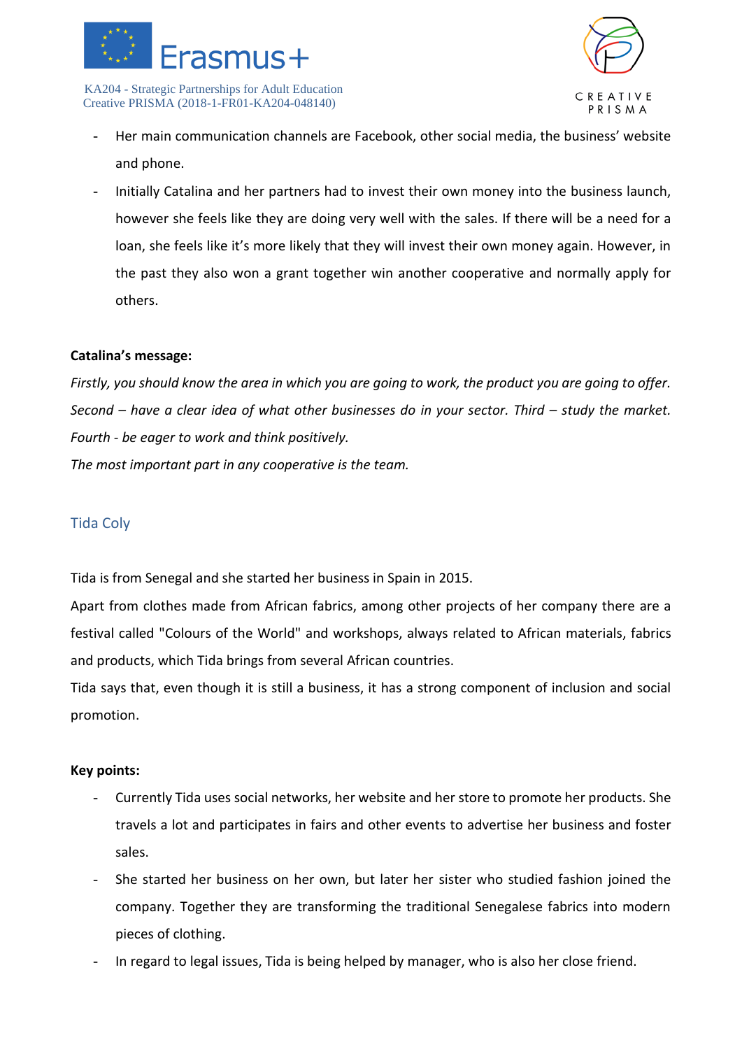- Her main communication channels are Facebook, other social media, the business' website and phone.
- Initially Catalina and her partners had to invest their own money into the business launch, however she feels like they are doing very well with the sales. If there will be a need for a loan, she feels like it's more likely that they will invest their own money again. However, in the past they also won a grant together win another cooperative and normally apply for others.

**Catalina's message:**

*Firstly, you should know the area in which you are going to work, the product you are going to offer. Second – have a clear idea of what other businesses do in your sector. Third – study the market. Fourth - be eager to work and think positively.*

*The most important part in any cooperative is the team.*

## Tida Coly

Tida is from Senegal and she started her business in Spain in 2015.

Apart from clothes made from African fabrics, among other projects of her company there are a festival called "Colours of the World" and workshops, always related to African materials, fabrics and products, which Tida brings from several African countries.

Tida says that, even though it is still a business, it has a strong component of inclusion and social promotion.

**Key points:**

- Currently Tida uses social networks, her website and her store to promote her products. She travels a lot and participates in fairs and other events to advertise her business and foster sales.
- She started her business on her own, but later her sister who studied fashion joined the company. Together they are transforming the traditional Senegalese fabrics into modern pieces of clothing.
- In regard to legal issues, Tida is being helped by manager, who is also her close friend.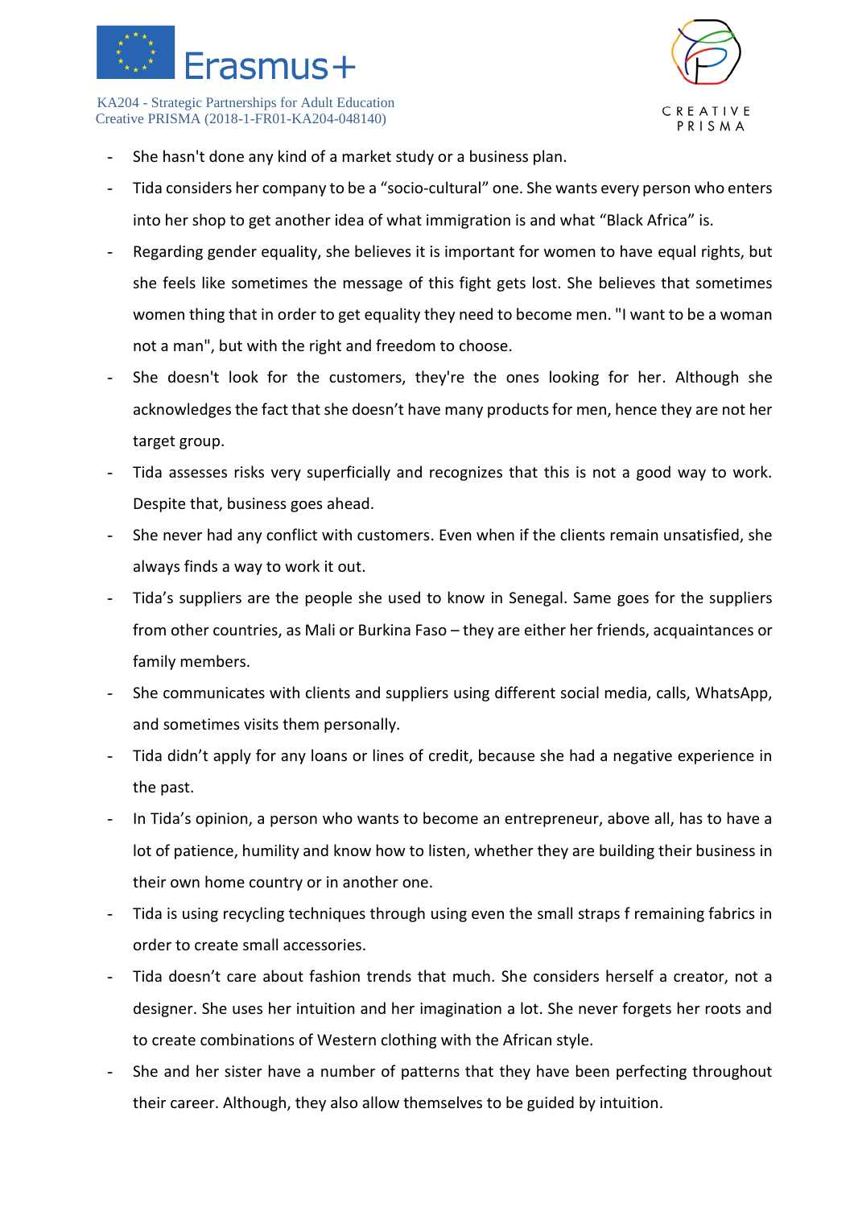- She hasn't done any kind of a market study or a business plan.
- Tida considers her company to be a "socio-cultural" one. She wants every person who enters into her shop to get another idea of what immigration is and what "Black Africa" is.
- Regarding gender equality, she believes it is important for women to have equal rights, but she feels like sometimes the message of this fight gets lost. She believes that sometimes women thing that in order to get equality they need to become men. "I want to be a woman not a man", but with the right and freedom to choose.
- She doesn't look for the customers, they're the ones looking for her. Although she acknowledges the fact that she doesn't have many products for men, hence they are not her target group.
- Tida assesses risks very superficially and recognizes that this is not a good way to work. Despite that, business goes ahead.
- She never had any conflict with customers. Even when if the clients remain unsatisfied, she always finds a way to work it out.
- Tida's suppliers are the people she used to know in Senegal. Same goes for the suppliers from other countries, as Mali or Burkina Faso – they are either her friends, acquaintances or family members.
- She communicates with clients and suppliers using different social media, calls, WhatsApp, and sometimes visits them personally.
- Tida didn't apply for any loans or lines of credit, because she had a negative experience in the past.
- In Tida's opinion, a person who wants to become an entrepreneur, above all, has to have a lot of patience, humility and know how to listen, whether they are building their business in their own home country or in another one.
- Tida is using recycling techniques through using even the small straps f remaining fabrics in order to create small accessories.
- Tida doesn't care about fashion trends that much. She considers herself a creator, not a designer. She uses her intuition and her imagination a lot. She never forgets her roots and to create combinations of Western clothing with the African style.
- She and her sister have a number of patterns that they have been perfecting throughout their career. Although, they also allow themselves to be guided by intuition.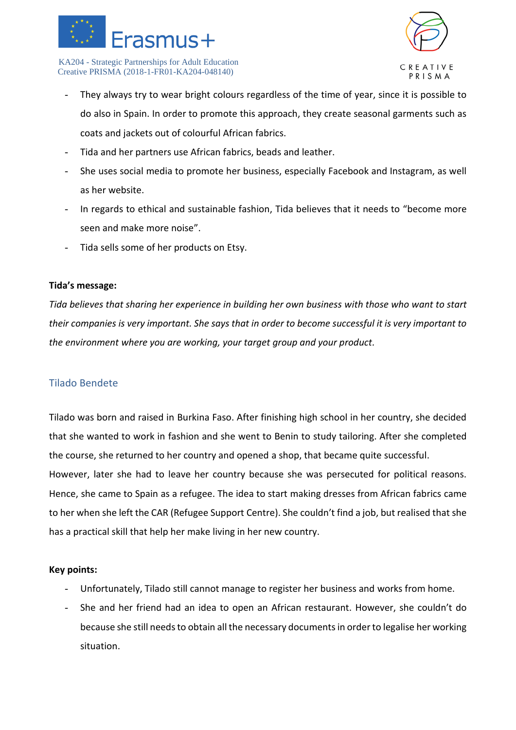- They always try to wear bright colours regardless of the time of year, since it is possible to do also in Spain. In order to promote this approach, they create seasonal garments such as coats and jackets out of colourful African fabrics.
- Tida and her partners use African fabrics, beads and leather.
- She uses social media to promote her business, especially Facebook and Instagram, as well as her website.
- In regards to ethical and sustainable fashion, Tida believes that it needs to "become more seen and make more noise".
- Tida sells some of her products on Etsy.

**Tida's message:**

*Tida believes that sharing her experience in building her own business with those who want to start their companies is very important. She says that in order to become successful it is very important to the environment where you are working, your target group and your product.*

### Tilado Bendete

Tilado was born and raised in Burkina Faso. After finishing high school in her country, she decided that she wanted to work in fashion and she went to Benin to study tailoring. After she completed the course, she returned to her country and opened a shop, that became quite successful.
However, later she had to leave her country because she was persecuted for political reasons. Hence, she came to Spain as a refugee. The idea to start making dresses from African fabrics came to her when she left the CAR (Refugee Support Centre). She couldn't find a job, but realised that she has a practical skill that help her make living in her new country.

**Key points:**

- Unfortunately, Tilado still cannot manage to register her business and works from home.
- She and her friend had an idea to open an African restaurant. However, she couldn't do because she still needs to obtain all the necessary documents in order to legalise her working situation.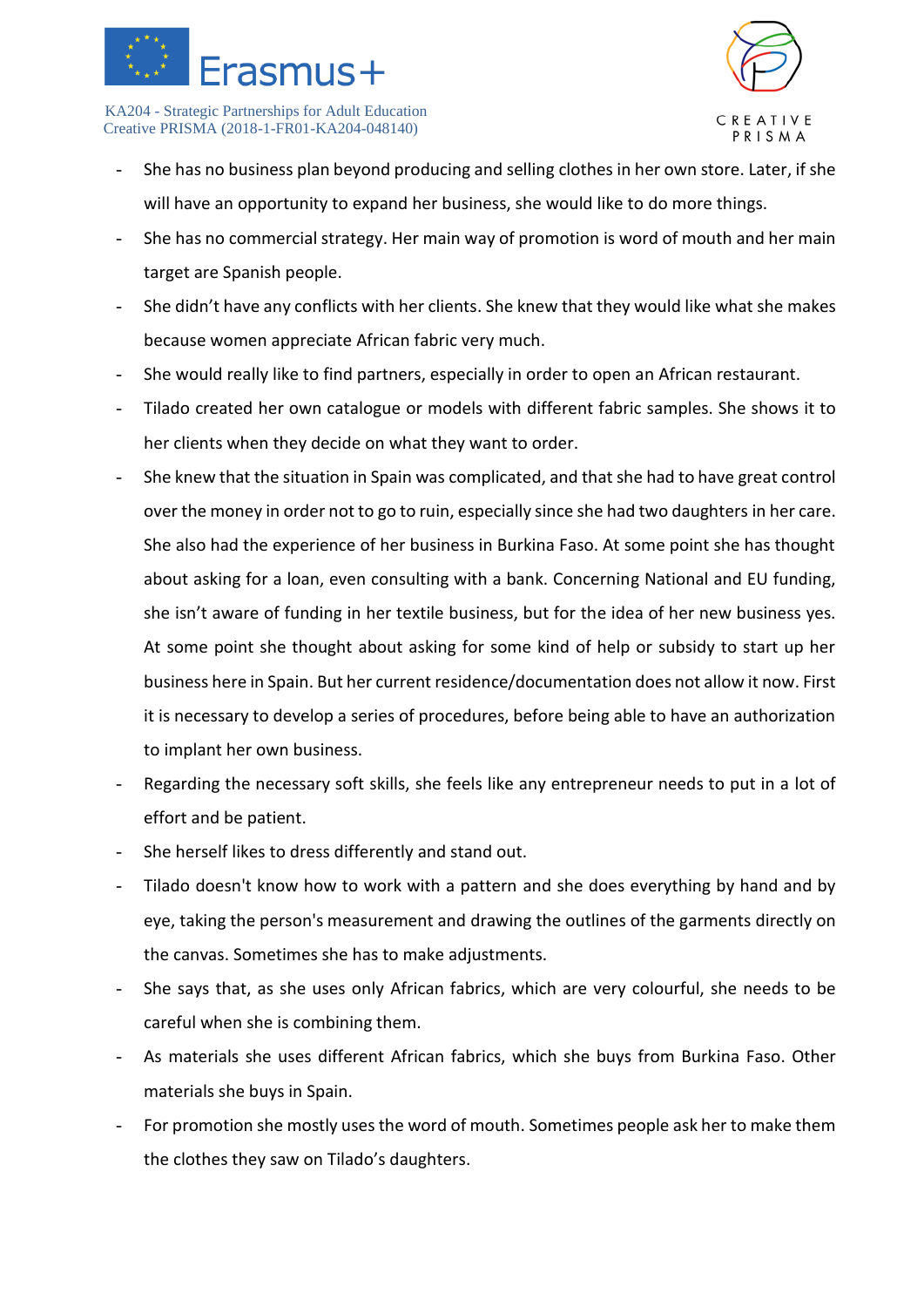- She has no business plan beyond producing and selling clothes in her own store. Later, if she will have an opportunity to expand her business, she would like to do more things.
- She has no commercial strategy. Her main way of promotion is word of mouth and her main target are Spanish people.
- She didn't have any conflicts with her clients. She knew that they would like what she makes because women appreciate African fabric very much.
- She would really like to find partners, especially in order to open an African restaurant.
- Tilado created her own catalogue or models with different fabric samples. She shows it to her clients when they decide on what they want to order.
- She knew that the situation in Spain was complicated, and that she had to have great control over the money in order not to go to ruin, especially since she had two daughters in her care. She also had the experience of her business in Burkina Faso. At some point she has thought about asking for a loan, even consulting with a bank. Concerning National and EU funding, she isn't aware of funding in her textile business, but for the idea of her new business yes. At some point she thought about asking for some kind of help or subsidy to start up her business here in Spain. But her current residence/documentation does not allow it now. First it is necessary to develop a series of procedures, before being able to have an authorization to implant her own business.
- Regarding the necessary soft skills, she feels like any entrepreneur needs to put in a lot of effort and be patient.
- She herself likes to dress differently and stand out.
- Tilado doesn't know how to work with a pattern and she does everything by hand and by eye, taking the person's measurement and drawing the outlines of the garments directly on the canvas. Sometimes she has to make adjustments.
- She says that, as she uses only African fabrics, which are very colourful, she needs to be careful when she is combining them.
- As materials she uses different African fabrics, which she buys from Burkina Faso. Other materials she buys in Spain.
- For promotion she mostly uses the word of mouth. Sometimes people ask her to make them the clothes they saw on Tilado's daughters.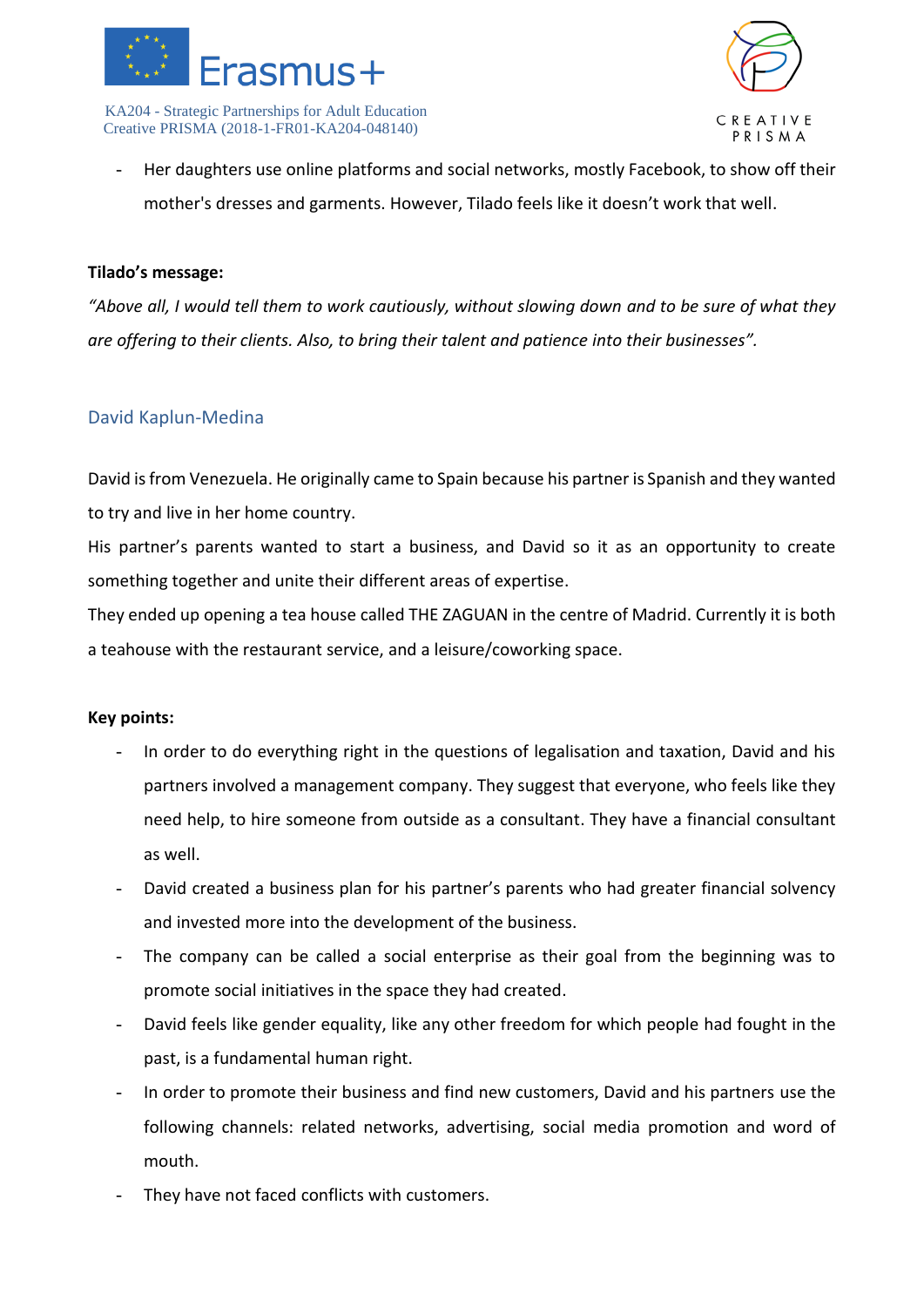- Her daughters use online platforms and social networks, mostly Facebook, to show off their mother's dresses and garments. However, Tilado feels like it doesn't work that well.

**Tilado's message:**

*"Above all, I would tell them to work cautiously, without slowing down and to be sure of what they are offering to their clients. Also, to bring their talent and patience into their businesses".*

## David Kaplun-Medina

David is from Venezuela. He originally came to Spain because his partner is Spanish and they wanted to try and live in her home country.

His partner's parents wanted to start a business, and David so it as an opportunity to create something together and unite their different areas of expertise.

They ended up opening a tea house called THE ZAGUAN in the centre of Madrid. Currently it is both a teahouse with the restaurant service, and a leisure/coworking space.

**Key points:**

- In order to do everything right in the questions of legalisation and taxation, David and his partners involved a management company. They suggest that everyone, who feels like they need help, to hire someone from outside as a consultant. They have a financial consultant as well.
- David created a business plan for his partner's parents who had greater financial solvency and invested more into the development of the business.
- The company can be called a social enterprise as their goal from the beginning was to promote social initiatives in the space they had created.
- David feels like gender equality, like any other freedom for which people had fought in the past, is a fundamental human right.
- In order to promote their business and find new customers, David and his partners use the following channels: related networks, advertising, social media promotion and word of mouth.
- They have not faced conflicts with customers.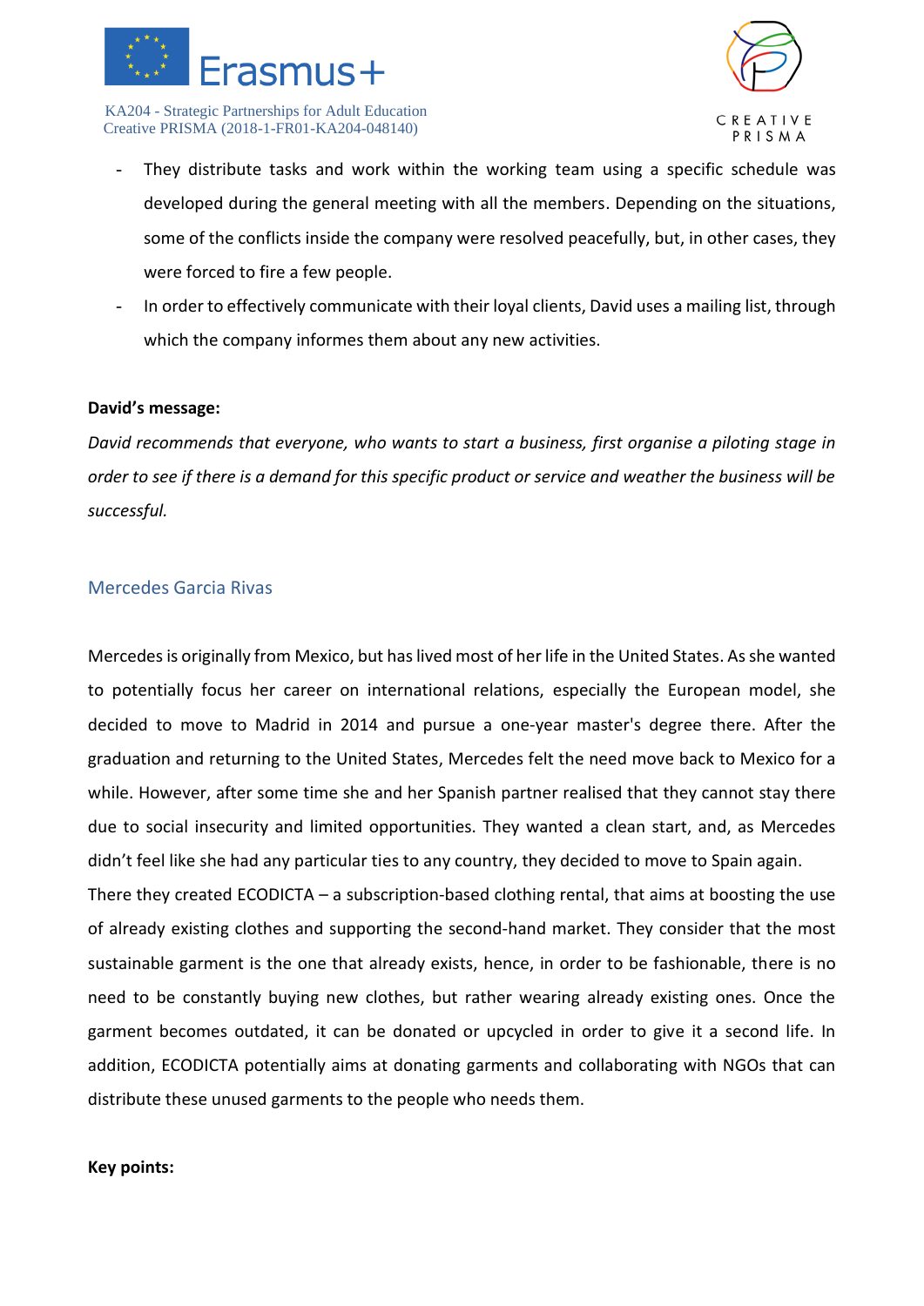- They distribute tasks and work within the working team using a specific schedule was developed during the general meeting with all the members. Depending on the situations, some of the conflicts inside the company were resolved peacefully, but, in other cases, they were forced to fire a few people.
- In order to effectively communicate with their loyal clients, David uses a mailing list, through which the company informes them about any new activities.

**David's message:**

*David recommends that everyone, who wants to start a business, first organise a piloting stage in order to see if there is a demand for this specific product or service and weather the business will be successful.*

### Mercedes Garcia Rivas

Mercedes is originally from Mexico, but has lived most of her life in the United States. As she wanted to potentially focus her career on international relations, especially the European model, she decided to move to Madrid in 2014 and pursue a one-year master's degree there. After the graduation and returning to the United States, Mercedes felt the need move back to Mexico for a while. However, after some time she and her Spanish partner realised that they cannot stay there due to social insecurity and limited opportunities. They wanted a clean start, and, as Mercedes didn't feel like she had any particular ties to any country, they decided to move to Spain again.
There they created ECODICTA – a subscription-based clothing rental, that aims at boosting the use of already existing clothes and supporting the second-hand market. They consider that the most sustainable garment is the one that already exists, hence, in order to be fashionable, there is no need to be constantly buying new clothes, but rather wearing already existing ones. Once the garment becomes outdated, it can be donated or upcycled in order to give it a second life. In addition, ECODICTA potentially aims at donating garments and collaborating with NGOs that can distribute these unused garments to the people who needs them.

**Key points:**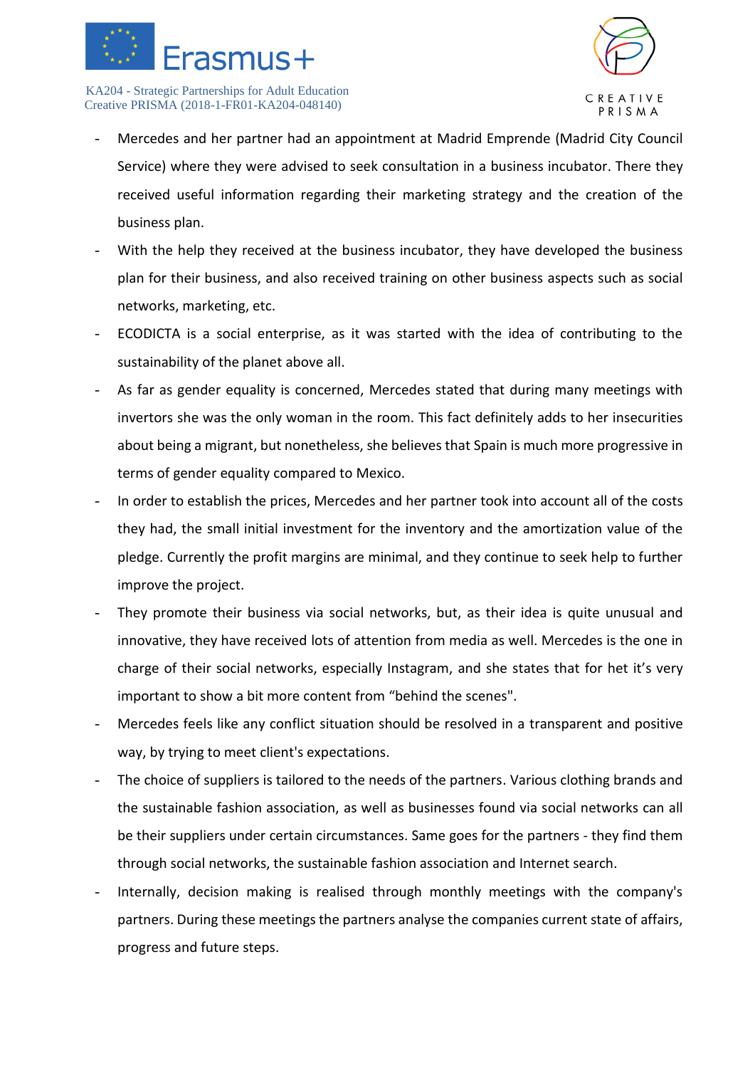- Mercedes and her partner had an appointment at Madrid Emprende (Madrid City Council Service) where they were advised to seek consultation in a business incubator. There they received useful information regarding their marketing strategy and the creation of the business plan.
- With the help they received at the business incubator, they have developed the business plan for their business, and also received training on other business aspects such as social networks, marketing, etc.
- ECODICTA is a social enterprise, as it was started with the idea of contributing to the sustainability of the planet above all.
- As far as gender equality is concerned, Mercedes stated that during many meetings with invertors she was the only woman in the room. This fact definitely adds to her insecurities about being a migrant, but nonetheless, she believes that Spain is much more progressive in terms of gender equality compared to Mexico.
- In order to establish the prices, Mercedes and her partner took into account all of the costs they had, the small initial investment for the inventory and the amortization value of the pledge. Currently the profit margins are minimal, and they continue to seek help to further improve the project.
- They promote their business via social networks, but, as their idea is quite unusual and innovative, they have received lots of attention from media as well. Mercedes is the one in charge of their social networks, especially Instagram, and she states that for het it's very important to show a bit more content from "behind the scenes".
- Mercedes feels like any conflict situation should be resolved in a transparent and positive way, by trying to meet client's expectations.
- The choice of suppliers is tailored to the needs of the partners. Various clothing brands and the sustainable fashion association, as well as businesses found via social networks can all be their suppliers under certain circumstances. Same goes for the partners - they find them through social networks, the sustainable fashion association and Internet search.
- Internally, decision making is realised through monthly meetings with the company's partners. During these meetings the partners analyse the companies current state of affairs, progress and future steps.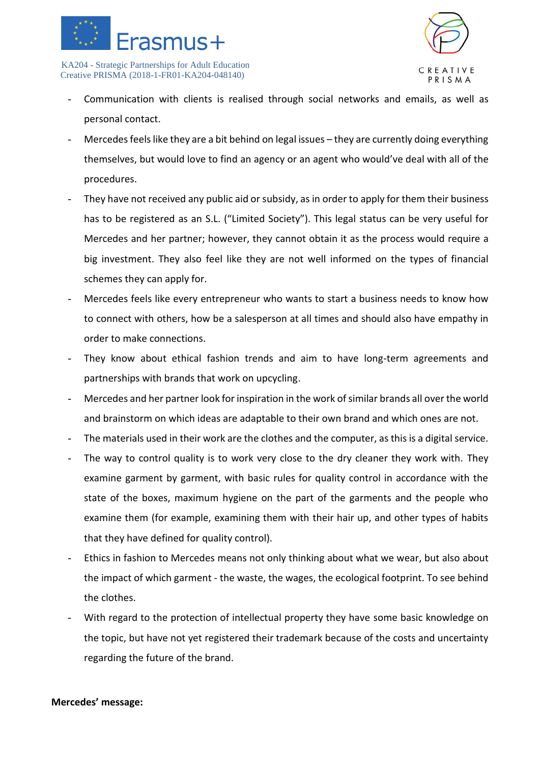- Communication with clients is realised through social networks and emails, as well as personal contact.
- Mercedes feels like they are a bit behind on legal issues – they are currently doing everything themselves, but would love to find an agency or an agent who would've deal with all of the procedures.
- They have not received any public aid or subsidy, as in order to apply for them their business has to be registered as an S.L. ("Limited Society"). This legal status can be very useful for Mercedes and her partner; however, they cannot obtain it as the process would require a big investment. They also feel like they are not well informed on the types of financial schemes they can apply for.
- Mercedes feels like every entrepreneur who wants to start a business needs to know how to connect with others, how be a salesperson at all times and should also have empathy in order to make connections.
- They know about ethical fashion trends and aim to have long-term agreements and partnerships with brands that work on upcycling.
- Mercedes and her partner look for inspiration in the work of similar brands all over the world and brainstorm on which ideas are adaptable to their own brand and which ones are not.
- The materials used in their work are the clothes and the computer, as this is a digital service.
- The way to control quality is to work very close to the dry cleaner they work with. They examine garment by garment, with basic rules for quality control in accordance with the state of the boxes, maximum hygiene on the part of the garments and the people who examine them (for example, examining them with their hair up, and other types of habits that they have defined for quality control).
- Ethics in fashion to Mercedes means not only thinking about what we wear, but also about the impact of which garment - the waste, the wages, the ecological footprint. To see behind the clothes.
- With regard to the protection of intellectual property they have some basic knowledge on the topic, but have not yet registered their trademark because of the costs and uncertainty regarding the future of the brand.

**Mercedes' message:**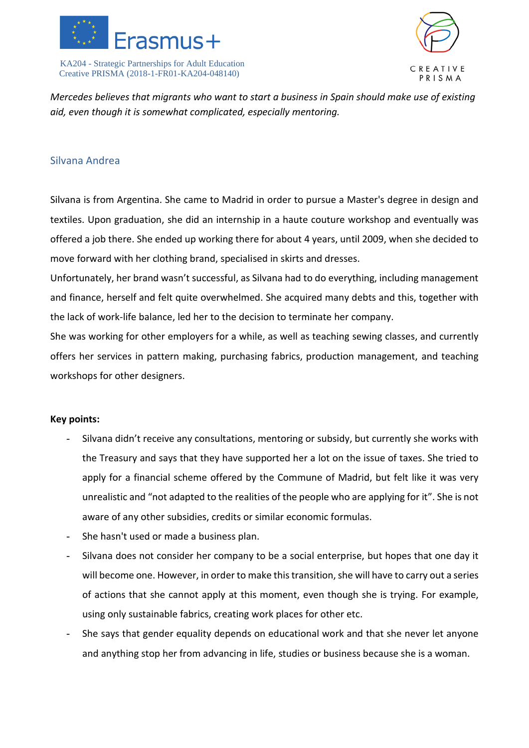*Mercedes believes that migrants who want to start a business in Spain should make use of existing aid, even though it is somewhat complicated, especially mentoring.*

### Silvana Andrea

Silvana is from Argentina. She came to Madrid in order to pursue a Master's degree in design and textiles. Upon graduation, she did an internship in a haute couture workshop and eventually was offered a job there. She ended up working there for about 4 years, until 2009, when she decided to move forward with her clothing brand, specialised in skirts and dresses.

Unfortunately, her brand wasn't successful, as Silvana had to do everything, including management and finance, herself and felt quite overwhelmed. She acquired many debts and this, together with the lack of work-life balance, led her to the decision to terminate her company.

She was working for other employers for a while, as well as teaching sewing classes, and currently offers her services in pattern making, purchasing fabrics, production management, and teaching workshops for other designers.

**Key points:**

- Silvana didn't receive any consultations, mentoring or subsidy, but currently she works with the Treasury and says that they have supported her a lot on the issue of taxes. She tried to apply for a financial scheme offered by the Commune of Madrid, but felt like it was very unrealistic and "not adapted to the realities of the people who are applying for it". She is not aware of any other subsidies, credits or similar economic formulas.
- She hasn't used or made a business plan.
- Silvana does not consider her company to be a social enterprise, but hopes that one day it will become one. However, in order to make this transition, she will have to carry out a series of actions that she cannot apply at this moment, even though she is trying. For example, using only sustainable fabrics, creating work places for other etc.
- She says that gender equality depends on educational work and that she never let anyone and anything stop her from advancing in life, studies or business because she is a woman.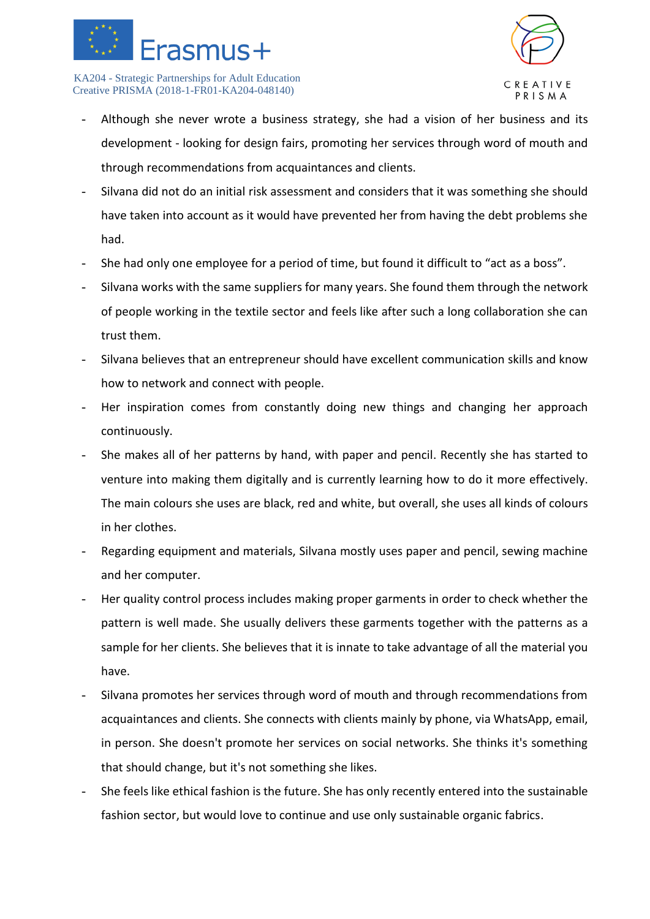- Although she never wrote a business strategy, she had a vision of her business and its development - looking for design fairs, promoting her services through word of mouth and through recommendations from acquaintances and clients.
- Silvana did not do an initial risk assessment and considers that it was something she should have taken into account as it would have prevented her from having the debt problems she had.
- She had only one employee for a period of time, but found it difficult to "act as a boss".
- Silvana works with the same suppliers for many years. She found them through the network of people working in the textile sector and feels like after such a long collaboration she can trust them.
- Silvana believes that an entrepreneur should have excellent communication skills and know how to network and connect with people.
- Her inspiration comes from constantly doing new things and changing her approach continuously.
- She makes all of her patterns by hand, with paper and pencil. Recently she has started to venture into making them digitally and is currently learning how to do it more effectively. The main colours she uses are black, red and white, but overall, she uses all kinds of colours in her clothes.
- Regarding equipment and materials, Silvana mostly uses paper and pencil, sewing machine and her computer.
- Her quality control process includes making proper garments in order to check whether the pattern is well made. She usually delivers these garments together with the patterns as a sample for her clients. She believes that it is innate to take advantage of all the material you have.
- Silvana promotes her services through word of mouth and through recommendations from acquaintances and clients. She connects with clients mainly by phone, via WhatsApp, email, in person. She doesn't promote her services on social networks. She thinks it's something that should change, but it's not something she likes.
- She feels like ethical fashion is the future. She has only recently entered into the sustainable fashion sector, but would love to continue and use only sustainable organic fabrics.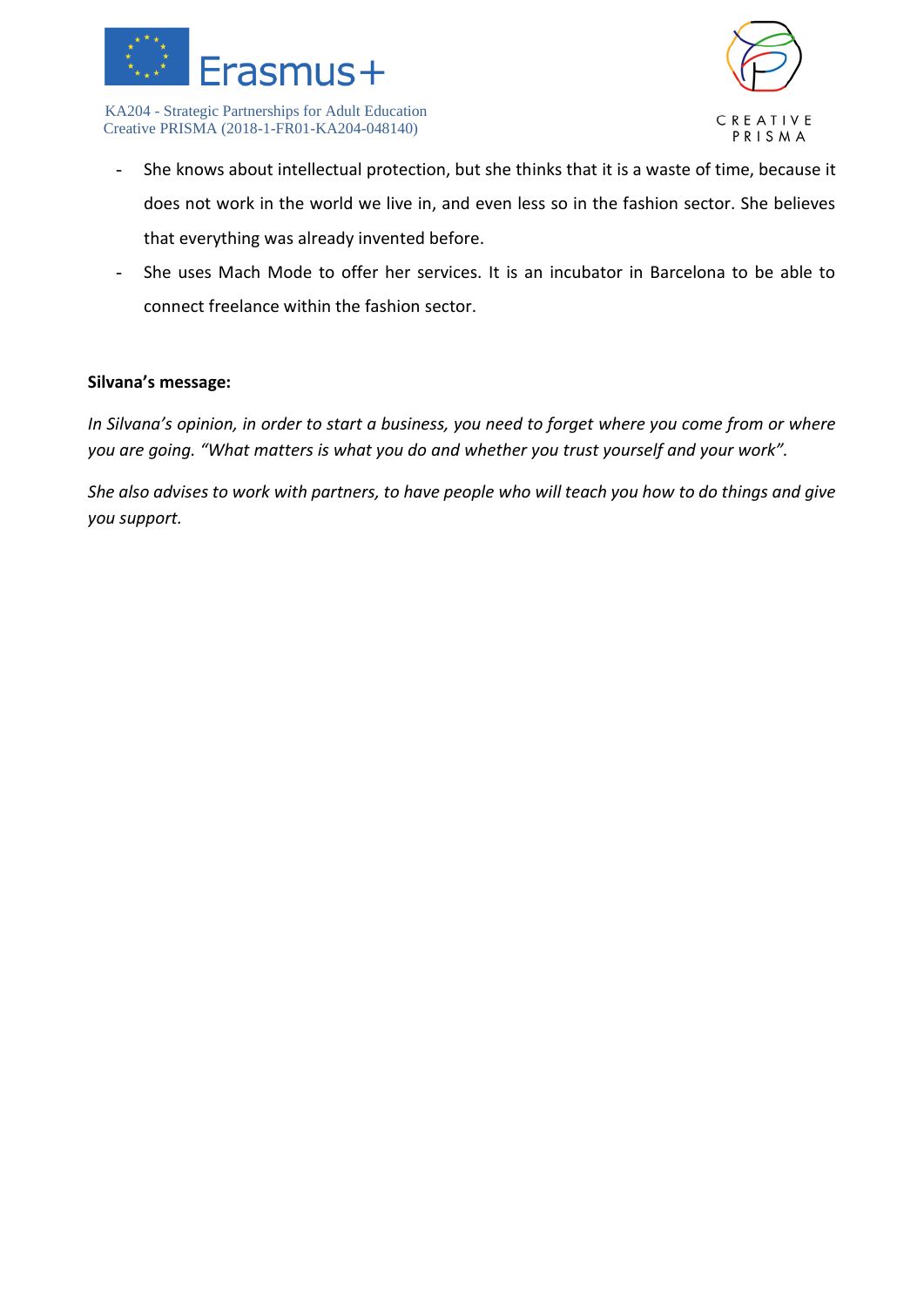- She knows about intellectual protection, but she thinks that it is a waste of time, because it does not work in the world we live in, and even less so in the fashion sector. She believes that everything was already invented before.
- She uses Mach Mode to offer her services. It is an incubator in Barcelona to be able to connect freelance within the fashion sector.

**Silvana's message:**

*In Silvana's opinion, in order to start a business, you need to forget where you come from or where you are going. "What matters is what you do and whether you trust yourself and your work".*

*She also advises to work with partners, to have people who will teach you how to do things and give you support.*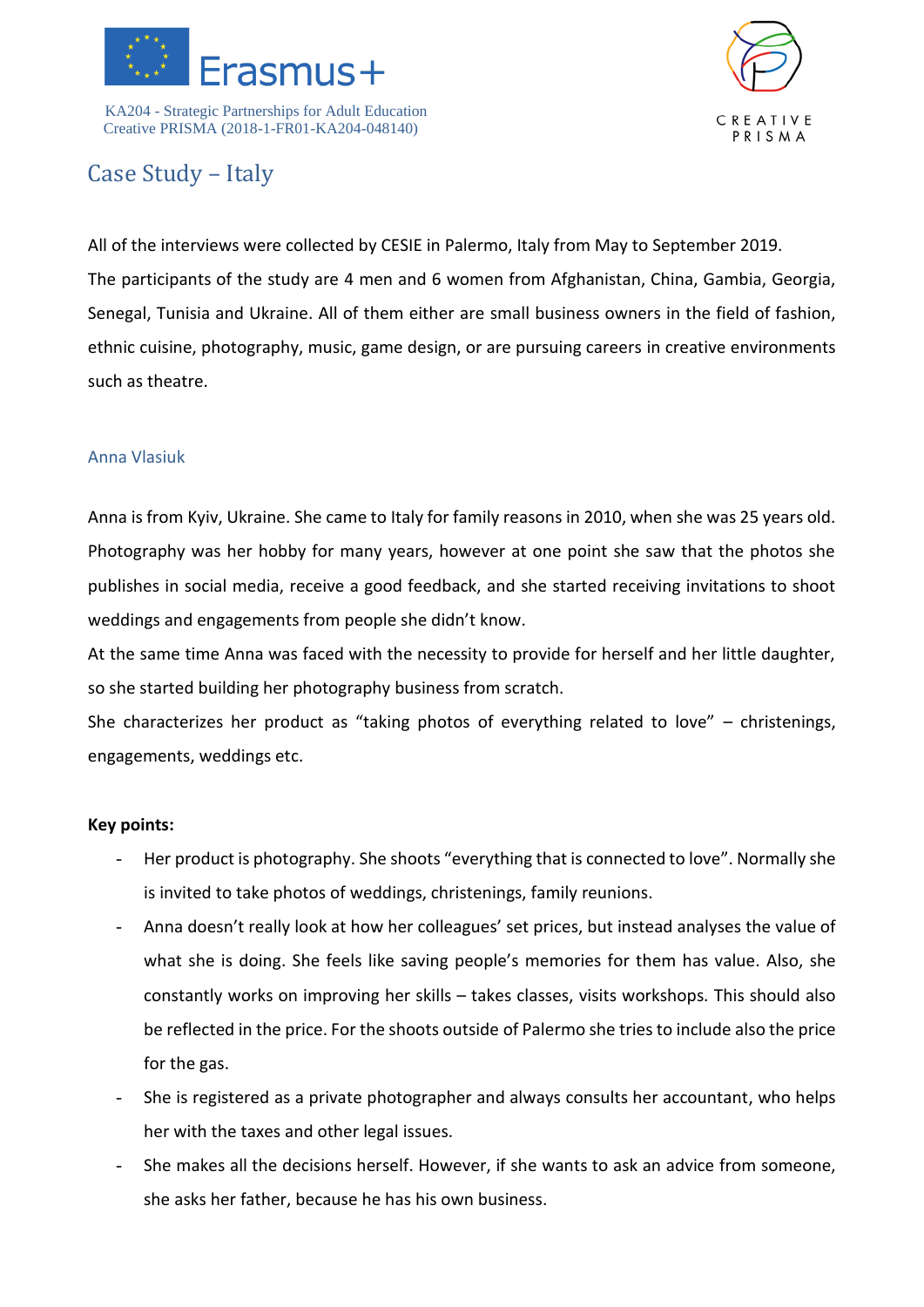# Case Study – Italy

All of the interviews were collected by CESIE in Palermo, Italy from May to September 2019.
The participants of the study are 4 men and 6 women from Afghanistan, China, Gambia, Georgia, Senegal, Tunisia and Ukraine. All of them either are small business owners in the field of fashion, ethnic cuisine, photography, music, game design, or are pursuing careers in creative environments such as theatre.

## Anna Vlasiuk

Anna is from Kyiv, Ukraine. She came to Italy for family reasons in 2010, when she was 25 years old. Photography was her hobby for many years, however at one point she saw that the photos she publishes in social media, receive a good feedback, and she started receiving invitations to shoot weddings and engagements from people she didn't know.
At the same time Anna was faced with the necessity to provide for herself and her little daughter, so she started building her photography business from scratch.
She characterizes her product as "taking photos of everything related to love" – christenings, engagements, weddings etc.

**Key points:**

- Her product is photography. She shoots "everything that is connected to love". Normally she is invited to take photos of weddings, christenings, family reunions.
- Anna doesn't really look at how her colleagues' set prices, but instead analyses the value of what she is doing. She feels like saving people's memories for them has value. Also, she constantly works on improving her skills – takes classes, visits workshops. This should also be reflected in the price. For the shoots outside of Palermo she tries to include also the price for the gas.
- She is registered as a private photographer and always consults her accountant, who helps her with the taxes and other legal issues.
- She makes all the decisions herself. However, if she wants to ask an advice from someone, she asks her father, because he has his own business.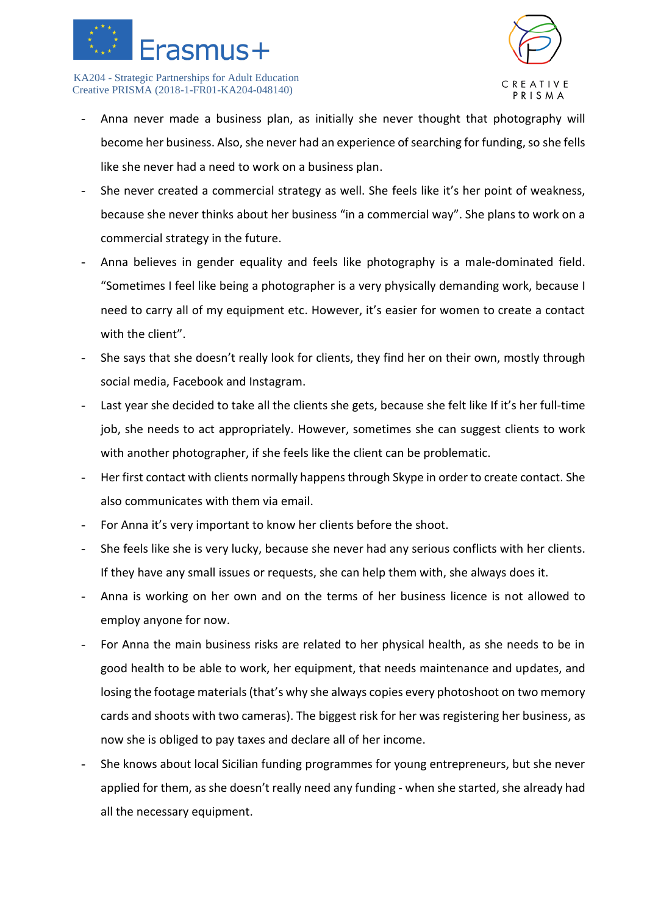- Anna never made a business plan, as initially she never thought that photography will become her business. Also, she never had an experience of searching for funding, so she fells like she never had a need to work on a business plan.
- She never created a commercial strategy as well. She feels like it's her point of weakness, because she never thinks about her business "in a commercial way". She plans to work on a commercial strategy in the future.
- Anna believes in gender equality and feels like photography is a male-dominated field. "Sometimes I feel like being a photographer is a very physically demanding work, because I need to carry all of my equipment etc. However, it's easier for women to create a contact with the client".
- She says that she doesn't really look for clients, they find her on their own, mostly through social media, Facebook and Instagram.
- Last year she decided to take all the clients she gets, because she felt like If it's her full-time job, she needs to act appropriately. However, sometimes she can suggest clients to work with another photographer, if she feels like the client can be problematic.
- Her first contact with clients normally happens through Skype in order to create contact. She also communicates with them via email.
- For Anna it's very important to know her clients before the shoot.
- She feels like she is very lucky, because she never had any serious conflicts with her clients. If they have any small issues or requests, she can help them with, she always does it.
- Anna is working on her own and on the terms of her business licence is not allowed to employ anyone for now.
- For Anna the main business risks are related to her physical health, as she needs to be in good health to be able to work, her equipment, that needs maintenance and updates, and losing the footage materials (that's why she always copies every photoshoot on two memory cards and shoots with two cameras). The biggest risk for her was registering her business, as now she is obliged to pay taxes and declare all of her income.
- She knows about local Sicilian funding programmes for young entrepreneurs, but she never applied for them, as she doesn't really need any funding - when she started, she already had all the necessary equipment.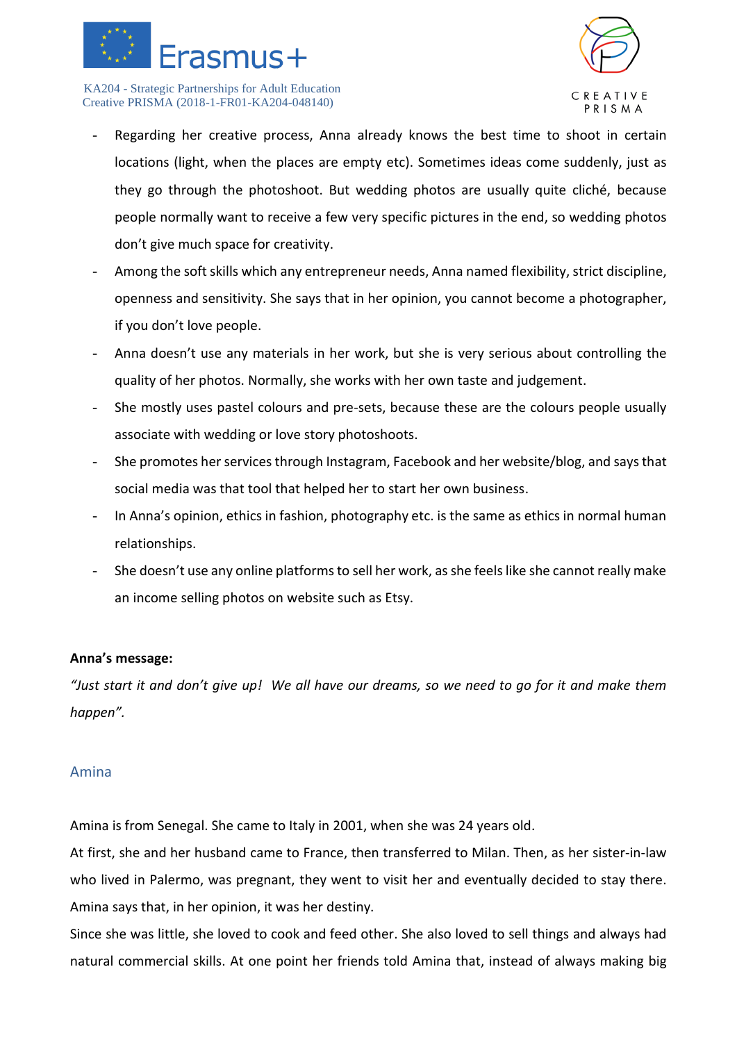- Regarding her creative process, Anna already knows the best time to shoot in certain locations (light, when the places are empty etc). Sometimes ideas come suddenly, just as they go through the photoshoot. But wedding photos are usually quite cliché, because people normally want to receive a few very specific pictures in the end, so wedding photos don't give much space for creativity.
- Among the soft skills which any entrepreneur needs, Anna named flexibility, strict discipline, openness and sensitivity. She says that in her opinion, you cannot become a photographer, if you don't love people.
- Anna doesn't use any materials in her work, but she is very serious about controlling the quality of her photos. Normally, she works with her own taste and judgement.
- She mostly uses pastel colours and pre-sets, because these are the colours people usually associate with wedding or love story photoshoots.
- She promotes her services through Instagram, Facebook and her website/blog, and says that social media was that tool that helped her to start her own business.
- In Anna's opinion, ethics in fashion, photography etc. is the same as ethics in normal human relationships.
- She doesn't use any online platforms to sell her work, as she feels like she cannot really make an income selling photos on website such as Etsy.

**Anna's message:**

*"Just start it and don't give up! We all have our dreams, so we need to go for it and make them happen".*

## Amina

Amina is from Senegal. She came to Italy in 2001, when she was 24 years old.

At first, she and her husband came to France, then transferred to Milan. Then, as her sister-in-law who lived in Palermo, was pregnant, they went to visit her and eventually decided to stay there. Amina says that, in her opinion, it was her destiny.

Since she was little, she loved to cook and feed other. She also loved to sell things and always had natural commercial skills. At one point her friends told Amina that, instead of always making big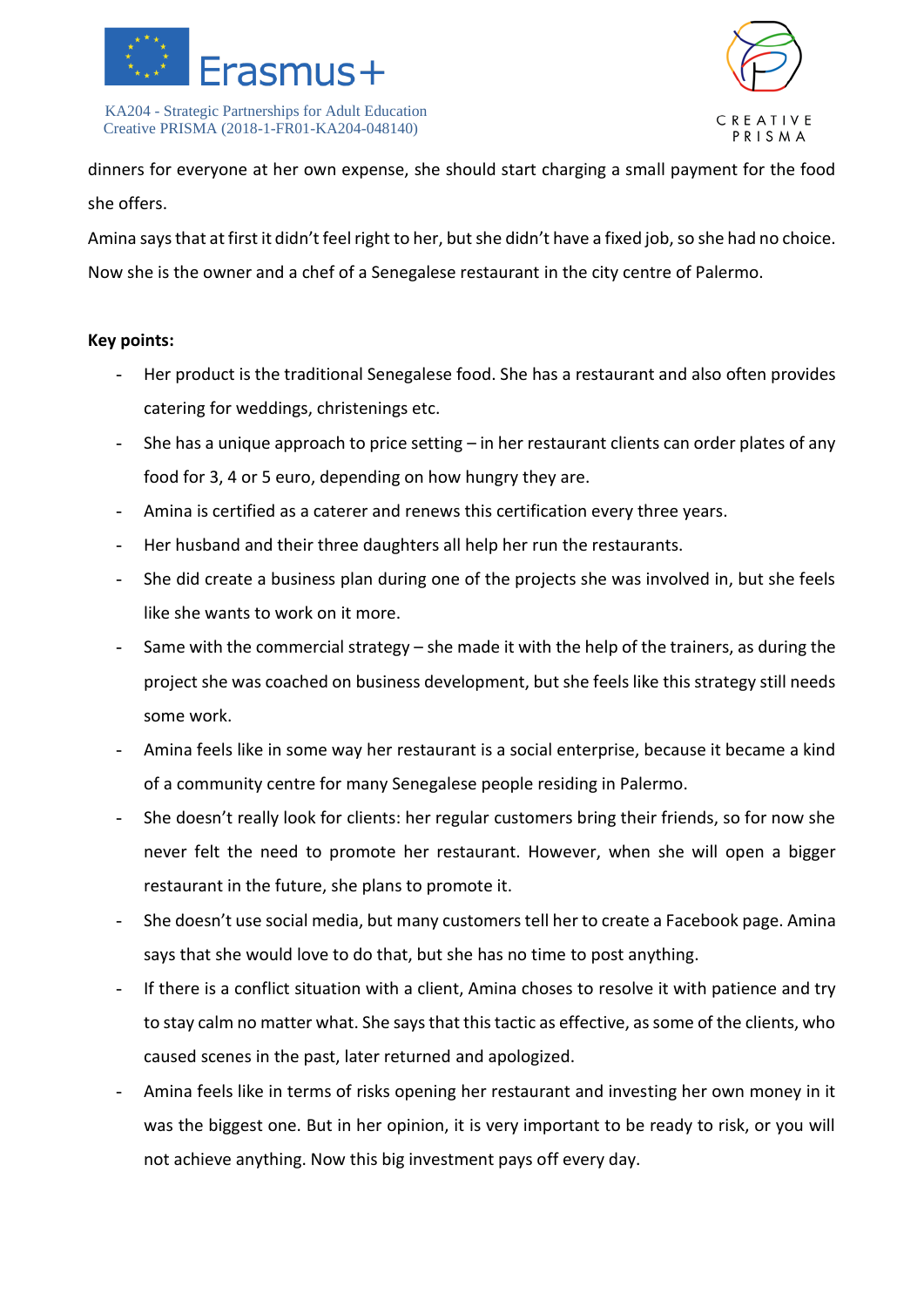dinners for everyone at her own expense, she should start charging a small payment for the food she offers.

Amina says that at first it didn't feel right to her, but she didn't have a fixed job, so she had no choice. Now she is the owner and a chef of a Senegalese restaurant in the city centre of Palermo.

**Key points:**

- Her product is the traditional Senegalese food. She has a restaurant and also often provides catering for weddings, christenings etc.
- She has a unique approach to price setting – in her restaurant clients can order plates of any food for 3, 4 or 5 euro, depending on how hungry they are.
- Amina is certified as a caterer and renews this certification every three years.
- Her husband and their three daughters all help her run the restaurants.
- She did create a business plan during one of the projects she was involved in, but she feels like she wants to work on it more.
- Same with the commercial strategy – she made it with the help of the trainers, as during the project she was coached on business development, but she feels like this strategy still needs some work.
- Amina feels like in some way her restaurant is a social enterprise, because it became a kind of a community centre for many Senegalese people residing in Palermo.
- She doesn't really look for clients: her regular customers bring their friends, so for now she never felt the need to promote her restaurant. However, when she will open a bigger restaurant in the future, she plans to promote it.
- She doesn't use social media, but many customers tell her to create a Facebook page. Amina says that she would love to do that, but she has no time to post anything.
- If there is a conflict situation with a client, Amina choses to resolve it with patience and try to stay calm no matter what. She says that this tactic as effective, as some of the clients, who caused scenes in the past, later returned and apologized.
- Amina feels like in terms of risks opening her restaurant and investing her own money in it was the biggest one. But in her opinion, it is very important to be ready to risk, or you will not achieve anything. Now this big investment pays off every day.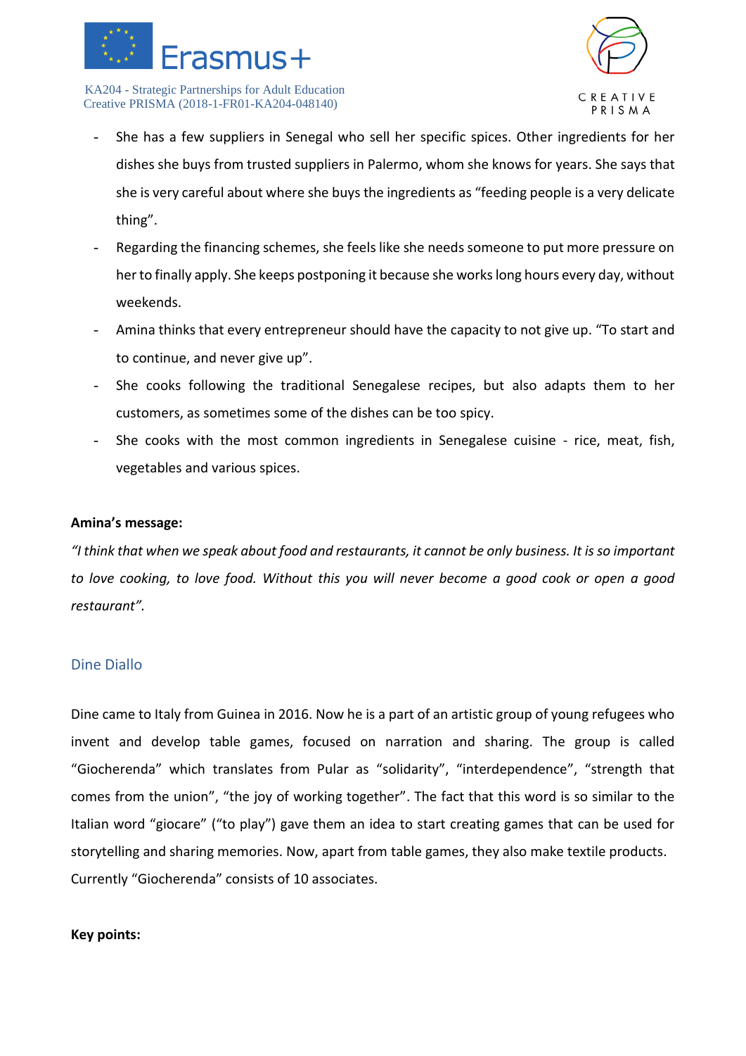- She has a few suppliers in Senegal who sell her specific spices. Other ingredients for her dishes she buys from trusted suppliers in Palermo, whom she knows for years. She says that she is very careful about where she buys the ingredients as "feeding people is a very delicate thing".
- Regarding the financing schemes, she feels like she needs someone to put more pressure on her to finally apply. She keeps postponing it because she works long hours every day, without weekends.
- Amina thinks that every entrepreneur should have the capacity to not give up. "To start and to continue, and never give up".
- She cooks following the traditional Senegalese recipes, but also adapts them to her customers, as sometimes some of the dishes can be too spicy.
- She cooks with the most common ingredients in Senegalese cuisine - rice, meat, fish, vegetables and various spices.

**Amina's message:**

*"I think that when we speak about food and restaurants, it cannot be only business. It is so important to love cooking, to love food. Without this you will never become a good cook or open a good restaurant".*

## Dine Diallo

Dine came to Italy from Guinea in 2016. Now he is a part of an artistic group of young refugees who invent and develop table games, focused on narration and sharing. The group is called "Giocherenda" which translates from Pular as "solidarity", "interdependence", "strength that comes from the union", "the joy of working together". The fact that this word is so similar to the Italian word "giocare" ("to play") gave them an idea to start creating games that can be used for storytelling and sharing memories. Now, apart from table games, they also make textile products. Currently "Giocherenda" consists of 10 associates.

**Key points:**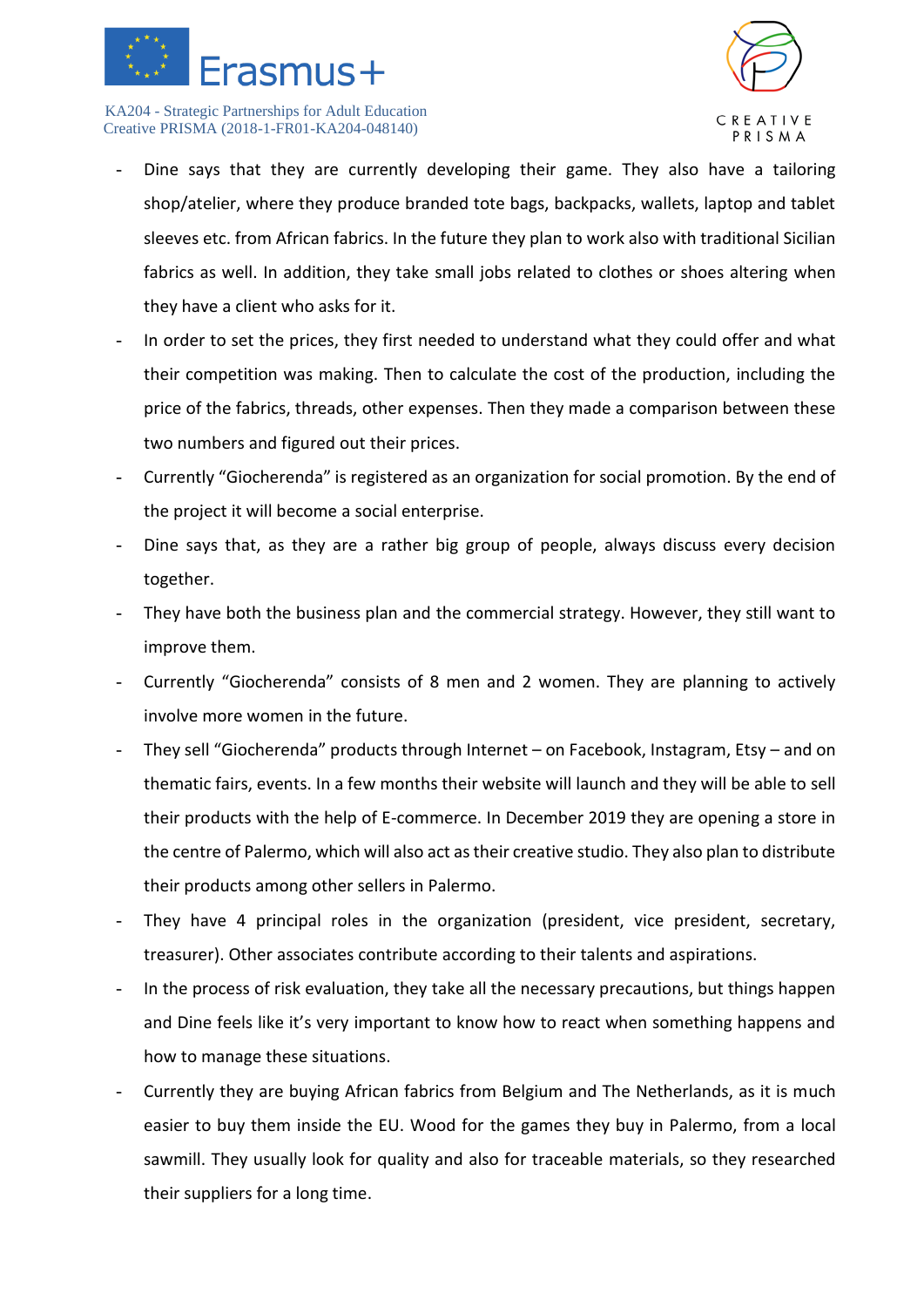- Dine says that they are currently developing their game. They also have a tailoring shop/atelier, where they produce branded tote bags, backpacks, wallets, laptop and tablet sleeves etc. from African fabrics. In the future they plan to work also with traditional Sicilian fabrics as well. In addition, they take small jobs related to clothes or shoes altering when they have a client who asks for it.
- In order to set the prices, they first needed to understand what they could offer and what their competition was making. Then to calculate the cost of the production, including the price of the fabrics, threads, other expenses. Then they made a comparison between these two numbers and figured out their prices.
- Currently "Giocherenda" is registered as an organization for social promotion. By the end of the project it will become a social enterprise.
- Dine says that, as they are a rather big group of people, always discuss every decision together.
- They have both the business plan and the commercial strategy. However, they still want to improve them.
- Currently "Giocherenda" consists of 8 men and 2 women. They are planning to actively involve more women in the future.
- They sell "Giocherenda" products through Internet – on Facebook, Instagram, Etsy – and on thematic fairs, events. In a few months their website will launch and they will be able to sell their products with the help of E-commerce. In December 2019 they are opening a store in the centre of Palermo, which will also act as their creative studio. They also plan to distribute their products among other sellers in Palermo.
- They have 4 principal roles in the organization (president, vice president, secretary, treasurer). Other associates contribute according to their talents and aspirations.
- In the process of risk evaluation, they take all the necessary precautions, but things happen and Dine feels like it's very important to know how to react when something happens and how to manage these situations.
- Currently they are buying African fabrics from Belgium and The Netherlands, as it is much easier to buy them inside the EU. Wood for the games they buy in Palermo, from a local sawmill. They usually look for quality and also for traceable materials, so they researched their suppliers for a long time.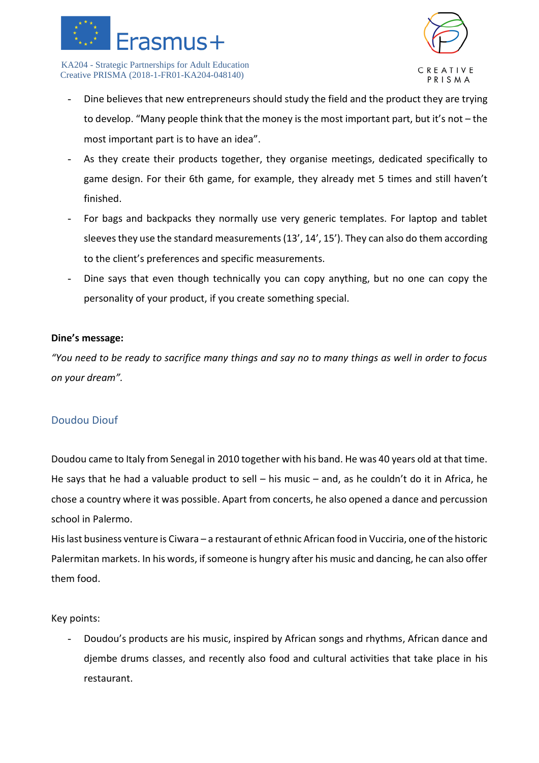- Dine believes that new entrepreneurs should study the field and the product they are trying to develop. “Many people think that the money is the most important part, but it’s not – the most important part is to have an idea”.
- As they create their products together, they organise meetings, dedicated specifically to game design. For their 6th game, for example, they already met 5 times and still haven’t finished.
- For bags and backpacks they normally use very generic templates. For laptop and tablet sleeves they use the standard measurements (13’, 14’, 15’). They can also do them according to the client’s preferences and specific measurements.
- Dine says that even though technically you can copy anything, but no one can copy the personality of your product, if you create something special.

**Dine’s message:**

*“You need to be ready to sacrifice many things and say no to many things as well in order to focus on your dream”.*

## Doudou Diouf

Doudou came to Italy from Senegal in 2010 together with his band. He was 40 years old at that time. He says that he had a valuable product to sell – his music – and, as he couldn’t do it in Africa, he chose a country where it was possible. Apart from concerts, he also opened a dance and percussion school in Palermo.

His last business venture is Ciwara – a restaurant of ethnic African food in Vucciria, one of the historic Palermitan markets. In his words, if someone is hungry after his music and dancing, he can also offer them food.

Key points:

- Doudou’s products are his music, inspired by African songs and rhythms, African dance and djembe drums classes, and recently also food and cultural activities that take place in his restaurant.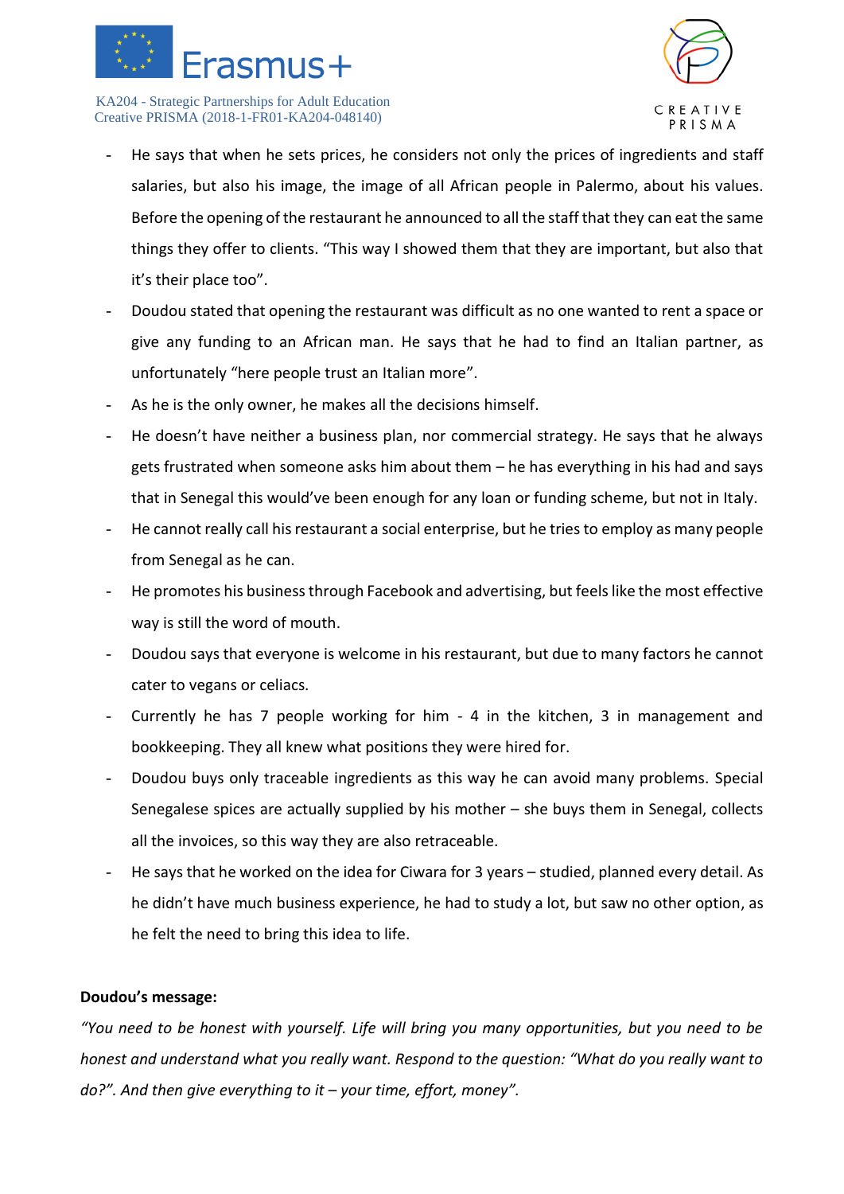- He says that when he sets prices, he considers not only the prices of ingredients and staff salaries, but also his image, the image of all African people in Palermo, about his values. Before the opening of the restaurant he announced to all the staff that they can eat the same things they offer to clients. "This way I showed them that they are important, but also that it's their place too".
- Doudou stated that opening the restaurant was difficult as no one wanted to rent a space or give any funding to an African man. He says that he had to find an Italian partner, as unfortunately "here people trust an Italian more".
- As he is the only owner, he makes all the decisions himself.
- He doesn't have neither a business plan, nor commercial strategy. He says that he always gets frustrated when someone asks him about them – he has everything in his had and says that in Senegal this would've been enough for any loan or funding scheme, but not in Italy.
- He cannot really call his restaurant a social enterprise, but he tries to employ as many people from Senegal as he can.
- He promotes his business through Facebook and advertising, but feels like the most effective way is still the word of mouth.
- Doudou says that everyone is welcome in his restaurant, but due to many factors he cannot cater to vegans or celiacs.
- Currently he has 7 people working for him - 4 in the kitchen, 3 in management and bookkeeping. They all knew what positions they were hired for.
- Doudou buys only traceable ingredients as this way he can avoid many problems. Special Senegalese spices are actually supplied by his mother – she buys them in Senegal, collects all the invoices, so this way they are also retraceable.
- He says that he worked on the idea for Ciwara for 3 years – studied, planned every detail. As he didn't have much business experience, he had to study a lot, but saw no other option, as he felt the need to bring this idea to life.

**Doudou's message:**

*"You need to be honest with yourself. Life will bring you many opportunities, but you need to be honest and understand what you really want. Respond to the question: "What do you really want to do?". And then give everything to it – your time, effort, money".*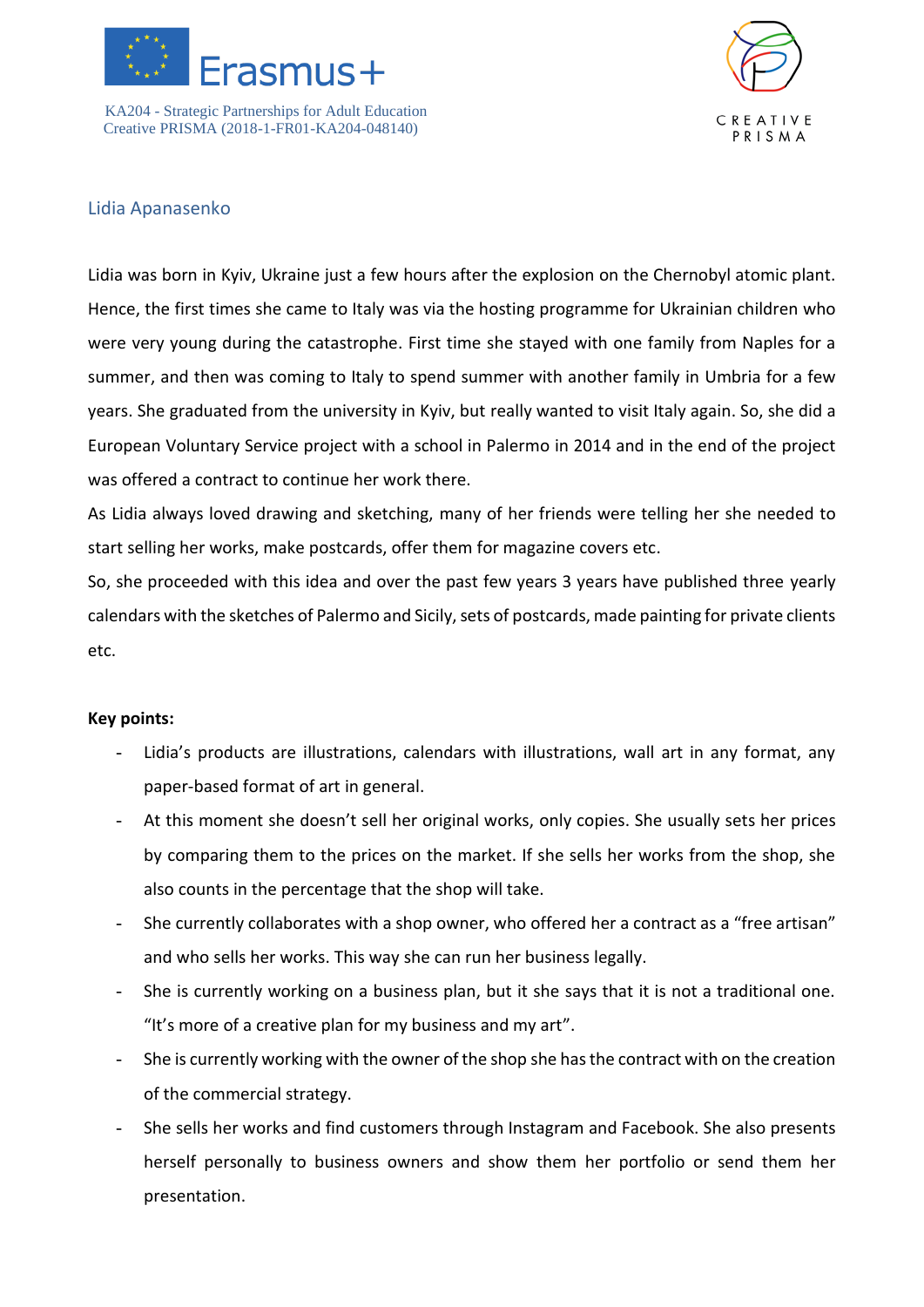## Lidia Apanasenko

Lidia was born in Kyiv, Ukraine just a few hours after the explosion on the Chernobyl atomic plant. Hence, the first times she came to Italy was via the hosting programme for Ukrainian children who were very young during the catastrophe. First time she stayed with one family from Naples for a summer, and then was coming to Italy to spend summer with another family in Umbria for a few years. She graduated from the university in Kyiv, but really wanted to visit Italy again. So, she did a European Voluntary Service project with a school in Palermo in 2014 and in the end of the project was offered a contract to continue her work there.

As Lidia always loved drawing and sketching, many of her friends were telling her she needed to start selling her works, make postcards, offer them for magazine covers etc.

So, she proceeded with this idea and over the past few years 3 years have published three yearly calendars with the sketches of Palermo and Sicily, sets of postcards, made painting for private clients etc.

**Key points:**

- Lidia's products are illustrations, calendars with illustrations, wall art in any format, any paper-based format of art in general.
- At this moment she doesn't sell her original works, only copies. She usually sets her prices by comparing them to the prices on the market. If she sells her works from the shop, she also counts in the percentage that the shop will take.
- She currently collaborates with a shop owner, who offered her a contract as a "free artisan" and who sells her works. This way she can run her business legally.
- She is currently working on a business plan, but it she says that it is not a traditional one. "It's more of a creative plan for my business and my art".
- She is currently working with the owner of the shop she has the contract with on the creation of the commercial strategy.
- She sells her works and find customers through Instagram and Facebook. She also presents herself personally to business owners and show them her portfolio or send them her presentation.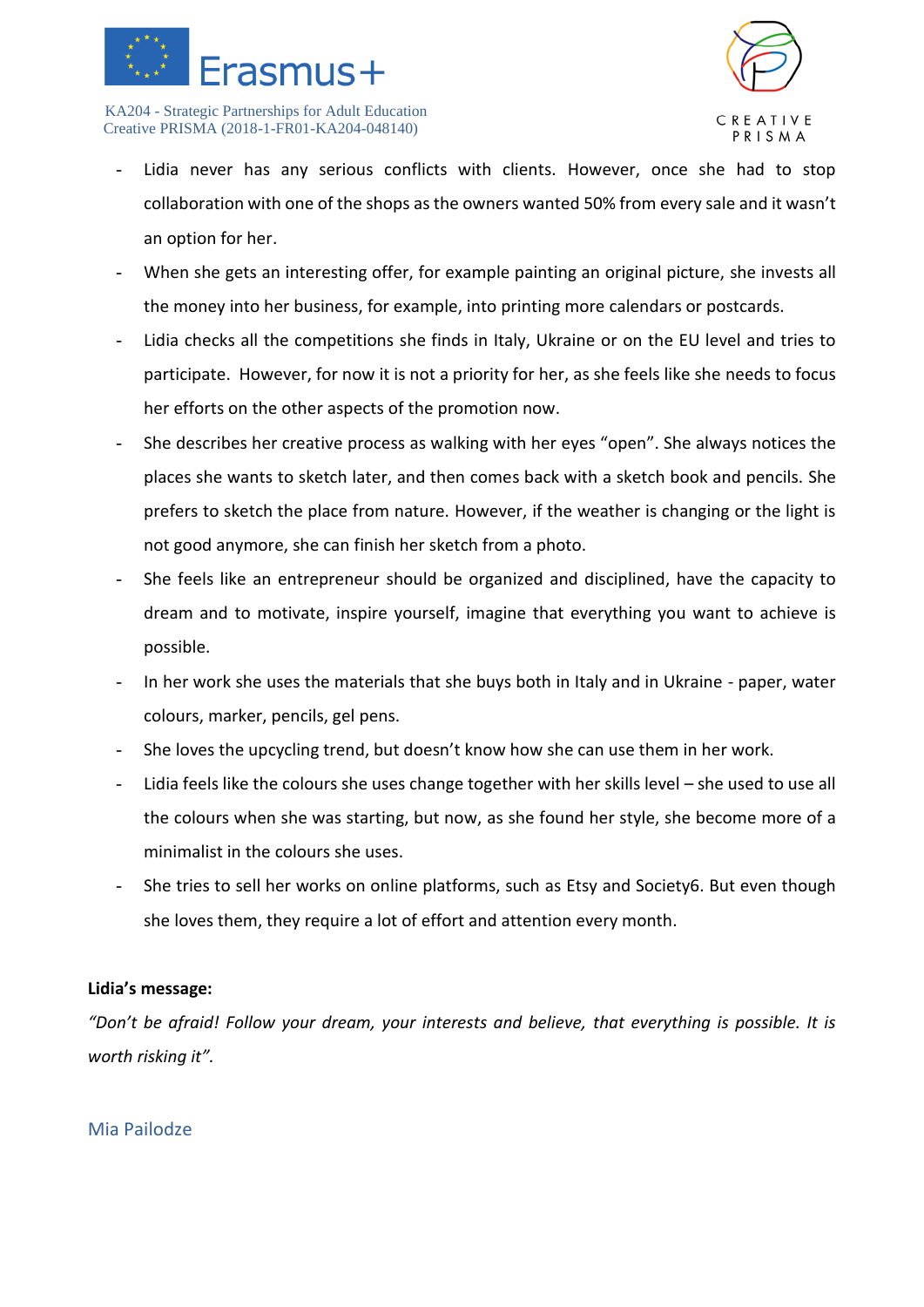- Lidia never has any serious conflicts with clients. However, once she had to stop collaboration with one of the shops as the owners wanted 50% from every sale and it wasn't an option for her.
- When she gets an interesting offer, for example painting an original picture, she invests all the money into her business, for example, into printing more calendars or postcards.
- Lidia checks all the competitions she finds in Italy, Ukraine or on the EU level and tries to participate. However, for now it is not a priority for her, as she feels like she needs to focus her efforts on the other aspects of the promotion now.
- She describes her creative process as walking with her eyes "open". She always notices the places she wants to sketch later, and then comes back with a sketch book and pencils. She prefers to sketch the place from nature. However, if the weather is changing or the light is not good anymore, she can finish her sketch from a photo.
- She feels like an entrepreneur should be organized and disciplined, have the capacity to dream and to motivate, inspire yourself, imagine that everything you want to achieve is possible.
- In her work she uses the materials that she buys both in Italy and in Ukraine - paper, water colours, marker, pencils, gel pens.
- She loves the upcycling trend, but doesn't know how she can use them in her work.
- Lidia feels like the colours she uses change together with her skills level – she used to use all the colours when she was starting, but now, as she found her style, she become more of a minimalist in the colours she uses.
- She tries to sell her works on online platforms, such as Etsy and Society6. But even though she loves them, they require a lot of effort and attention every month.

**Lidia's message:**

*"Don't be afraid! Follow your dream, your interests and believe, that everything is possible. It is worth risking it".*

Mia Pailodze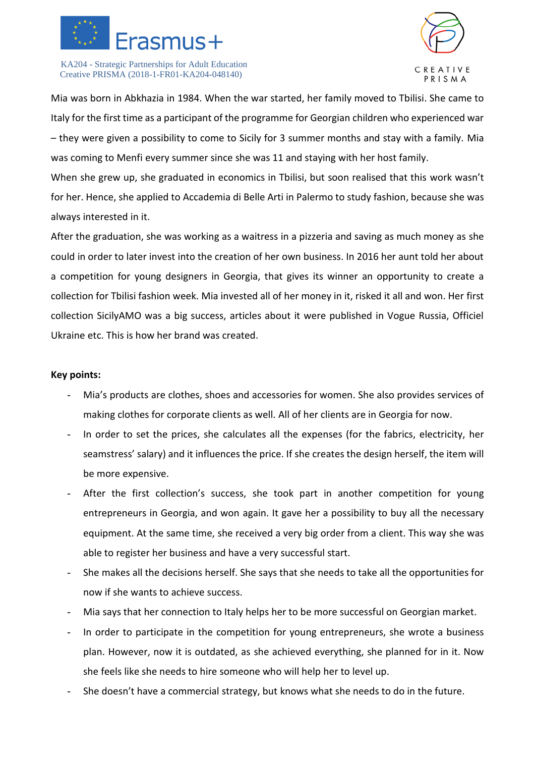Mia was born in Abkhazia in 1984. When the war started, her family moved to Tbilisi. She came to Italy for the first time as a participant of the programme for Georgian children who experienced war – they were given a possibility to come to Sicily for 3 summer months and stay with a family. Mia was coming to Menfi every summer since she was 11 and staying with her host family.

When she grew up, she graduated in economics in Tbilisi, but soon realised that this work wasn't for her. Hence, she applied to Accademia di Belle Arti in Palermo to study fashion, because she was always interested in it.

After the graduation, she was working as a waitress in a pizzeria and saving as much money as she could in order to later invest into the creation of her own business. In 2016 her aunt told her about a competition for young designers in Georgia, that gives its winner an opportunity to create a collection for Tbilisi fashion week. Mia invested all of her money in it, risked it all and won. Her first collection SicilyAMO was a big success, articles about it were published in Vogue Russia, Officiel Ukraine etc. This is how her brand was created.

**Key points:**

- Mia's products are clothes, shoes and accessories for women. She also provides services of making clothes for corporate clients as well. All of her clients are in Georgia for now.
- In order to set the prices, she calculates all the expenses (for the fabrics, electricity, her seamstress' salary) and it influences the price. If she creates the design herself, the item will be more expensive.
- After the first collection's success, she took part in another competition for young entrepreneurs in Georgia, and won again. It gave her a possibility to buy all the necessary equipment. At the same time, she received a very big order from a client. This way she was able to register her business and have a very successful start.
- She makes all the decisions herself. She says that she needs to take all the opportunities for now if she wants to achieve success.
- Mia says that her connection to Italy helps her to be more successful on Georgian market.
- In order to participate in the competition for young entrepreneurs, she wrote a business plan. However, now it is outdated, as she achieved everything, she planned for in it. Now she feels like she needs to hire someone who will help her to level up.
- She doesn't have a commercial strategy, but knows what she needs to do in the future.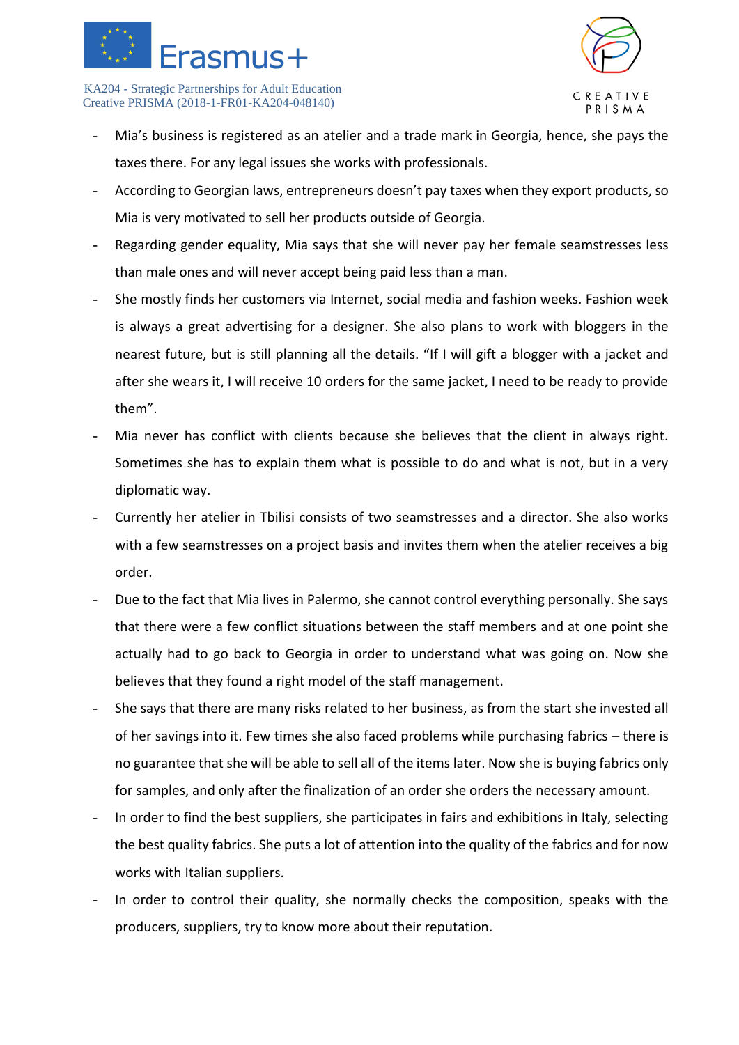- Mia's business is registered as an atelier and a trade mark in Georgia, hence, she pays the taxes there. For any legal issues she works with professionals.
- According to Georgian laws, entrepreneurs doesn't pay taxes when they export products, so Mia is very motivated to sell her products outside of Georgia.
- Regarding gender equality, Mia says that she will never pay her female seamstresses less than male ones and will never accept being paid less than a man.
- She mostly finds her customers via Internet, social media and fashion weeks. Fashion week is always a great advertising for a designer. She also plans to work with bloggers in the nearest future, but is still planning all the details. "If I will gift a blogger with a jacket and after she wears it, I will receive 10 orders for the same jacket, I need to be ready to provide them".
- Mia never has conflict with clients because she believes that the client in always right. Sometimes she has to explain them what is possible to do and what is not, but in a very diplomatic way.
- Currently her atelier in Tbilisi consists of two seamstresses and a director. She also works with a few seamstresses on a project basis and invites them when the atelier receives a big order.
- Due to the fact that Mia lives in Palermo, she cannot control everything personally. She says that there were a few conflict situations between the staff members and at one point she actually had to go back to Georgia in order to understand what was going on. Now she believes that they found a right model of the staff management.
- She says that there are many risks related to her business, as from the start she invested all of her savings into it. Few times she also faced problems while purchasing fabrics – there is no guarantee that she will be able to sell all of the items later. Now she is buying fabrics only for samples, and only after the finalization of an order she orders the necessary amount.
- In order to find the best suppliers, she participates in fairs and exhibitions in Italy, selecting the best quality fabrics. She puts a lot of attention into the quality of the fabrics and for now works with Italian suppliers.
- In order to control their quality, she normally checks the composition, speaks with the producers, suppliers, try to know more about their reputation.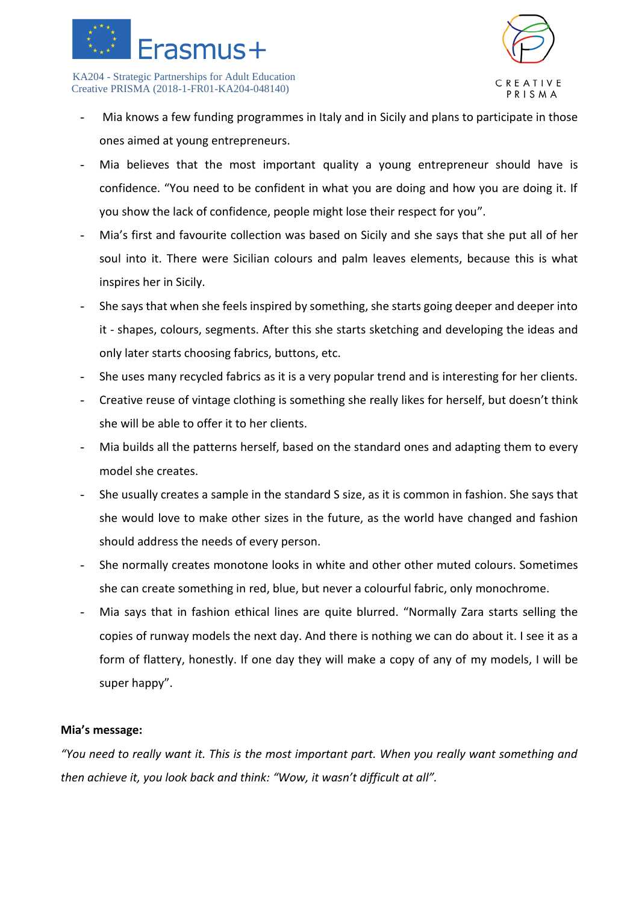- Mia knows a few funding programmes in Italy and in Sicily and plans to participate in those ones aimed at young entrepreneurs.
- Mia believes that the most important quality a young entrepreneur should have is confidence. “You need to be confident in what you are doing and how you are doing it. If you show the lack of confidence, people might lose their respect for you”.
- Mia’s first and favourite collection was based on Sicily and she says that she put all of her soul into it. There were Sicilian colours and palm leaves elements, because this is what inspires her in Sicily.
- She says that when she feels inspired by something, she starts going deeper and deeper into it - shapes, colours, segments. After this she starts sketching and developing the ideas and only later starts choosing fabrics, buttons, etc.
- She uses many recycled fabrics as it is a very popular trend and is interesting for her clients.
- Creative reuse of vintage clothing is something she really likes for herself, but doesn’t think she will be able to offer it to her clients.
- Mia builds all the patterns herself, based on the standard ones and adapting them to every model she creates.
- She usually creates a sample in the standard S size, as it is common in fashion. She says that she would love to make other sizes in the future, as the world have changed and fashion should address the needs of every person.
- She normally creates monotone looks in white and other other muted colours. Sometimes she can create something in red, blue, but never a colourful fabric, only monochrome.
- Mia says that in fashion ethical lines are quite blurred. “Normally Zara starts selling the copies of runway models the next day. And there is nothing we can do about it. I see it as a form of flattery, honestly. If one day they will make a copy of any of my models, I will be super happy”.

**Mia’s message:**

*“You need to really want it. This is the most important part. When you really want something and then achieve it, you look back and think: “Wow, it wasn’t difficult at all”.*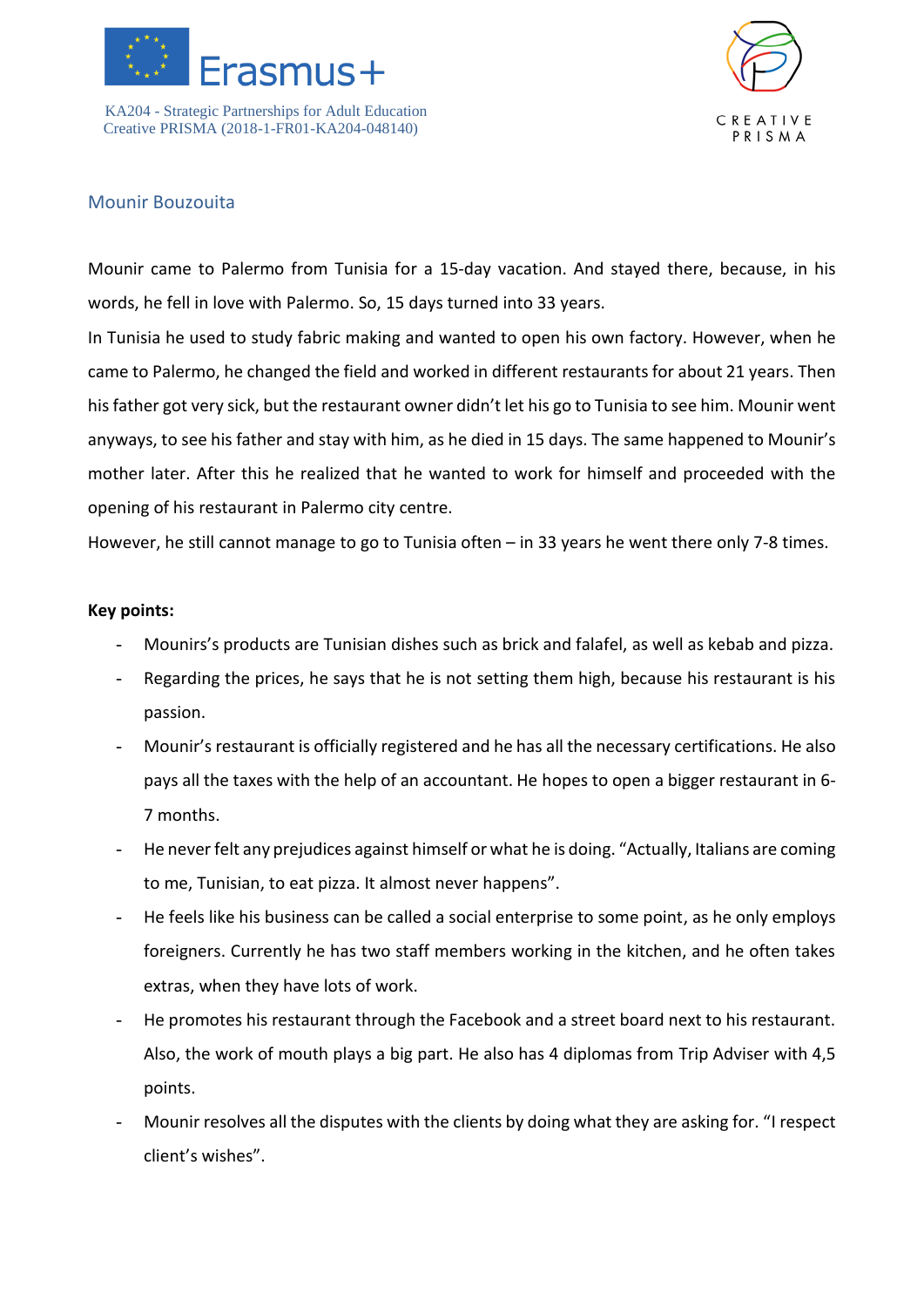## Mounir Bouzouita

Mounir came to Palermo from Tunisia for a 15-day vacation. And stayed there, because, in his words, he fell in love with Palermo. So, 15 days turned into 33 years.

In Tunisia he used to study fabric making and wanted to open his own factory. However, when he came to Palermo, he changed the field and worked in different restaurants for about 21 years. Then his father got very sick, but the restaurant owner didn't let his go to Tunisia to see him. Mounir went anyways, to see his father and stay with him, as he died in 15 days. The same happened to Mounir's mother later. After this he realized that he wanted to work for himself and proceeded with the opening of his restaurant in Palermo city centre.

However, he still cannot manage to go to Tunisia often – in 33 years he went there only 7-8 times.

**Key points:**

- Mounirs's products are Tunisian dishes such as brick and falafel, as well as kebab and pizza.
- Regarding the prices, he says that he is not setting them high, because his restaurant is his passion.
- Mounir's restaurant is officially registered and he has all the necessary certifications. He also pays all the taxes with the help of an accountant. He hopes to open a bigger restaurant in 6-7 months.
- He never felt any prejudices against himself or what he is doing. "Actually, Italians are coming to me, Tunisian, to eat pizza. It almost never happens".
- He feels like his business can be called a social enterprise to some point, as he only employs foreigners. Currently he has two staff members working in the kitchen, and he often takes extras, when they have lots of work.
- He promotes his restaurant through the Facebook and a street board next to his restaurant. Also, the work of mouth plays a big part. He also has 4 diplomas from Trip Adviser with 4,5 points.
- Mounir resolves all the disputes with the clients by doing what they are asking for. "I respect client's wishes".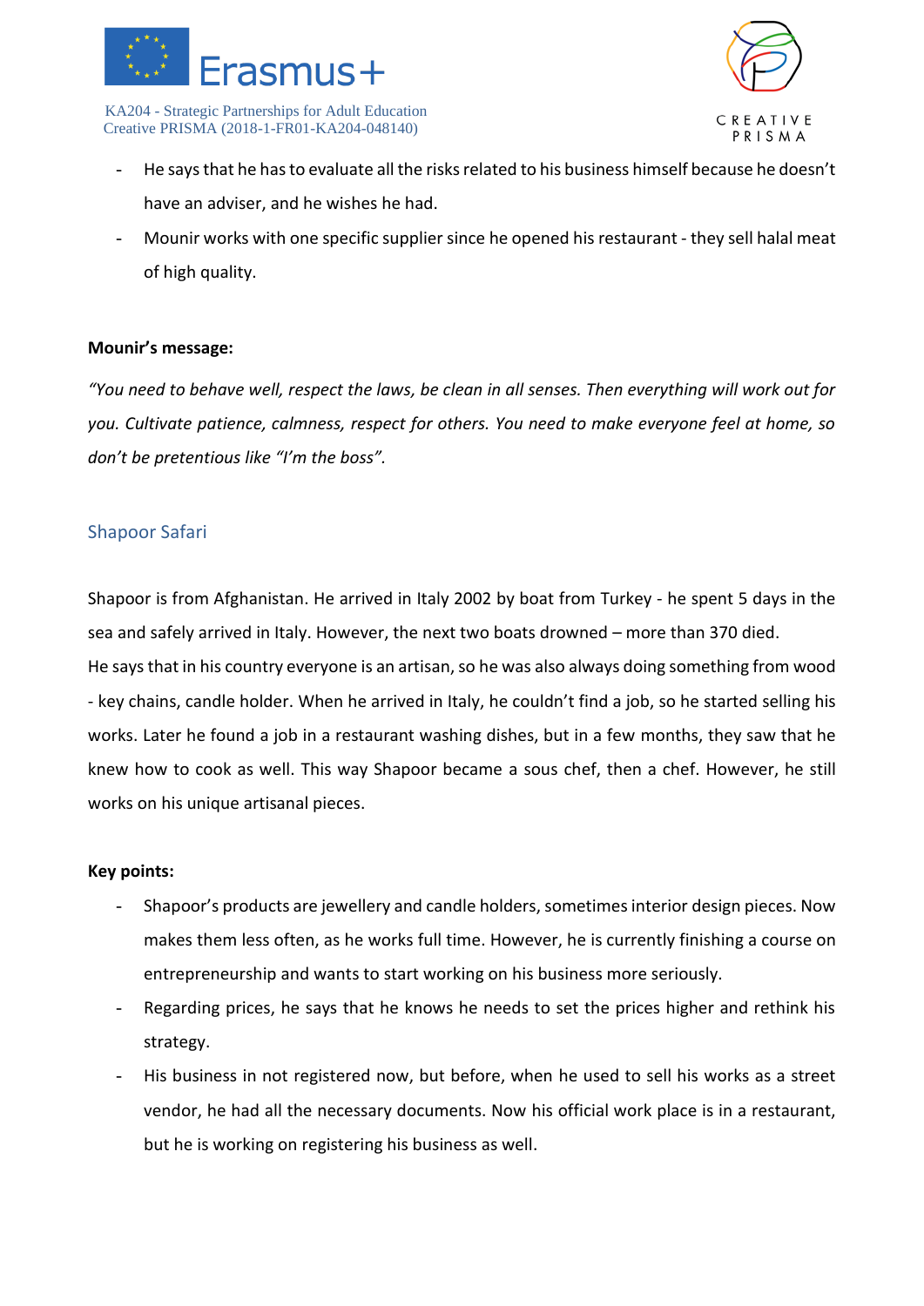- He says that he has to evaluate all the risks related to his business himself because he doesn't have an adviser, and he wishes he had.
- Mounir works with one specific supplier since he opened his restaurant - they sell halal meat of high quality.

**Mounir's message:**

*"You need to behave well, respect the laws, be clean in all senses. Then everything will work out for you. Cultivate patience, calmness, respect for others. You need to make everyone feel at home, so don't be pretentious like "I'm the boss".*

## Shapoor Safari

Shapoor is from Afghanistan. He arrived in Italy 2002 by boat from Turkey - he spent 5 days in the sea and safely arrived in Italy. However, the next two boats drowned – more than 370 died.
He says that in his country everyone is an artisan, so he was also always doing something from wood - key chains, candle holder. When he arrived in Italy, he couldn't find a job, so he started selling his works. Later he found a job in a restaurant washing dishes, but in a few months, they saw that he knew how to cook as well. This way Shapoor became a sous chef, then a chef. However, he still works on his unique artisanal pieces.

**Key points:**

- Shapoor's products are jewellery and candle holders, sometimes interior design pieces. Now makes them less often, as he works full time. However, he is currently finishing a course on entrepreneurship and wants to start working on his business more seriously.
- Regarding prices, he says that he knows he needs to set the prices higher and rethink his strategy.
- His business in not registered now, but before, when he used to sell his works as a street vendor, he had all the necessary documents. Now his official work place is in a restaurant, but he is working on registering his business as well.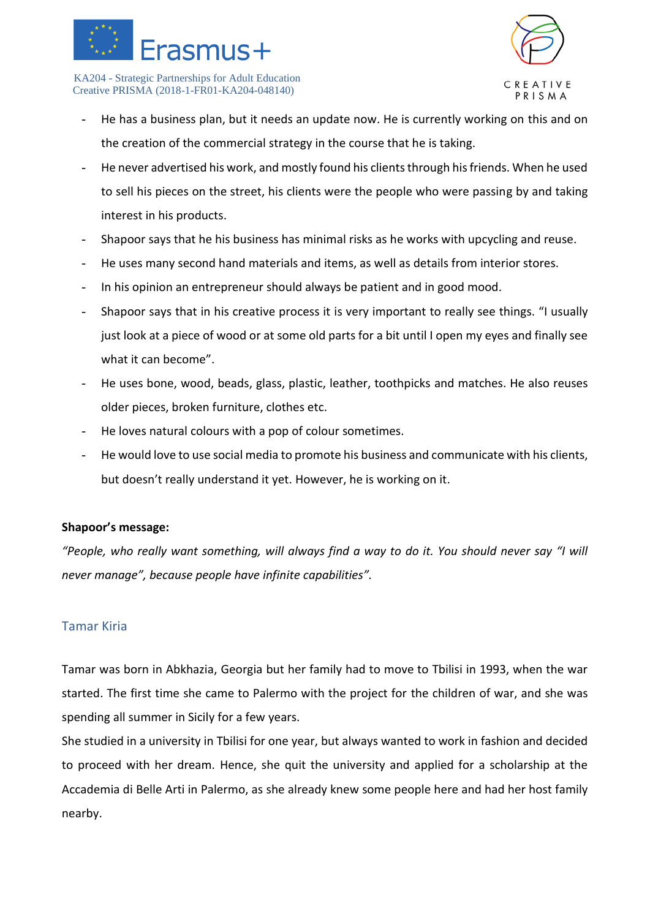- He has a business plan, but it needs an update now. He is currently working on this and on the creation of the commercial strategy in the course that he is taking.
- He never advertised his work, and mostly found his clients through his friends. When he used to sell his pieces on the street, his clients were the people who were passing by and taking interest in his products.
- Shapoor says that he his business has minimal risks as he works with upcycling and reuse.
- He uses many second hand materials and items, as well as details from interior stores.
- In his opinion an entrepreneur should always be patient and in good mood.
- Shapoor says that in his creative process it is very important to really see things. "I usually just look at a piece of wood or at some old parts for a bit until I open my eyes and finally see what it can become".
- He uses bone, wood, beads, glass, plastic, leather, toothpicks and matches. He also reuses older pieces, broken furniture, clothes etc.
- He loves natural colours with a pop of colour sometimes.
- He would love to use social media to promote his business and communicate with his clients, but doesn't really understand it yet. However, he is working on it.

**Shapoor's message:**

*"People, who really want something, will always find a way to do it. You should never say "I will never manage", because people have infinite capabilities".*

## Tamar Kiria

Tamar was born in Abkhazia, Georgia but her family had to move to Tbilisi in 1993, when the war started. The first time she came to Palermo with the project for the children of war, and she was spending all summer in Sicily for a few years.

She studied in a university in Tbilisi for one year, but always wanted to work in fashion and decided to proceed with her dream. Hence, she quit the university and applied for a scholarship at the Accademia di Belle Arti in Palermo, as she already knew some people here and had her host family nearby.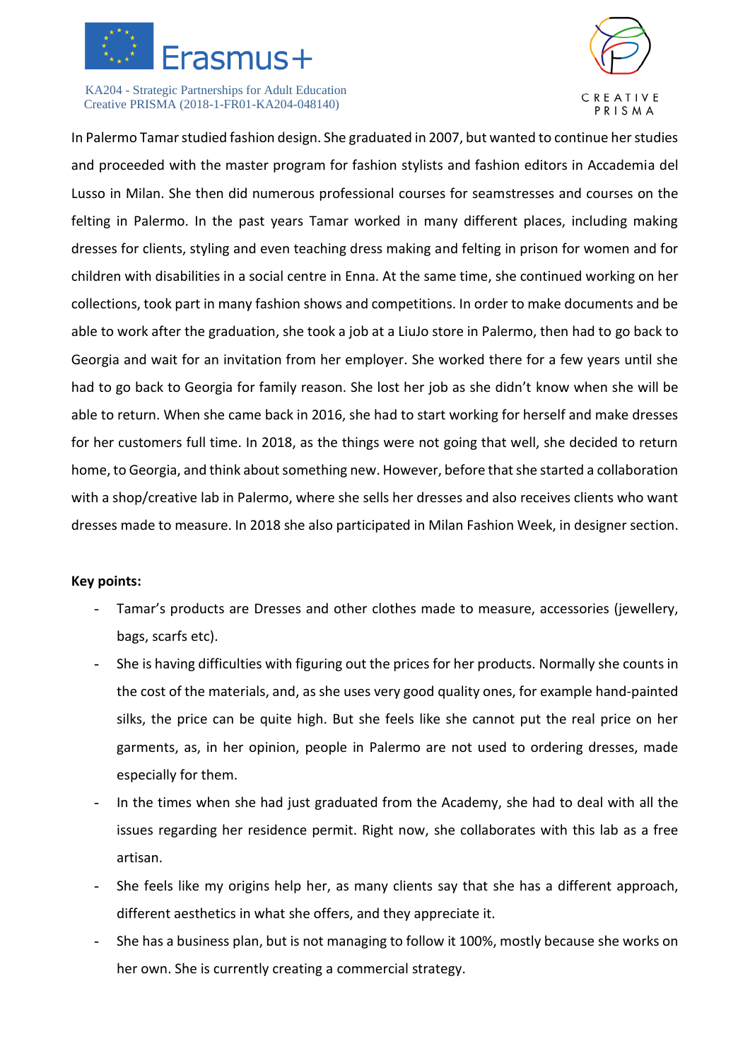In Palermo Tamar studied fashion design. She graduated in 2007, but wanted to continue her studies and proceeded with the master program for fashion stylists and fashion editors in Accademia del Lusso in Milan. She then did numerous professional courses for seamstresses and courses on the felting in Palermo. In the past years Tamar worked in many different places, including making dresses for clients, styling and even teaching dress making and felting in prison for women and for children with disabilities in a social centre in Enna. At the same time, she continued working on her collections, took part in many fashion shows and competitions. In order to make documents and be able to work after the graduation, she took a job at a LiuJo store in Palermo, then had to go back to Georgia and wait for an invitation from her employer. She worked there for a few years until she had to go back to Georgia for family reason. She lost her job as she didn't know when she will be able to return. When she came back in 2016, she had to start working for herself and make dresses for her customers full time. In 2018, as the things were not going that well, she decided to return home, to Georgia, and think about something new. However, before that she started a collaboration with a shop/creative lab in Palermo, where she sells her dresses and also receives clients who want dresses made to measure. In 2018 she also participated in Milan Fashion Week, in designer section.

**Key points:**

- Tamar's products are Dresses and other clothes made to measure, accessories (jewellery, bags, scarfs etc).
- She is having difficulties with figuring out the prices for her products. Normally she counts in the cost of the materials, and, as she uses very good quality ones, for example hand-painted silks, the price can be quite high. But she feels like she cannot put the real price on her garments, as, in her opinion, people in Palermo are not used to ordering dresses, made especially for them.
- In the times when she had just graduated from the Academy, she had to deal with all the issues regarding her residence permit. Right now, she collaborates with this lab as a free artisan.
- She feels like my origins help her, as many clients say that she has a different approach, different aesthetics in what she offers, and they appreciate it.
- She has a business plan, but is not managing to follow it 100%, mostly because she works on her own. She is currently creating a commercial strategy.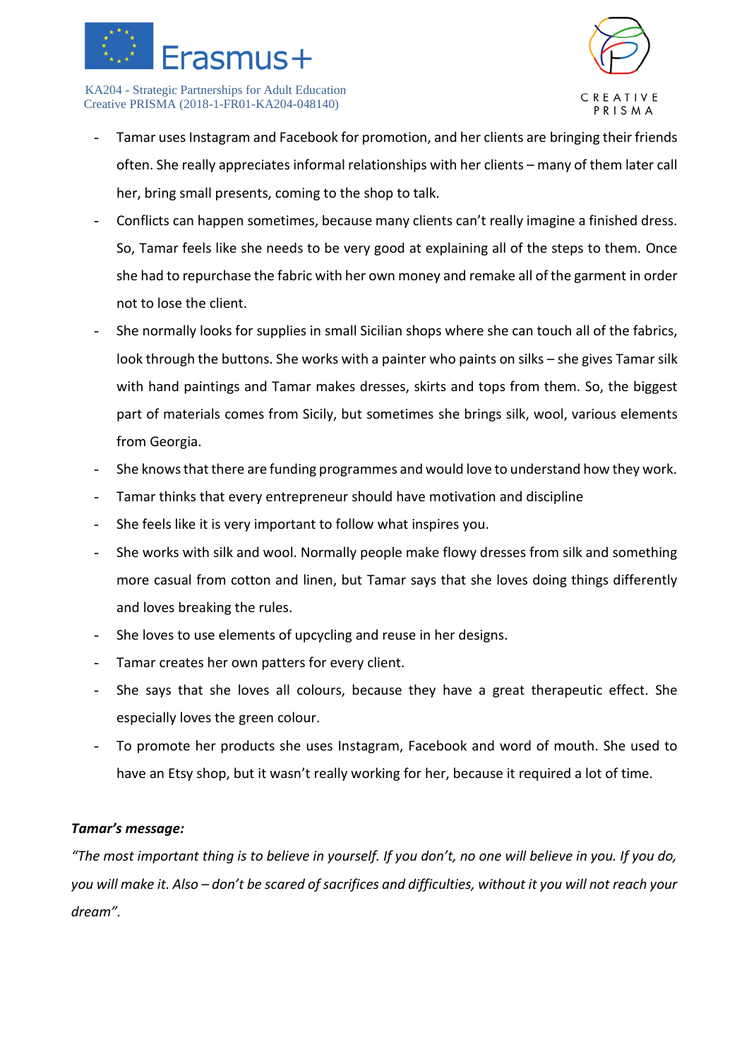- Tamar uses Instagram and Facebook for promotion, and her clients are bringing their friends often. She really appreciates informal relationships with her clients – many of them later call her, bring small presents, coming to the shop to talk.
- Conflicts can happen sometimes, because many clients can't really imagine a finished dress. So, Tamar feels like she needs to be very good at explaining all of the steps to them. Once she had to repurchase the fabric with her own money and remake all of the garment in order not to lose the client.
- She normally looks for supplies in small Sicilian shops where she can touch all of the fabrics, look through the buttons. She works with a painter who paints on silks – she gives Tamar silk with hand paintings and Tamar makes dresses, skirts and tops from them. So, the biggest part of materials comes from Sicily, but sometimes she brings silk, wool, various elements from Georgia.
- She knows that there are funding programmes and would love to understand how they work.
- Tamar thinks that every entrepreneur should have motivation and discipline
- She feels like it is very important to follow what inspires you.
- She works with silk and wool. Normally people make flowy dresses from silk and something more casual from cotton and linen, but Tamar says that she loves doing things differently and loves breaking the rules.
- She loves to use elements of upcycling and reuse in her designs.
- Tamar creates her own patters for every client.
- She says that she loves all colours, because they have a great therapeutic effect. She especially loves the green colour.
- To promote her products she uses Instagram, Facebook and word of mouth. She used to have an Etsy shop, but it wasn't really working for her, because it required a lot of time.

***Tamar's message:***

*"The most important thing is to believe in yourself. If you don't, no one will believe in you. If you do, you will make it. Also – don't be scared of sacrifices and difficulties, without it you will not reach your dream".*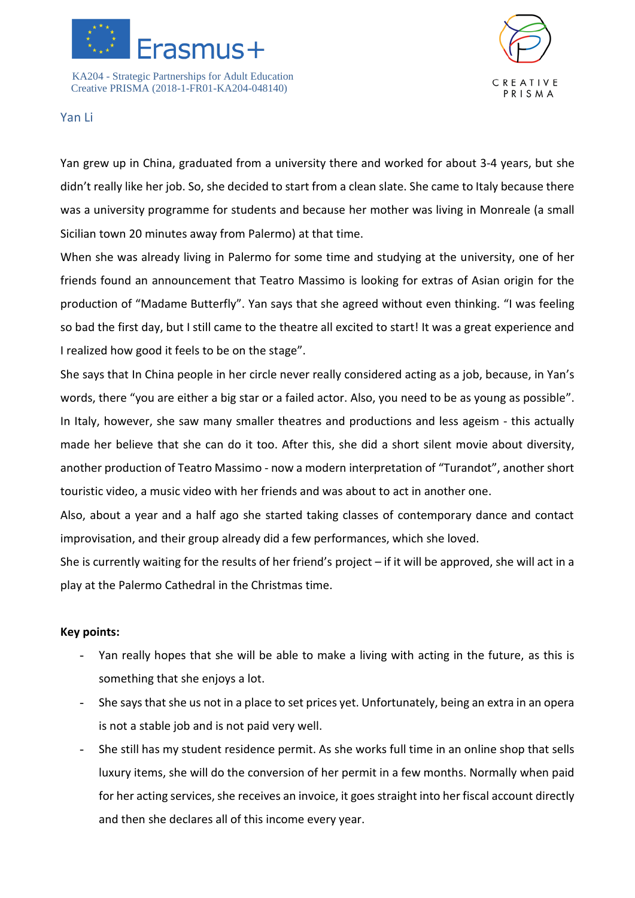## Yan Li

Yan grew up in China, graduated from a university there and worked for about 3-4 years, but she didn't really like her job. So, she decided to start from a clean slate. She came to Italy because there was a university programme for students and because her mother was living in Monreale (a small Sicilian town 20 minutes away from Palermo) at that time.

When she was already living in Palermo for some time and studying at the university, one of her friends found an announcement that Teatro Massimo is looking for extras of Asian origin for the production of "Madame Butterfly". Yan says that she agreed without even thinking. "I was feeling so bad the first day, but I still came to the theatre all excited to start! It was a great experience and I realized how good it feels to be on the stage".

She says that In China people in her circle never really considered acting as a job, because, in Yan's words, there "you are either a big star or a failed actor. Also, you need to be as young as possible". In Italy, however, she saw many smaller theatres and productions and less ageism - this actually made her believe that she can do it too. After this, she did a short silent movie about diversity, another production of Teatro Massimo - now a modern interpretation of "Turandot", another short touristic video, a music video with her friends and was about to act in another one.

Also, about a year and a half ago she started taking classes of contemporary dance and contact improvisation, and their group already did a few performances, which she loved.

She is currently waiting for the results of her friend's project – if it will be approved, she will act in a play at the Palermo Cathedral in the Christmas time.

**Key points:**

- Yan really hopes that she will be able to make a living with acting in the future, as this is something that she enjoys a lot.
- She says that she us not in a place to set prices yet. Unfortunately, being an extra in an opera is not a stable job and is not paid very well.
- She still has my student residence permit. As she works full time in an online shop that sells luxury items, she will do the conversion of her permit in a few months. Normally when paid for her acting services, she receives an invoice, it goes straight into her fiscal account directly and then she declares all of this income every year.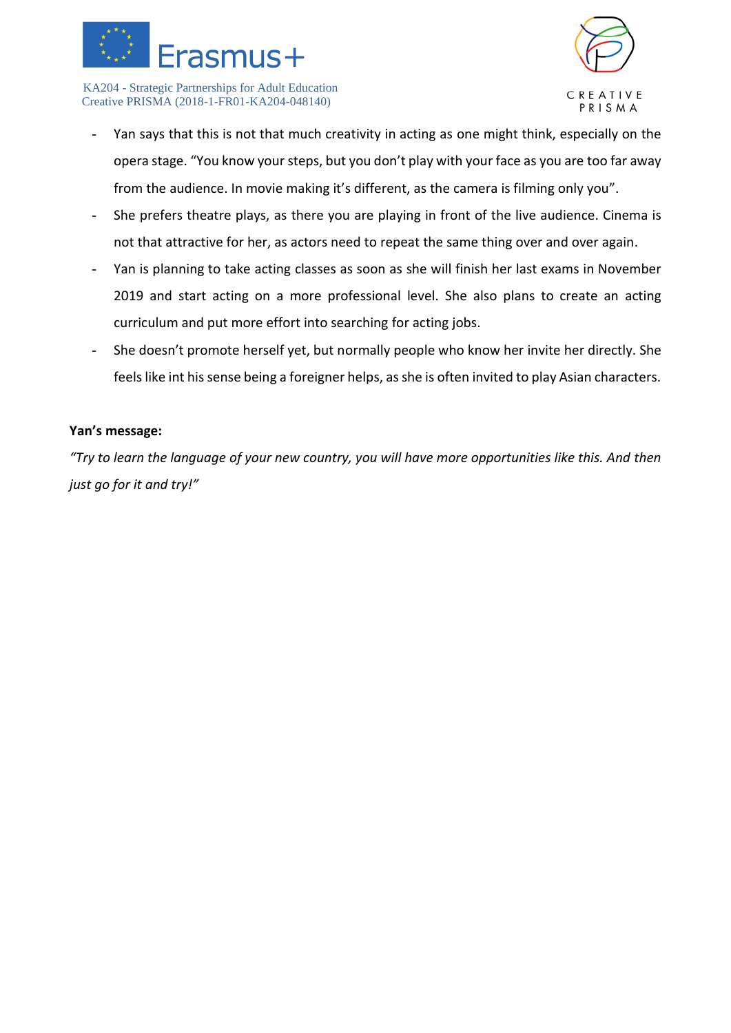- Yan says that this is not that much creativity in acting as one might think, especially on the opera stage. "You know your steps, but you don't play with your face as you are too far away from the audience. In movie making it's different, as the camera is filming only you".
- She prefers theatre plays, as there you are playing in front of the live audience. Cinema is not that attractive for her, as actors need to repeat the same thing over and over again.
- Yan is planning to take acting classes as soon as she will finish her last exams in November 2019 and start acting on a more professional level. She also plans to create an acting curriculum and put more effort into searching for acting jobs.
- She doesn't promote herself yet, but normally people who know her invite her directly. She feels like int his sense being a foreigner helps, as she is often invited to play Asian characters.

**Yan's message:**

*"Try to learn the language of your new country, you will have more opportunities like this. And then just go for it and try!"*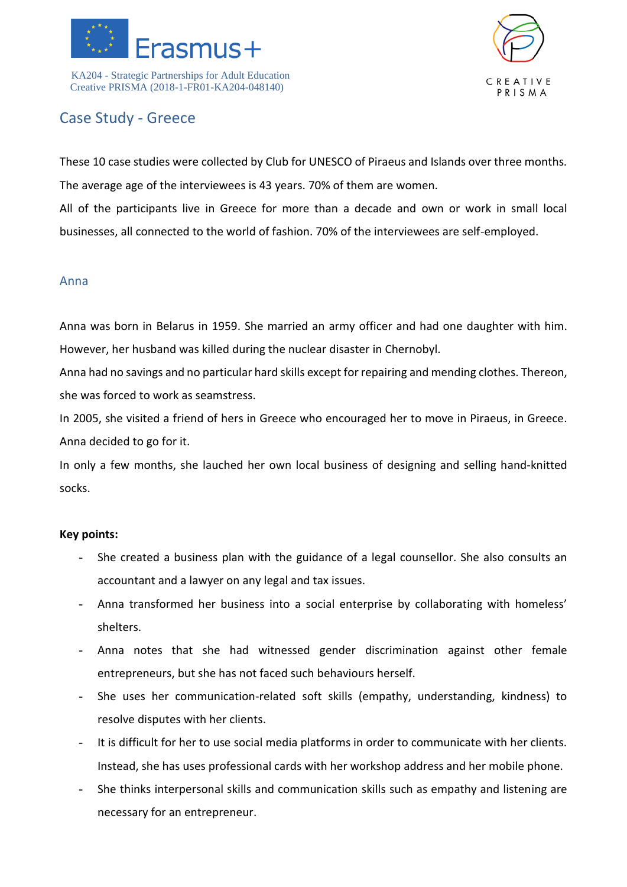## Case Study - Greece

These 10 case studies were collected by Club for UNESCO of Piraeus and Islands over three months. The average age of the interviewees is 43 years. 70% of them are women.

All of the participants live in Greece for more than a decade and own or work in small local businesses, all connected to the world of fashion. 70% of the interviewees are self-employed.

### Anna

Anna was born in Belarus in 1959. She married an army officer and had one daughter with him. However, her husband was killed during the nuclear disaster in Chernobyl.

Anna had no savings and no particular hard skills except for repairing and mending clothes. Thereon, she was forced to work as seamstress.

In 2005, she visited a friend of hers in Greece who encouraged her to move in Piraeus, in Greece. Anna decided to go for it.

In only a few months, she lauched her own local business of designing and selling hand-knitted socks.

**Key points:**

- She created a business plan with the guidance of a legal counsellor. She also consults an accountant and a lawyer on any legal and tax issues.
- Anna transformed her business into a social enterprise by collaborating with homeless' shelters.
- Anna notes that she had witnessed gender discrimination against other female entrepreneurs, but she has not faced such behaviours herself.
- She uses her communication-related soft skills (empathy, understanding, kindness) to resolve disputes with her clients.
- It is difficult for her to use social media platforms in order to communicate with her clients. Instead, she has uses professional cards with her workshop address and her mobile phone.
- She thinks interpersonal skills and communication skills such as empathy and listening are necessary for an entrepreneur.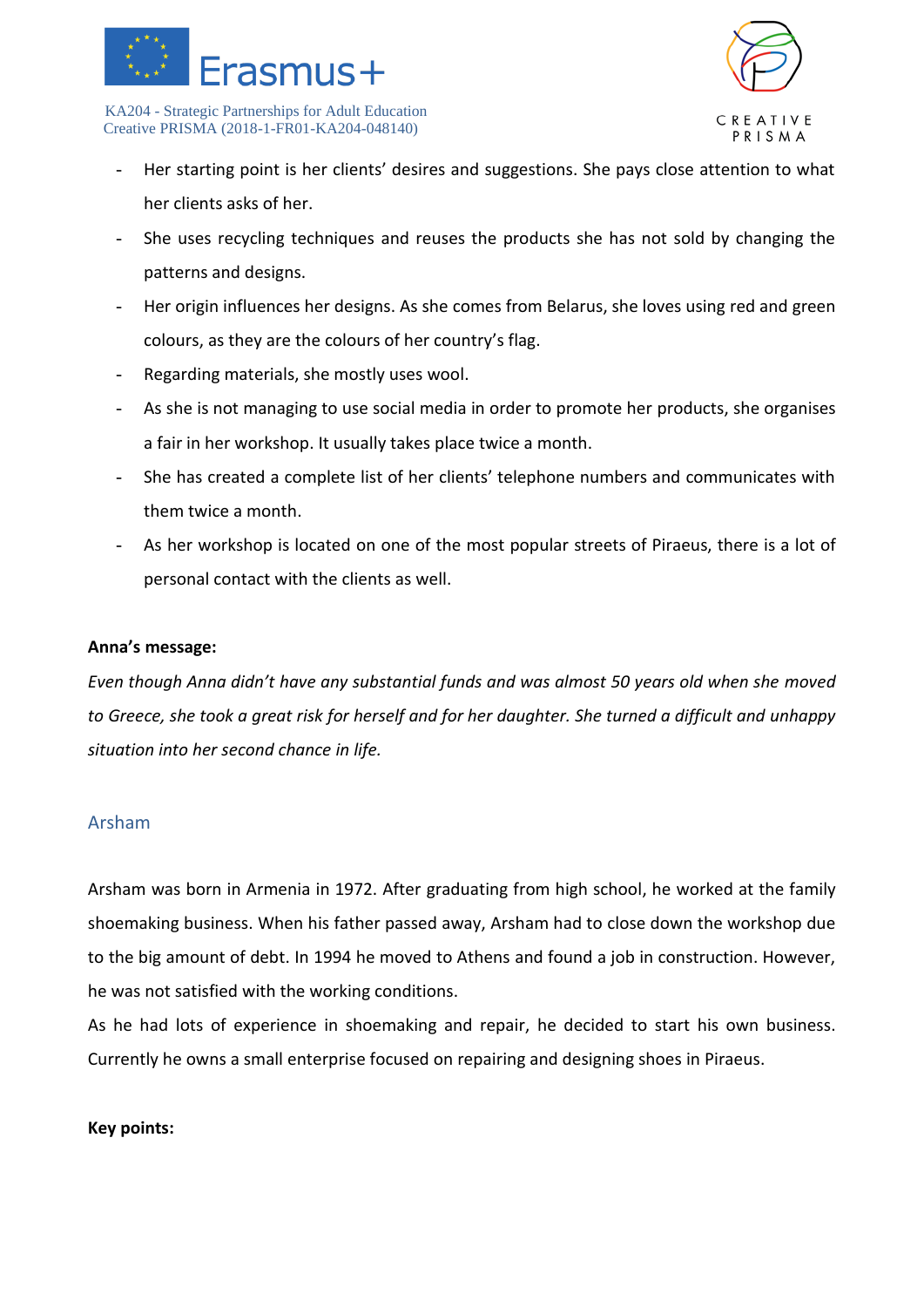- Her starting point is her clients' desires and suggestions. She pays close attention to what her clients asks of her.
- She uses recycling techniques and reuses the products she has not sold by changing the patterns and designs.
- Her origin influences her designs. As she comes from Belarus, she loves using red and green colours, as they are the colours of her country's flag.
- Regarding materials, she mostly uses wool.
- As she is not managing to use social media in order to promote her products, she organises a fair in her workshop. It usually takes place twice a month.
- She has created a complete list of her clients' telephone numbers and communicates with them twice a month.
- As her workshop is located on one of the most popular streets of Piraeus, there is a lot of personal contact with the clients as well.

**Anna's message:**

*Even though Anna didn't have any substantial funds and was almost 50 years old when she moved to Greece, she took a great risk for herself and for her daughter. She turned a difficult and unhappy situation into her second chance in life.*

### Arsham

Arsham was born in Armenia in 1972. After graduating from high school, he worked at the family shoemaking business. When his father passed away, Arsham had to close down the workshop due to the big amount of debt. In 1994 he moved to Athens and found a job in construction. However, he was not satisfied with the working conditions.

As he had lots of experience in shoemaking and repair, he decided to start his own business. Currently he owns a small enterprise focused on repairing and designing shoes in Piraeus.

**Key points:**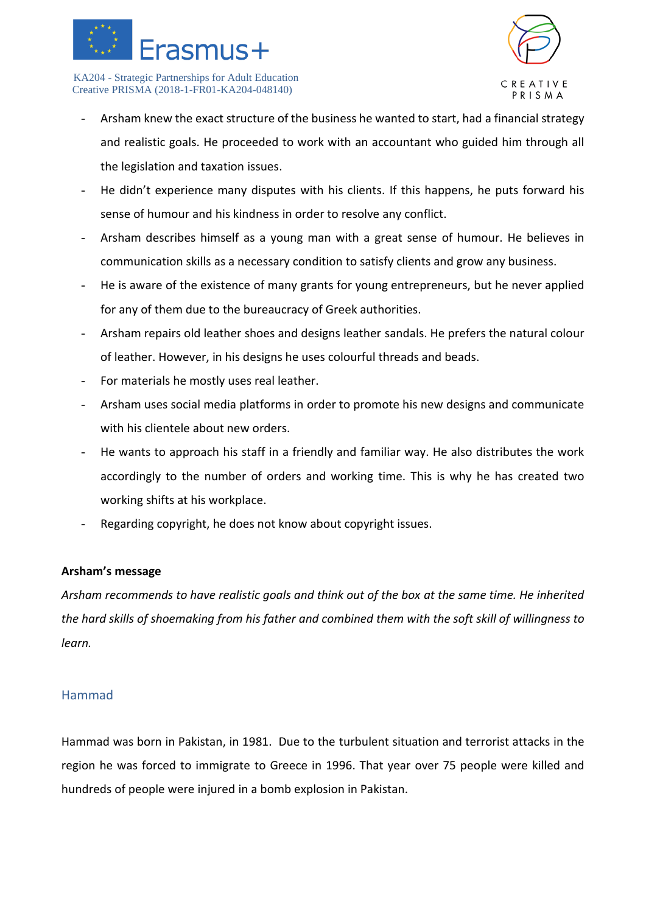- Arsham knew the exact structure of the business he wanted to start, had a financial strategy and realistic goals. He proceeded to work with an accountant who guided him through all the legislation and taxation issues.
- He didn't experience many disputes with his clients. If this happens, he puts forward his sense of humour and his kindness in order to resolve any conflict.
- Arsham describes himself as a young man with a great sense of humour. He believes in communication skills as a necessary condition to satisfy clients and grow any business.
- He is aware of the existence of many grants for young entrepreneurs, but he never applied for any of them due to the bureaucracy of Greek authorities.
- Arsham repairs old leather shoes and designs leather sandals. He prefers the natural colour of leather. However, in his designs he uses colourful threads and beads.
- For materials he mostly uses real leather.
- Arsham uses social media platforms in order to promote his new designs and communicate with his clientele about new orders.
- He wants to approach his staff in a friendly and familiar way. He also distributes the work accordingly to the number of orders and working time. This is why he has created two working shifts at his workplace.
- Regarding copyright, he does not know about copyright issues.

**Arsham's message**

*Arsham recommends to have realistic goals and think out of the box at the same time. He inherited the hard skills of shoemaking from his father and combined them with the soft skill of willingness to learn.*

## Hammad

Hammad was born in Pakistan, in 1981. Due to the turbulent situation and terrorist attacks in the region he was forced to immigrate to Greece in 1996. That year over 75 people were killed and hundreds of people were injured in a bomb explosion in Pakistan.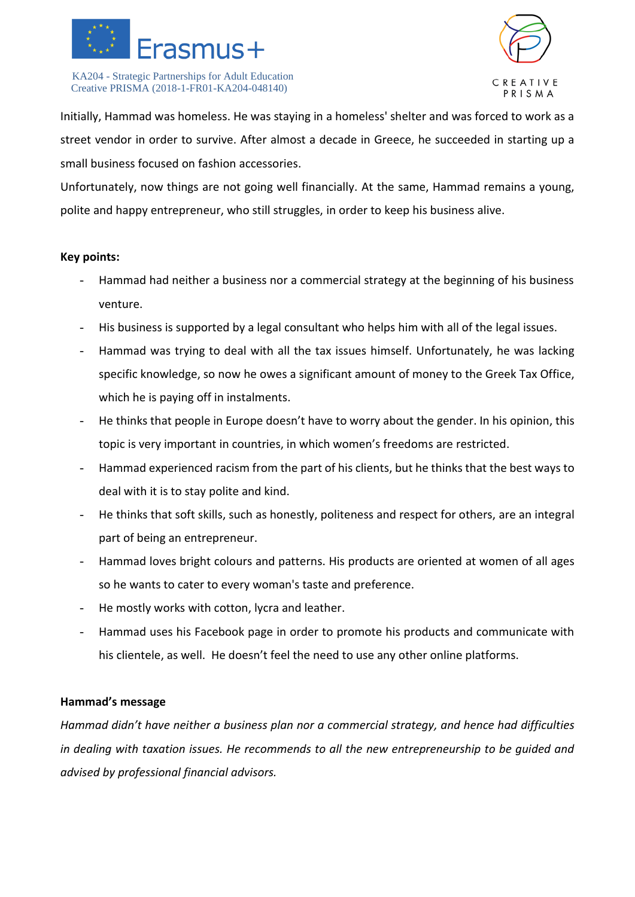Initially, Hammad was homeless. He was staying in a homeless' shelter and was forced to work as a street vendor in order to survive. After almost a decade in Greece, he succeeded in starting up a small business focused on fashion accessories.

Unfortunately, now things are not going well financially. At the same, Hammad remains a young, polite and happy entrepreneur, who still struggles, in order to keep his business alive.

**Key points:**

- Hammad had neither a business nor a commercial strategy at the beginning of his business venture.
- His business is supported by a legal consultant who helps him with all of the legal issues.
- Hammad was trying to deal with all the tax issues himself. Unfortunately, he was lacking specific knowledge, so now he owes a significant amount of money to the Greek Tax Office, which he is paying off in instalments.
- He thinks that people in Europe doesn't have to worry about the gender. In his opinion, this topic is very important in countries, in which women's freedoms are restricted.
- Hammad experienced racism from the part of his clients, but he thinks that the best ways to deal with it is to stay polite and kind.
- He thinks that soft skills, such as honestly, politeness and respect for others, are an integral part of being an entrepreneur.
- Hammad loves bright colours and patterns. His products are oriented at women of all ages so he wants to cater to every woman's taste and preference.
- He mostly works with cotton, lycra and leather.
- Hammad uses his Facebook page in order to promote his products and communicate with his clientele, as well. He doesn't feel the need to use any other online platforms.

**Hammad's message**

*Hammad didn't have neither a business plan nor a commercial strategy, and hence had difficulties in dealing with taxation issues. He recommends to all the new entrepreneurship to be guided and advised by professional financial advisors.*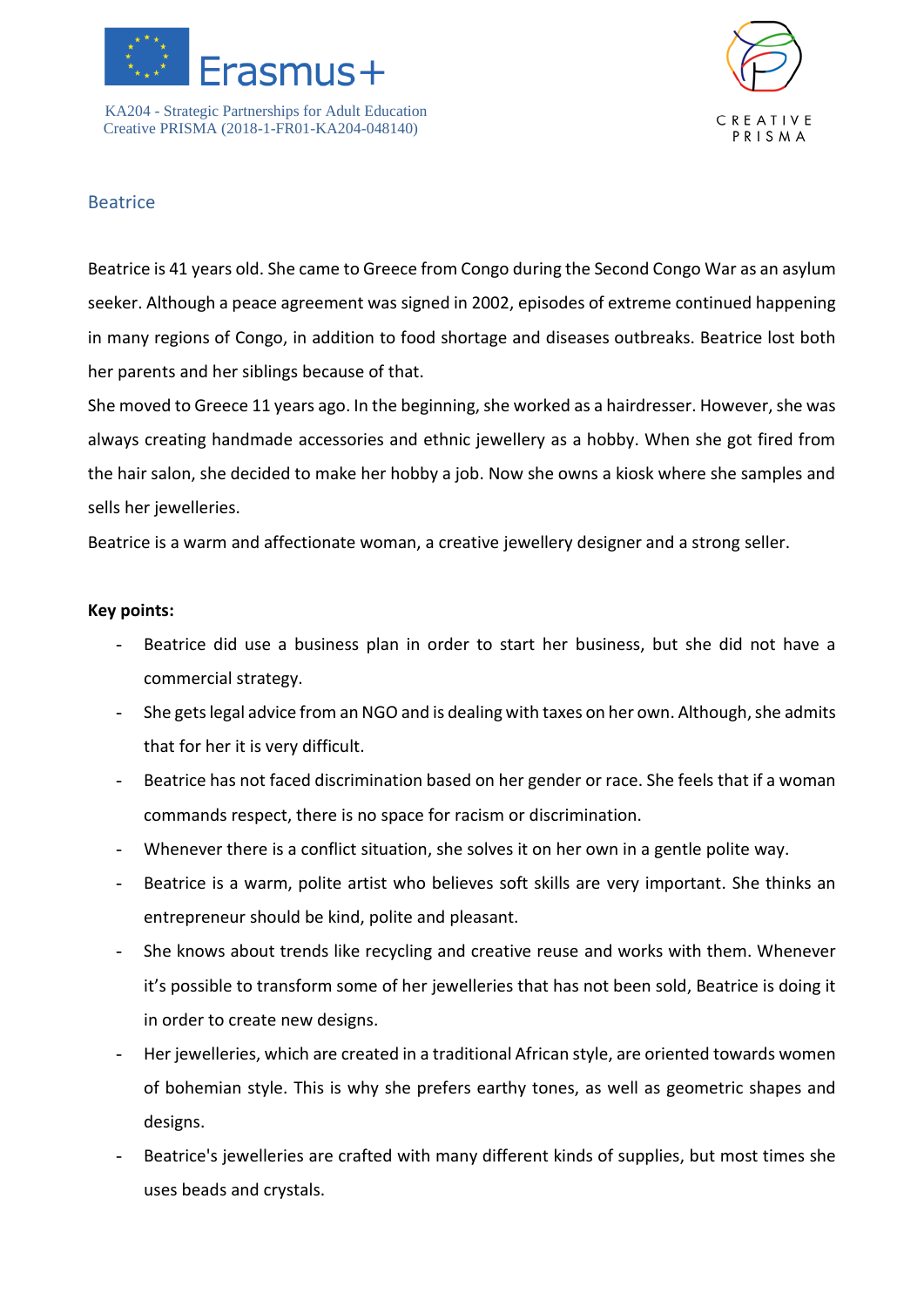## Beatrice

Beatrice is 41 years old. She came to Greece from Congo during the Second Congo War as an asylum seeker. Although a peace agreement was signed in 2002, episodes of extreme continued happening in many regions of Congo, in addition to food shortage and diseases outbreaks. Beatrice lost both her parents and her siblings because of that.

She moved to Greece 11 years ago. In the beginning, she worked as a hairdresser. However, she was always creating handmade accessories and ethnic jewellery as a hobby. When she got fired from the hair salon, she decided to make her hobby a job. Now she owns a kiosk where she samples and sells her jewelleries.

Beatrice is a warm and affectionate woman, a creative jewellery designer and a strong seller.

**Key points:**

- Beatrice did use a business plan in order to start her business, but she did not have a commercial strategy.
- She gets legal advice from an NGO and is dealing with taxes on her own. Although, she admits that for her it is very difficult.
- Beatrice has not faced discrimination based on her gender or race. She feels that if a woman commands respect, there is no space for racism or discrimination.
- Whenever there is a conflict situation, she solves it on her own in a gentle polite way.
- Beatrice is a warm, polite artist who believes soft skills are very important. She thinks an entrepreneur should be kind, polite and pleasant.
- She knows about trends like recycling and creative reuse and works with them. Whenever it's possible to transform some of her jewelleries that has not been sold, Beatrice is doing it in order to create new designs.
- Her jewelleries, which are created in a traditional African style, are oriented towards women of bohemian style. This is why she prefers earthy tones, as well as geometric shapes and designs.
- Beatrice's jewelleries are crafted with many different kinds of supplies, but most times she uses beads and crystals.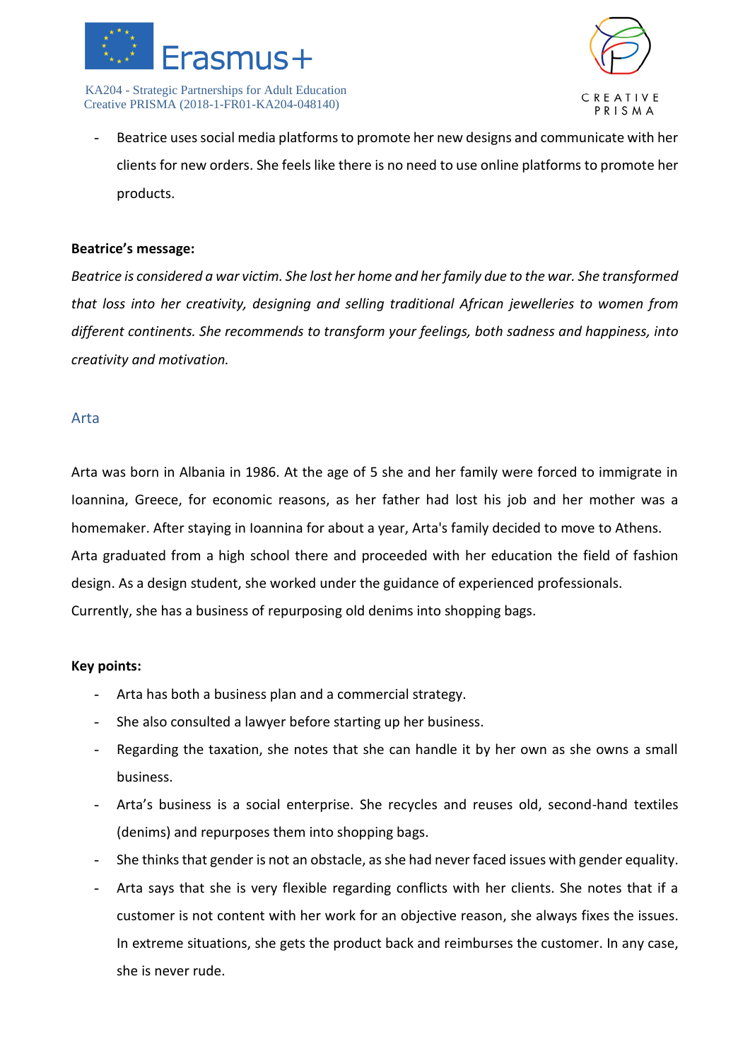- Beatrice uses social media platforms to promote her new designs and communicate with her clients for new orders. She feels like there is no need to use online platforms to promote her products.

**Beatrice's message:**

*Beatrice is considered a war victim. She lost her home and her family due to the war. She transformed that loss into her creativity, designing and selling traditional African jewelleries to women from different continents. She recommends to transform your feelings, both sadness and happiness, into creativity and motivation.*

## Arta

Arta was born in Albania in 1986. At the age of 5 she and her family were forced to immigrate in Ioannina, Greece, for economic reasons, as her father had lost his job and her mother was a homemaker. After staying in Ioannina for about a year, Arta's family decided to move to Athens. Arta graduated from a high school there and proceeded with her education the field of fashion design. As a design student, she worked under the guidance of experienced professionals. Currently, she has a business of repurposing old denims into shopping bags.

**Key points:**

- Arta has both a business plan and a commercial strategy.
- She also consulted a lawyer before starting up her business.
- Regarding the taxation, she notes that she can handle it by her own as she owns a small business.
- Arta's business is a social enterprise. She recycles and reuses old, second-hand textiles (denims) and repurposes them into shopping bags.
- She thinks that gender is not an obstacle, as she had never faced issues with gender equality.
- Arta says that she is very flexible regarding conflicts with her clients. She notes that if a customer is not content with her work for an objective reason, she always fixes the issues. In extreme situations, she gets the product back and reimburses the customer. In any case, she is never rude.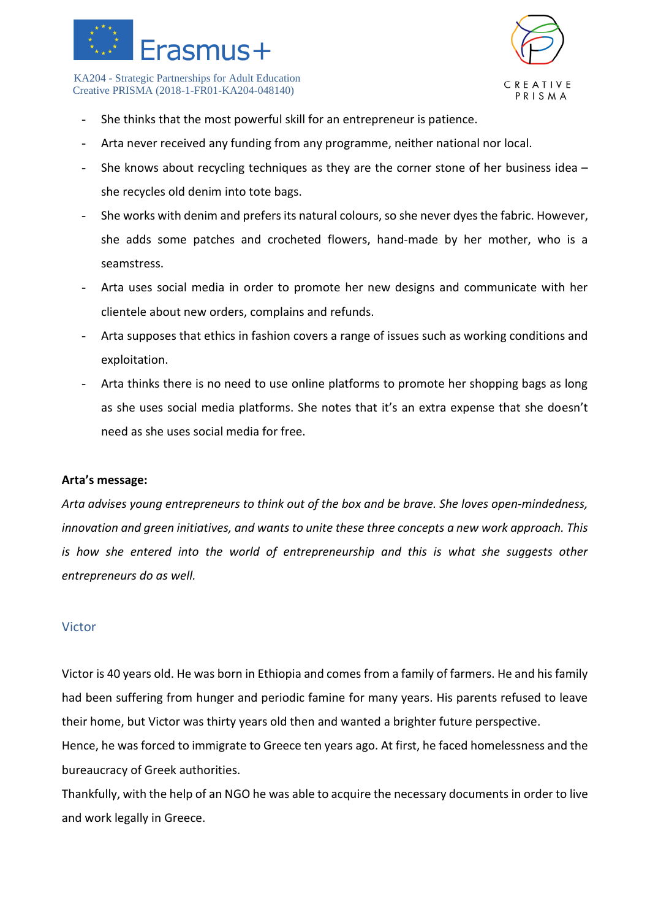- She thinks that the most powerful skill for an entrepreneur is patience.
- Arta never received any funding from any programme, neither national nor local.
- She knows about recycling techniques as they are the corner stone of her business idea – she recycles old denim into tote bags.
- She works with denim and prefers its natural colours, so she never dyes the fabric. However, she adds some patches and crocheted flowers, hand-made by her mother, who is a seamstress.
- Arta uses social media in order to promote her new designs and communicate with her clientele about new orders, complains and refunds.
- Arta supposes that ethics in fashion covers a range of issues such as working conditions and exploitation.
- Arta thinks there is no need to use online platforms to promote her shopping bags as long as she uses social media platforms. She notes that it's an extra expense that she doesn't need as she uses social media for free.

**Arta's message:**

*Arta advises young entrepreneurs to think out of the box and be brave. She loves open-mindedness, innovation and green initiatives, and wants to unite these three concepts a new work approach. This is how she entered into the world of entrepreneurship and this is what she suggests other entrepreneurs do as well.*

## Victor

Victor is 40 years old. He was born in Ethiopia and comes from a family of farmers. He and his family had been suffering from hunger and periodic famine for many years. His parents refused to leave their home, but Victor was thirty years old then and wanted a brighter future perspective.

Hence, he was forced to immigrate to Greece ten years ago. At first, he faced homelessness and the bureaucracy of Greek authorities.

Thankfully, with the help of an NGO he was able to acquire the necessary documents in order to live and work legally in Greece.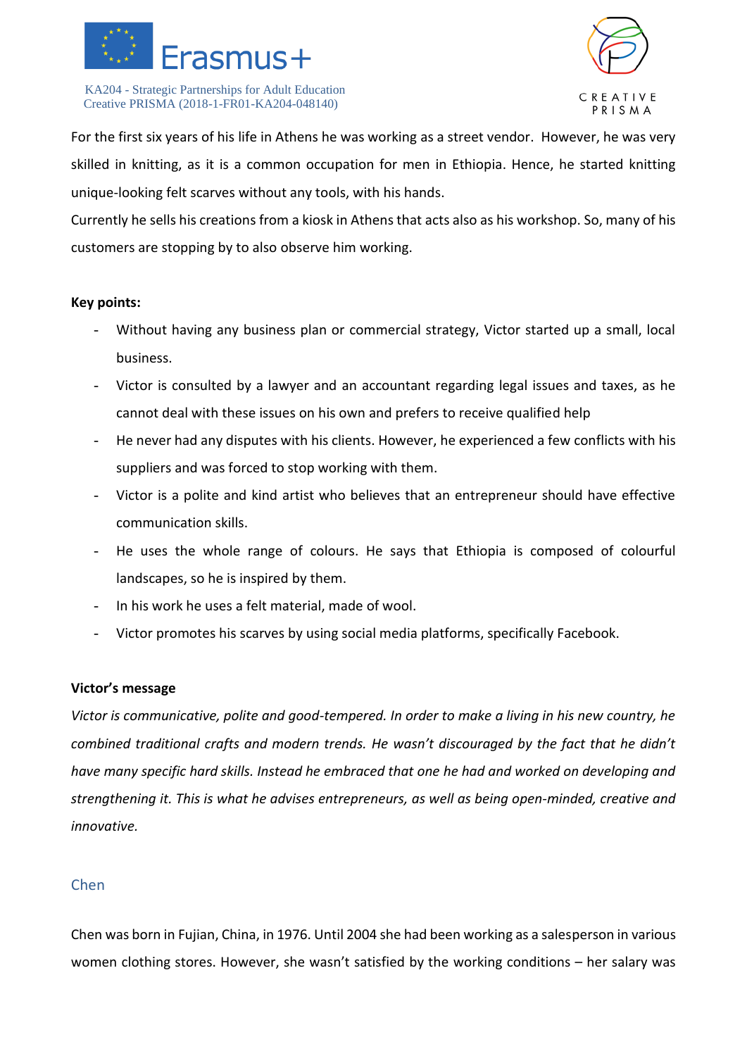For the first six years of his life in Athens he was working as a street vendor. However, he was very skilled in knitting, as it is a common occupation for men in Ethiopia. Hence, he started knitting unique-looking felt scarves without any tools, with his hands.

Currently he sells his creations from a kiosk in Athens that acts also as his workshop. So, many of his customers are stopping by to also observe him working.

**Key points:**

- Without having any business plan or commercial strategy, Victor started up a small, local business.
- Victor is consulted by a lawyer and an accountant regarding legal issues and taxes, as he cannot deal with these issues on his own and prefers to receive qualified help
- He never had any disputes with his clients. However, he experienced a few conflicts with his suppliers and was forced to stop working with them.
- Victor is a polite and kind artist who believes that an entrepreneur should have effective communication skills.
- He uses the whole range of colours. He says that Ethiopia is composed of colourful landscapes, so he is inspired by them.
- In his work he uses a felt material, made of wool.
- Victor promotes his scarves by using social media platforms, specifically Facebook.

**Victor's message**

*Victor is communicative, polite and good-tempered. In order to make a living in his new country, he combined traditional crafts and modern trends. He wasn't discouraged by the fact that he didn't have many specific hard skills. Instead he embraced that one he had and worked on developing and strengthening it. This is what he advises entrepreneurs, as well as being open-minded, creative and innovative.*

## Chen

Chen was born in Fujian, China, in 1976. Until 2004 she had been working as a salesperson in various women clothing stores. However, she wasn't satisfied by the working conditions – her salary was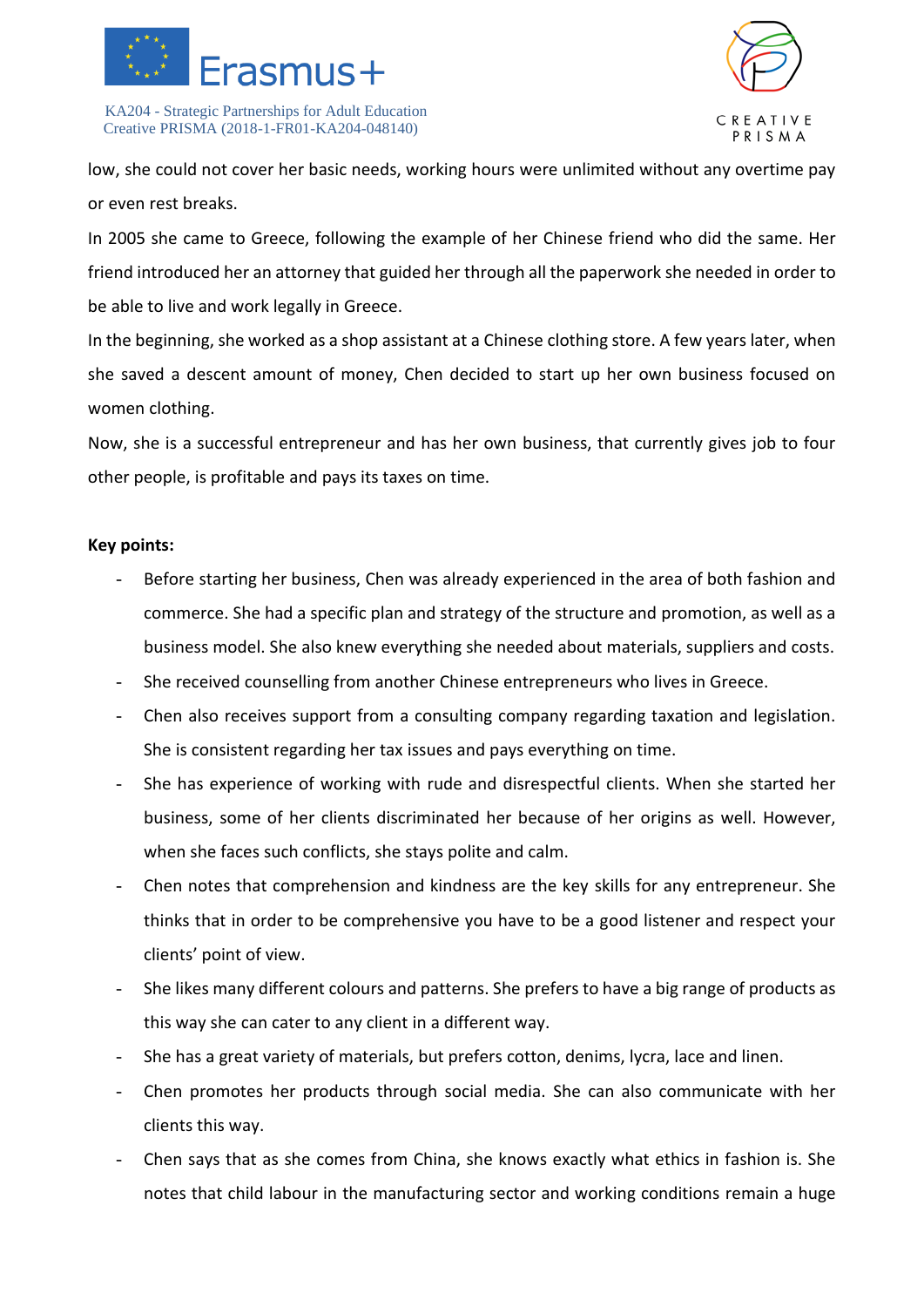low, she could not cover her basic needs, working hours were unlimited without any overtime pay or even rest breaks.

In 2005 she came to Greece, following the example of her Chinese friend who did the same. Her friend introduced her an attorney that guided her through all the paperwork she needed in order to be able to live and work legally in Greece.

In the beginning, she worked as a shop assistant at a Chinese clothing store. A few years later, when she saved a descent amount of money, Chen decided to start up her own business focused on women clothing.

Now, she is a successful entrepreneur and has her own business, that currently gives job to four other people, is profitable and pays its taxes on time.

**Key points:**

- Before starting her business, Chen was already experienced in the area of both fashion and commerce. She had a specific plan and strategy of the structure and promotion, as well as a business model. She also knew everything she needed about materials, suppliers and costs.
- She received counselling from another Chinese entrepreneurs who lives in Greece.
- Chen also receives support from a consulting company regarding taxation and legislation. She is consistent regarding her tax issues and pays everything on time.
- She has experience of working with rude and disrespectful clients. When she started her business, some of her clients discriminated her because of her origins as well. However, when she faces such conflicts, she stays polite and calm.
- Chen notes that comprehension and kindness are the key skills for any entrepreneur. She thinks that in order to be comprehensive you have to be a good listener and respect your clients' point of view.
- She likes many different colours and patterns. She prefers to have a big range of products as this way she can cater to any client in a different way.
- She has a great variety of materials, but prefers cotton, denims, lycra, lace and linen.
- Chen promotes her products through social media. She can also communicate with her clients this way.
- Chen says that as she comes from China, she knows exactly what ethics in fashion is. She notes that child labour in the manufacturing sector and working conditions remain a huge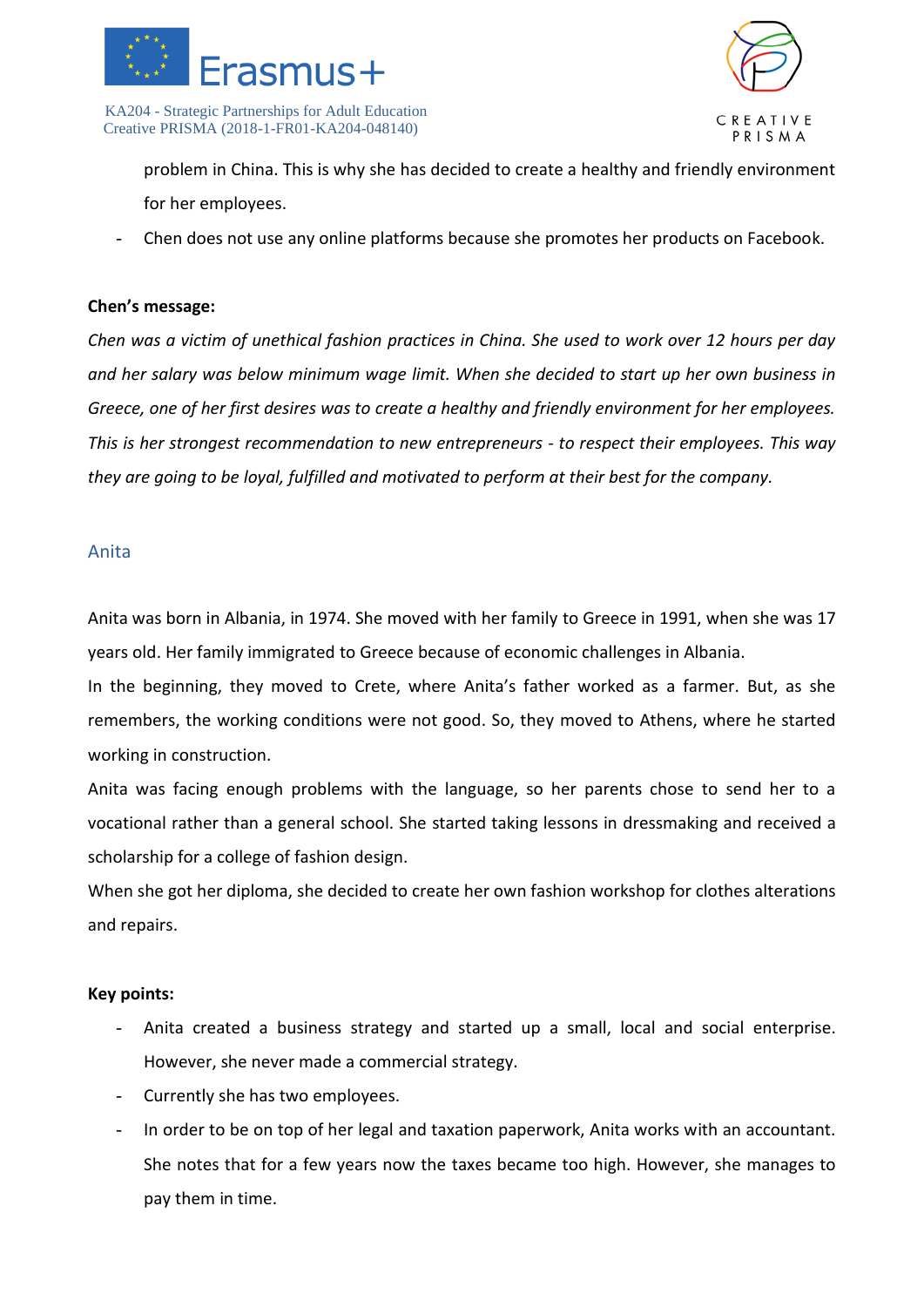problem in China. This is why she has decided to create a healthy and friendly environment for her employees.

- Chen does not use any online platforms because she promotes her products on Facebook.

**Chen's message:**

*Chen was a victim of unethical fashion practices in China. She used to work over 12 hours per day and her salary was below minimum wage limit. When she decided to start up her own business in Greece, one of her first desires was to create a healthy and friendly environment for her employees. This is her strongest recommendation to new entrepreneurs - to respect their employees. This way they are going to be loyal, fulfilled and motivated to perform at their best for the company.*

### Anita

Anita was born in Albania, in 1974. She moved with her family to Greece in 1991, when she was 17 years old. Her family immigrated to Greece because of economic challenges in Albania.

In the beginning, they moved to Crete, where Anita's father worked as a farmer. But, as she remembers, the working conditions were not good. So, they moved to Athens, where he started working in construction.

Anita was facing enough problems with the language, so her parents chose to send her to a vocational rather than a general school. She started taking lessons in dressmaking and received a scholarship for a college of fashion design.

When she got her diploma, she decided to create her own fashion workshop for clothes alterations and repairs.

**Key points:**

- Anita created a business strategy and started up a small, local and social enterprise. However, she never made a commercial strategy.
- Currently she has two employees.
- In order to be on top of her legal and taxation paperwork, Anita works with an accountant. She notes that for a few years now the taxes became too high. However, she manages to pay them in time.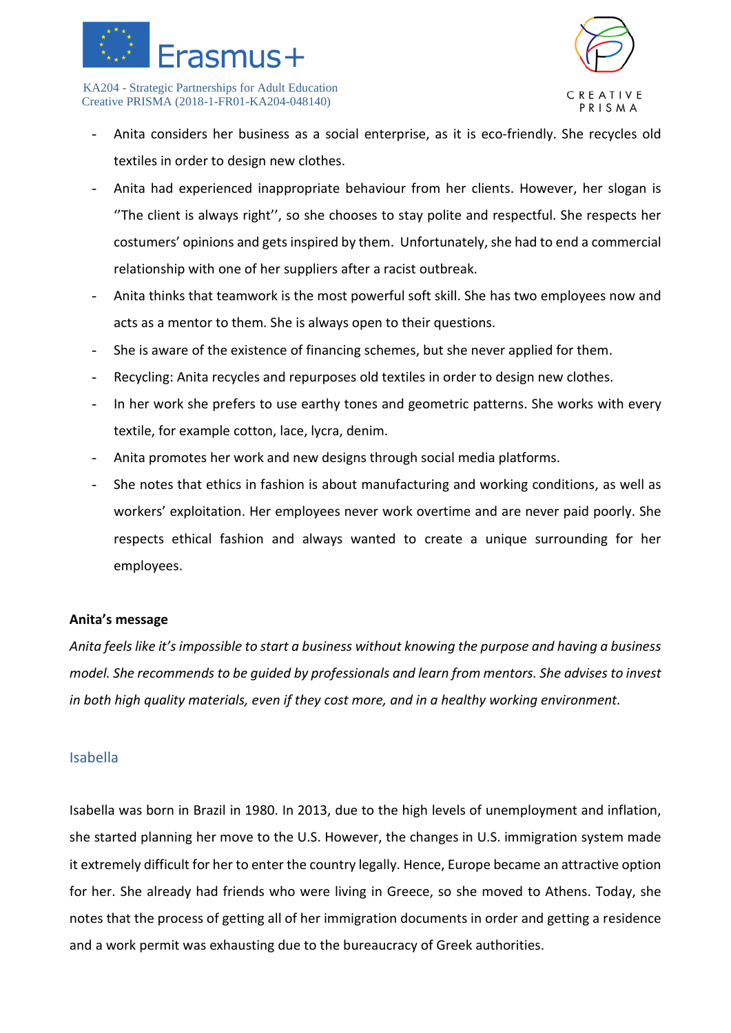- Anita considers her business as a social enterprise, as it is eco-friendly. She recycles old textiles in order to design new clothes.
- Anita had experienced inappropriate behaviour from her clients. However, her slogan is ''The client is always right'', so she chooses to stay polite and respectful. She respects her costumers' opinions and gets inspired by them. Unfortunately, she had to end a commercial relationship with one of her suppliers after a racist outbreak.
- Anita thinks that teamwork is the most powerful soft skill. She has two employees now and acts as a mentor to them. She is always open to their questions.
- She is aware of the existence of financing schemes, but she never applied for them.
- Recycling: Anita recycles and repurposes old textiles in order to design new clothes.
- In her work she prefers to use earthy tones and geometric patterns. She works with every textile, for example cotton, lace, lycra, denim.
- Anita promotes her work and new designs through social media platforms.
- She notes that ethics in fashion is about manufacturing and working conditions, as well as workers' exploitation. Her employees never work overtime and are never paid poorly. She respects ethical fashion and always wanted to create a unique surrounding for her employees.

**Anita's message**

*Anita feels like it's impossible to start a business without knowing the purpose and having a business model. She recommends to be guided by professionals and learn from mentors. She advises to invest in both high quality materials, even if they cost more, and in a healthy working environment.*

## Isabella

Isabella was born in Brazil in 1980. In 2013, due to the high levels of unemployment and inflation, she started planning her move to the U.S. However, the changes in U.S. immigration system made it extremely difficult for her to enter the country legally. Hence, Europe became an attractive option for her. She already had friends who were living in Greece, so she moved to Athens. Today, she notes that the process of getting all of her immigration documents in order and getting a residence and a work permit was exhausting due to the bureaucracy of Greek authorities.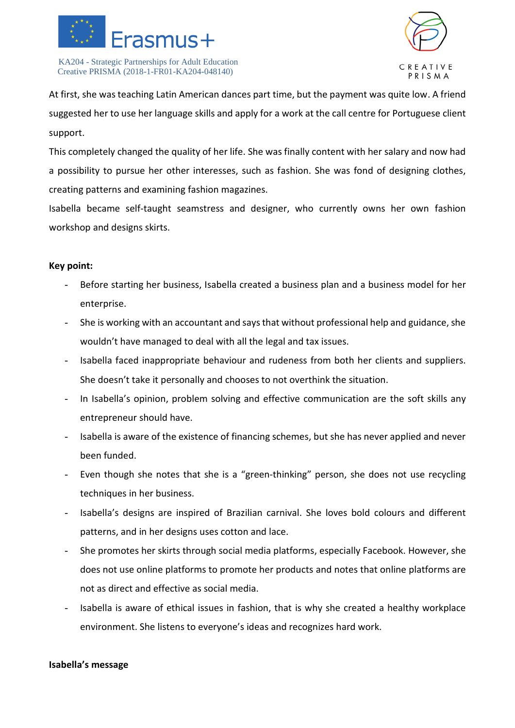At first, she was teaching Latin American dances part time, but the payment was quite low. A friend suggested her to use her language skills and apply for a work at the call centre for Portuguese client support.

This completely changed the quality of her life. She was finally content with her salary and now had a possibility to pursue her other interesses, such as fashion. She was fond of designing clothes, creating patterns and examining fashion magazines.

Isabella became self-taught seamstress and designer, who currently owns her own fashion workshop and designs skirts.

**Key point:**

- Before starting her business, Isabella created a business plan and a business model for her enterprise.
- She is working with an accountant and says that without professional help and guidance, she wouldn't have managed to deal with all the legal and tax issues.
- Isabella faced inappropriate behaviour and rudeness from both her clients and suppliers. She doesn't take it personally and chooses to not overthink the situation.
- In Isabella's opinion, problem solving and effective communication are the soft skills any entrepreneur should have.
- Isabella is aware of the existence of financing schemes, but she has never applied and never been funded.
- Even though she notes that she is a "green-thinking" person, she does not use recycling techniques in her business.
- Isabella's designs are inspired of Brazilian carnival. She loves bold colours and different patterns, and in her designs uses cotton and lace.
- She promotes her skirts through social media platforms, especially Facebook. However, she does not use online platforms to promote her products and notes that online platforms are not as direct and effective as social media.
- Isabella is aware of ethical issues in fashion, that is why she created a healthy workplace environment. She listens to everyone's ideas and recognizes hard work.

**Isabella's message**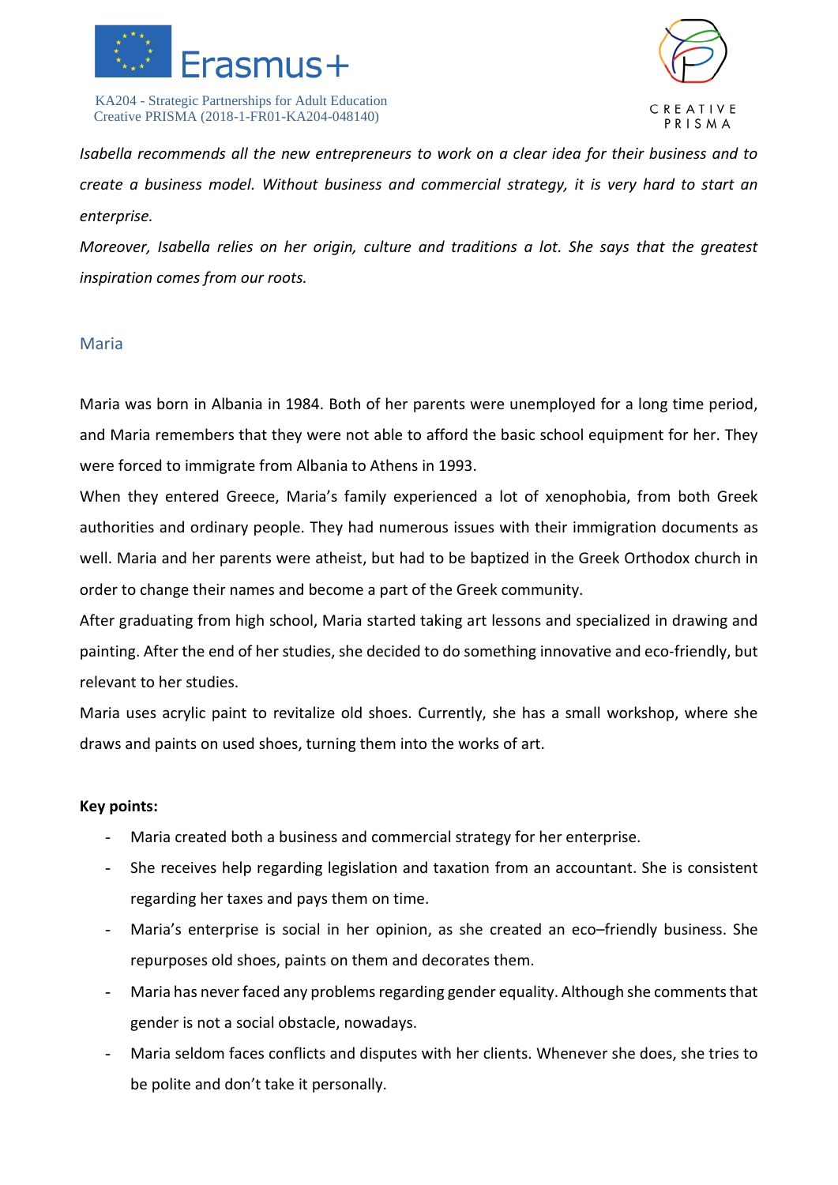*Isabella recommends all the new entrepreneurs to work on a clear idea for their business and to create a business model. Without business and commercial strategy, it is very hard to start an enterprise.*

*Moreover, Isabella relies on her origin, culture and traditions a lot. She says that the greatest inspiration comes from our roots.*

## Maria

Maria was born in Albania in 1984. Both of her parents were unemployed for a long time period, and Maria remembers that they were not able to afford the basic school equipment for her. They were forced to immigrate from Albania to Athens in 1993.

When they entered Greece, Maria's family experienced a lot of xenophobia, from both Greek authorities and ordinary people. They had numerous issues with their immigration documents as well. Maria and her parents were atheist, but had to be baptized in the Greek Orthodox church in order to change their names and become a part of the Greek community.

After graduating from high school, Maria started taking art lessons and specialized in drawing and painting. After the end of her studies, she decided to do something innovative and eco-friendly, but relevant to her studies.

Maria uses acrylic paint to revitalize old shoes. Currently, she has a small workshop, where she draws and paints on used shoes, turning them into the works of art.

**Key points:**

- Maria created both a business and commercial strategy for her enterprise.
- She receives help regarding legislation and taxation from an accountant. She is consistent regarding her taxes and pays them on time.
- Maria's enterprise is social in her opinion, as she created an eco–friendly business. She repurposes old shoes, paints on them and decorates them.
- Maria has never faced any problems regarding gender equality. Although she comments that gender is not a social obstacle, nowadays.
- Maria seldom faces conflicts and disputes with her clients. Whenever she does, she tries to be polite and don't take it personally.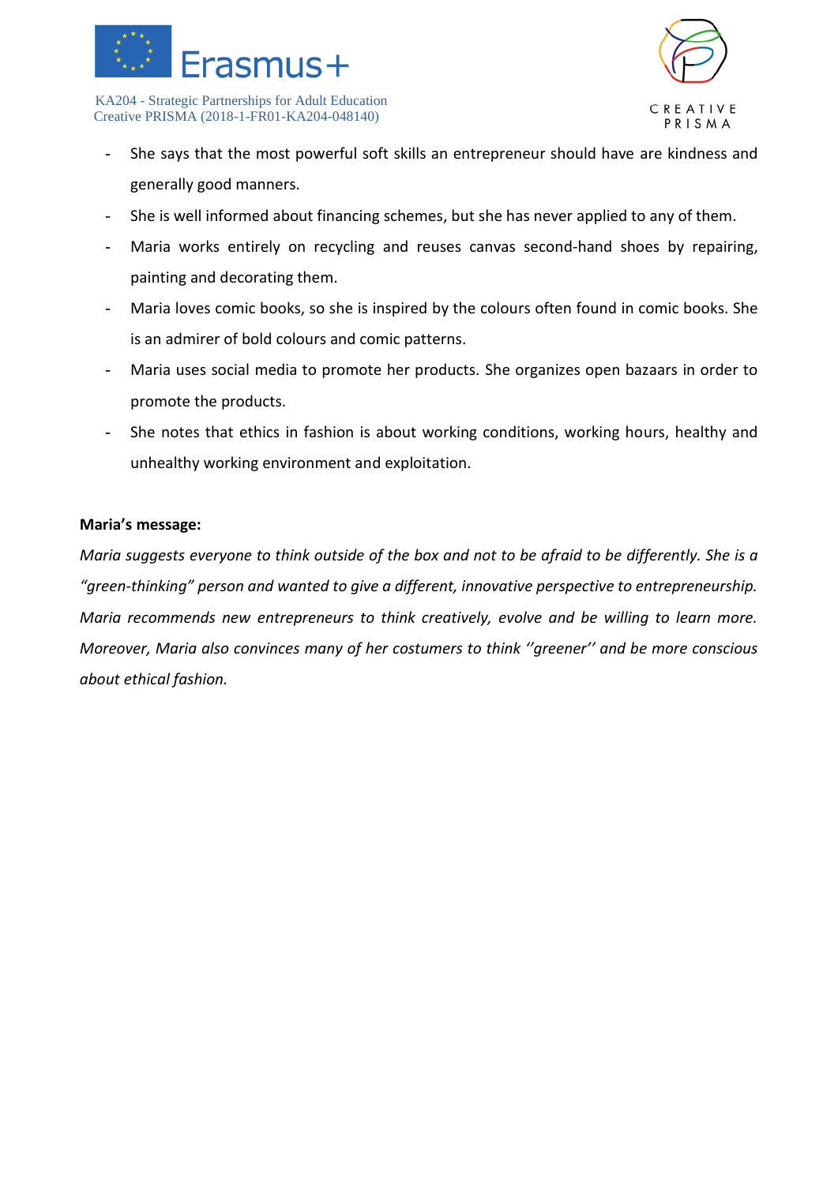- She says that the most powerful soft skills an entrepreneur should have are kindness and generally good manners.
- She is well informed about financing schemes, but she has never applied to any of them.
- Maria works entirely on recycling and reuses canvas second-hand shoes by repairing, painting and decorating them.
- Maria loves comic books, so she is inspired by the colours often found in comic books. She is an admirer of bold colours and comic patterns.
- Maria uses social media to promote her products. She organizes open bazaars in order to promote the products.
- She notes that ethics in fashion is about working conditions, working hours, healthy and unhealthy working environment and exploitation.

**Maria's message:**

*Maria suggests everyone to think outside of the box and not to be afraid to be differently. She is a "green-thinking" person and wanted to give a different, innovative perspective to entrepreneurship. Maria recommends new entrepreneurs to think creatively, evolve and be willing to learn more. Moreover, Maria also convinces many of her costumers to think ''greener'' and be more conscious about ethical fashion.*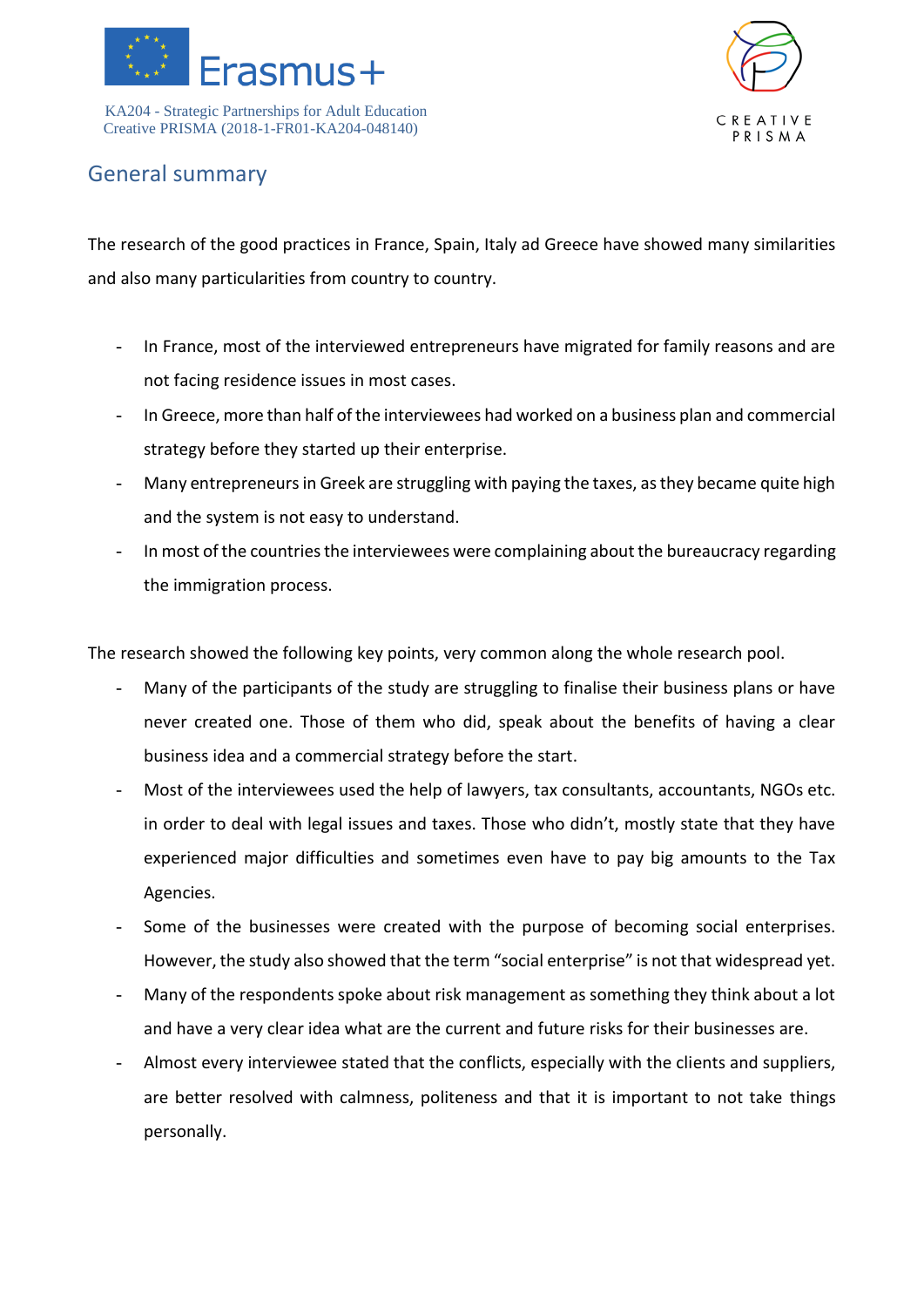## General summary

The research of the good practices in France, Spain, Italy ad Greece have showed many similarities and also many particularities from country to country.

- In France, most of the interviewed entrepreneurs have migrated for family reasons and are not facing residence issues in most cases.
- In Greece, more than half of the interviewees had worked on a business plan and commercial strategy before they started up their enterprise.
- Many entrepreneurs in Greek are struggling with paying the taxes, as they became quite high and the system is not easy to understand.
- In most of the countries the interviewees were complaining about the bureaucracy regarding the immigration process.

The research showed the following key points, very common along the whole research pool.

- Many of the participants of the study are struggling to finalise their business plans or have never created one. Those of them who did, speak about the benefits of having a clear business idea and a commercial strategy before the start.
- Most of the interviewees used the help of lawyers, tax consultants, accountants, NGOs etc. in order to deal with legal issues and taxes. Those who didn't, mostly state that they have experienced major difficulties and sometimes even have to pay big amounts to the Tax Agencies.
- Some of the businesses were created with the purpose of becoming social enterprises. However, the study also showed that the term "social enterprise" is not that widespread yet.
- Many of the respondents spoke about risk management as something they think about a lot and have a very clear idea what are the current and future risks for their businesses are.
- Almost every interviewee stated that the conflicts, especially with the clients and suppliers, are better resolved with calmness, politeness and that it is important to not take things personally.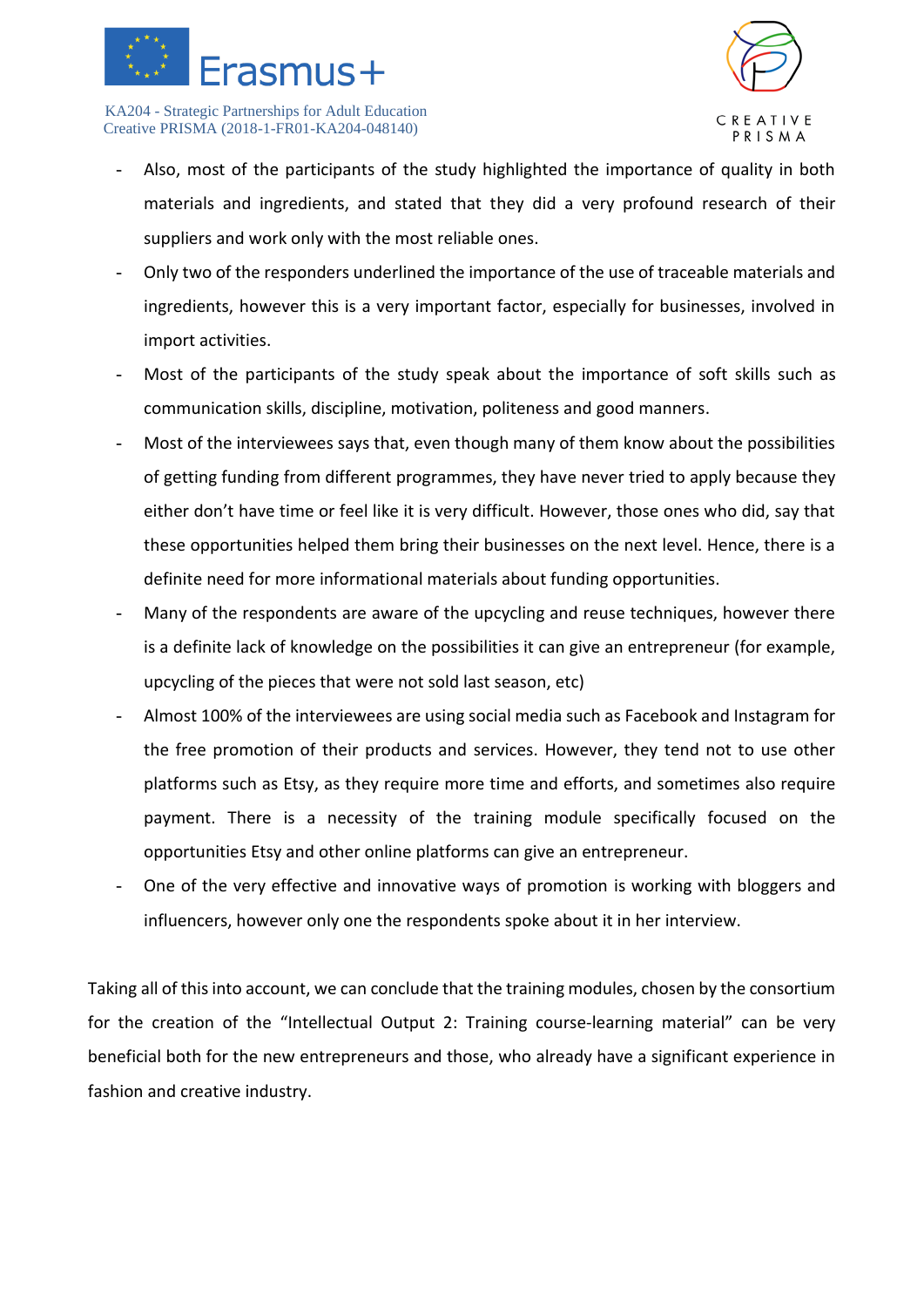- Also, most of the participants of the study highlighted the importance of quality in both materials and ingredients, and stated that they did a very profound research of their suppliers and work only with the most reliable ones.
- Only two of the responders underlined the importance of the use of traceable materials and ingredients, however this is a very important factor, especially for businesses, involved in import activities.
- Most of the participants of the study speak about the importance of soft skills such as communication skills, discipline, motivation, politeness and good manners.
- Most of the interviewees says that, even though many of them know about the possibilities of getting funding from different programmes, they have never tried to apply because they either don't have time or feel like it is very difficult. However, those ones who did, say that these opportunities helped them bring their businesses on the next level. Hence, there is a definite need for more informational materials about funding opportunities.
- Many of the respondents are aware of the upcycling and reuse techniques, however there is a definite lack of knowledge on the possibilities it can give an entrepreneur (for example, upcycling of the pieces that were not sold last season, etc)
- Almost 100% of the interviewees are using social media such as Facebook and Instagram for the free promotion of their products and services. However, they tend not to use other platforms such as Etsy, as they require more time and efforts, and sometimes also require payment. There is a necessity of the training module specifically focused on the opportunities Etsy and other online platforms can give an entrepreneur.
- One of the very effective and innovative ways of promotion is working with bloggers and influencers, however only one the respondents spoke about it in her interview.

Taking all of this into account, we can conclude that the training modules, chosen by the consortium for the creation of the "Intellectual Output 2: Training course-learning material" can be very beneficial both for the new entrepreneurs and those, who already have a significant experience in fashion and creative industry.